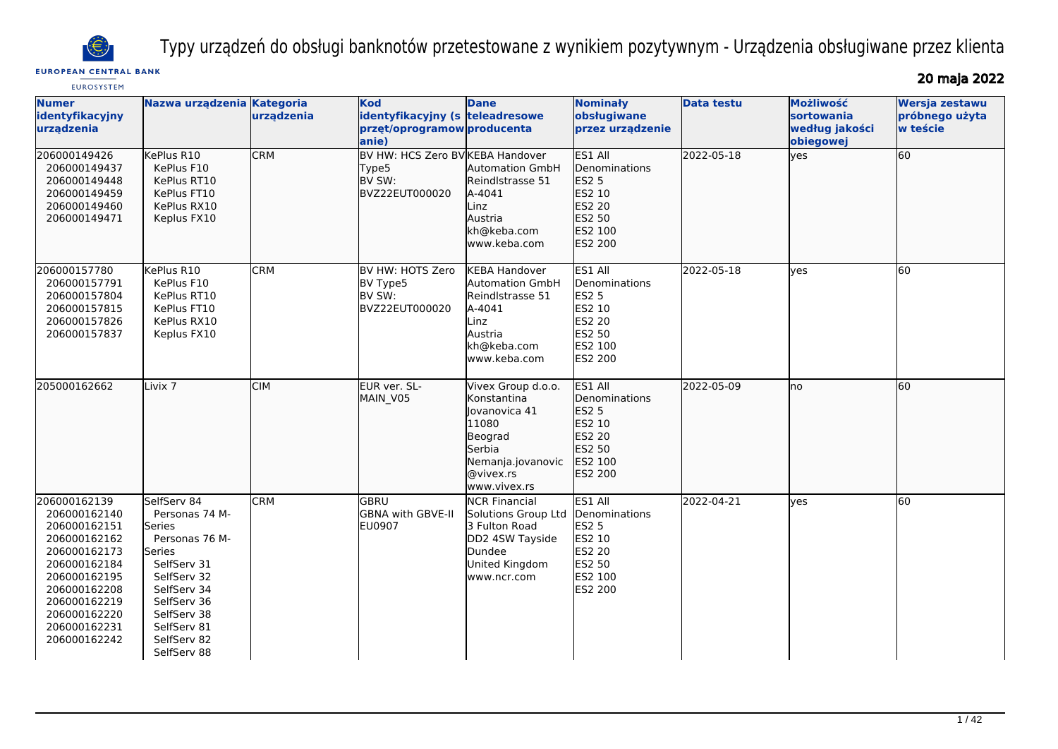# Typy urządzeń do obsługi banknotów przetestowane z wynikiem pozytywnym - Urządzenia obsługiwane przez klienta

**20 maja 2022**

| Numer identyfikacyjny urządzenia | Nazwa urządzenia | Kategoria urządzenia | Kod identyfikacyjny (sprzęt/oprogramowanie) | Dane teleadresowe producenta | Nominały obsługiwane przez urządzenie | Data testu | Możliwość sortowania według jakości obiegowej | Wersja zestawu próbnego użyta w teście |
|---|---|---|---|---|---|---|---|---|
| 206000149426<br>206000149437<br>206000149448<br>206000149459<br>206000149460<br>206000149471 | KePlus R10<br>KePlus F10<br>KePlus RT10<br>KePlus FT10<br>KePlus RX10<br>Keplus FX10 | CRM | BV HW: HCS Zero BV Type5<br>BV SW: BVZ22EUT000020 | KEBA Handover Automation GmbH<br>Reindlstrasse 51<br>A-4041<br>Linz<br>Austria<br>kh@keba.com<br>www.keba.com | ES1 All Denominations<br>ES2 5<br>ES2 10<br>ES2 20<br>ES2 50<br>ES2 100<br>ES2 200 | 2022-05-18 | yes | 60 |
| 206000157780<br>206000157791<br>206000157804<br>206000157815<br>206000157826<br>206000157837 | KePlus R10<br>KePlus F10<br>KePlus RT10<br>KePlus FT10<br>KePlus RX10<br>Keplus FX10 | CRM | BV HW: HOTS Zero BV Type5<br>BV SW: BVZ22EUT000020 | KEBA Handover Automation GmbH<br>Reindlstrasse 51<br>A-4041<br>Linz<br>Austria<br>kh@keba.com<br>www.keba.com | ES1 All Denominations<br>ES2 5<br>ES2 10<br>ES2 20<br>ES2 50<br>ES2 100<br>ES2 200 | 2022-05-18 | yes | 60 |
| 205000162662 | Livix 7 | CIM | EUR ver. SL-MAIN_V05 | Vivex Group d.o.o.<br>Konstantina Jovanovica 41<br>11080<br>Beograd<br>Serbia<br>Nemanja.jovanovic@vivex.rs<br>www.vivex.rs | ES1 All Denominations<br>ES2 5<br>ES2 10<br>ES2 20<br>ES2 50<br>ES2 100<br>ES2 200 | 2022-05-09 | no | 60 |
| 206000162139<br>206000162140<br>206000162151<br>206000162162<br>206000162173<br>206000162184<br>206000162195<br>206000162208<br>206000162219<br>206000162220<br>206000162231<br>206000162242 | SelfServ 84<br>Personas 74 M-Series<br>Personas 76 M-Series<br>SelfServ 31<br>SelfServ 32<br>SelfServ 34<br>SelfServ 36<br>SelfServ 38<br>SelfServ 81<br>SelfServ 82<br>SelfServ 88 | CRM | GBRU<br>GBNA with GBVE-II<br>EU0907 | NCR Financial Solutions Group Ltd<br>3 Fulton Road<br>DD2 4SW Tayside<br>Dundee<br>United Kingdom<br>www.ncr.com | ES1 All Denominations<br>ES2 5<br>ES2 10<br>ES2 20<br>ES2 50<br>ES2 100<br>ES2 200 | 2022-04-21 | yes | 60 |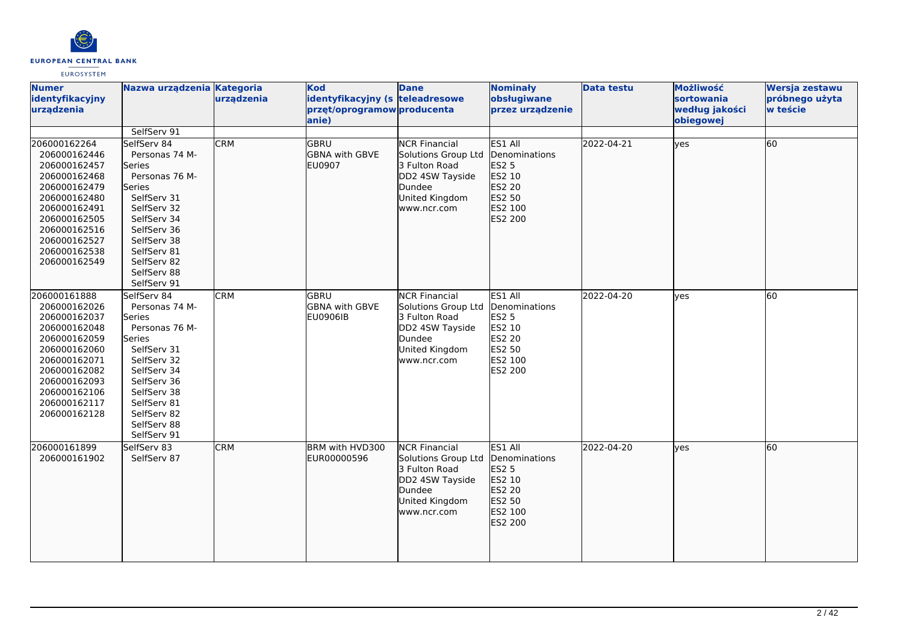| Numer identyfikacyjny urządzenia | Nazwa urządzenia | Kategoria urządzenia | Kod identyfikacyjny (sprzęt/oprogramowanie) | Dane teleadresowe producenta | Nominały obsługiwane przez urządzenie | Data testu | Możliwość sortowania według jakości obiegowej | Wersja zestawu próbnego użyta w teście |
|---|---|---|---|---|---|---|---|---|
| | SelfServ 91 | | | | | | | |
| 206000162264<br>206000162446<br>206000162457<br>206000162468<br>206000162479<br>206000162480<br>206000162491<br>206000162505<br>206000162516<br>206000162527<br>206000162538<br>206000162549 | SelfServ 84<br>Personas 74 M-Series<br>Personas 76 M-Series<br>SelfServ 31<br>SelfServ 32<br>SelfServ 34<br>SelfServ 36<br>SelfServ 38<br>SelfServ 81<br>SelfServ 82<br>SelfServ 88<br>SelfServ 91 | CRM | GBRU<br>GBNA with GBVE<br>EU0907 | NCR Financial Solutions Group Ltd<br>3 Fulton Road<br>DD2 4SW Tayside<br>Dundee<br>United Kingdom<br>www.ncr.com | ES1 All Denominations<br>ES2 5<br>ES2 10<br>ES2 20<br>ES2 50<br>ES2 100<br>ES2 200 | 2022-04-21 | yes | 60 |
| 206000161888<br>206000162026<br>206000162037<br>206000162048<br>206000162059<br>206000162060<br>206000162071<br>206000162082<br>206000162093<br>206000162106<br>206000162117<br>206000162128 | SelfServ 84<br>Personas 74 M-Series<br>Personas 76 M-Series<br>SelfServ 31<br>SelfServ 32<br>SelfServ 34<br>SelfServ 36<br>SelfServ 38<br>SelfServ 81<br>SelfServ 82<br>SelfServ 88<br>SelfServ 91 | CRM | GBRU<br>GBNA with GBVE<br>EU0906IB | NCR Financial Solutions Group Ltd<br>3 Fulton Road<br>DD2 4SW Tayside<br>Dundee<br>United Kingdom<br>www.ncr.com | ES1 All Denominations<br>ES2 5<br>ES2 10<br>ES2 20<br>ES2 50<br>ES2 100<br>ES2 200 | 2022-04-20 | yes | 60 |
| 206000161899<br>206000161902 | SelfServ 83<br>SelfServ 87 | CRM | BRM with HVD300<br>EUR00000596 | NCR Financial Solutions Group Ltd<br>3 Fulton Road<br>DD2 4SW Tayside<br>Dundee<br>United Kingdom<br>www.ncr.com | ES1 All Denominations<br>ES2 5<br>ES2 10<br>ES2 20<br>ES2 50<br>ES2 100<br>ES2 200 | 2022-04-20 | yes | 60 |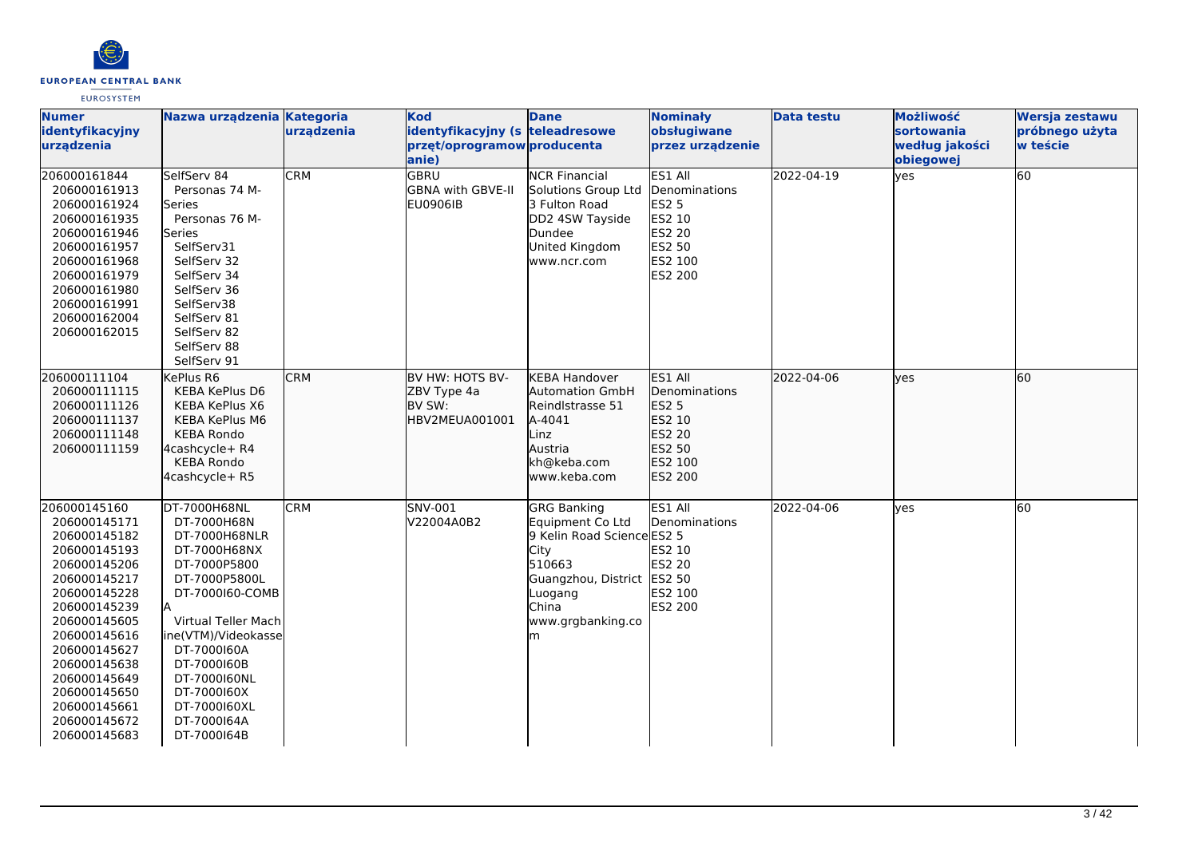| Numer identyfikacyjny urządzenia | Nazwa urządzenia | Kategoria urządzenia | Kod identyfikacyjny (sprzęt/oprogramowanie) | Dane teleadresowe producenta | Nominały obsługiwane przez urządzenie | Data testu | Możliwość sortowania według jakości obiegowej | Wersja zestawu próbnego użyta w teście |
|---|---|---|---|---|---|---|---|---|
| 206000161844<br>206000161913<br>206000161924<br>206000161935<br>206000161946<br>206000161957<br>206000161968<br>206000161979<br>206000161980<br>206000161991<br>206000162004<br>206000162015 | SelfServ 84<br>Personas 74 M-Series<br>Personas 76 M-Series<br>SelfServ31<br>SelfServ 32<br>SelfServ 34<br>SelfServ 36<br>SelfServ38<br>SelfServ 81<br>SelfServ 82<br>SelfServ 88<br>SelfServ 91 | CRM | GBRU<br>GBNA with GBVE-II<br>EU0906IB | NCR Financial Solutions Group Ltd<br>3 Fulton Road<br>DD2 4SW Tayside<br>Dundee<br>United Kingdom<br>www.ncr.com | ES1 All Denominations<br>ES2 5<br>ES2 10<br>ES2 20<br>ES2 50<br>ES2 100<br>ES2 200 | 2022-04-19 | yes | 60 |
| 206000111104<br>206000111115<br>206000111126<br>206000111137<br>206000111148<br>206000111159 | KePlus R6<br>KEBA KePlus D6<br>KEBA KePlus X6<br>KEBA KePlus M6<br>KEBA Rondo 4cashcycle+ R4<br>KEBA Rondo 4cashcycle+ R5 | CRM | BV HW: HOTS BV-ZBV Type 4a<br>BV SW: HBV2MEUA001001 | KEBA Handover Automation GmbH<br>Reindlstrasse 51<br>A-4041<br>Linz<br>Austria<br>kh@keba.com<br>www.keba.com | ES1 All Denominations<br>ES2 5<br>ES2 10<br>ES2 20<br>ES2 50<br>ES2 100<br>ES2 200 | 2022-04-06 | yes | 60 |
| 206000145160<br>206000145171<br>206000145182<br>206000145193<br>206000145206<br>206000145217<br>206000145228<br>206000145239<br>206000145605<br>206000145616<br>206000145627<br>206000145638<br>206000145649<br>206000145650<br>206000145661<br>206000145672<br>206000145683 | DT-7000H68NL<br>DT-7000H68N<br>DT-7000H68NLR<br>DT-7000H68NX<br>DT-7000P5800<br>DT-7000P5800L<br>DT-7000I60-COMBA<br>Virtual Teller Machine(VTM)/Videokasse<br>DT-7000I60A<br>DT-7000I60B<br>DT-7000I60NL<br>DT-7000I60X<br>DT-7000I60XL<br>DT-7000I64A<br>DT-7000I64B | CRM | SNV-001<br>V22004A0B2 | GRG Banking Equipment Co Ltd<br>9 Kelin Road Science City<br>510663<br>Guangzhou, District Luogang<br>China<br>www.grgbanking.com | ES1 All Denominations<br>ES2 5<br>ES2 10<br>ES2 20<br>ES2 50<br>ES2 100<br>ES2 200 | 2022-04-06 | yes | 60 |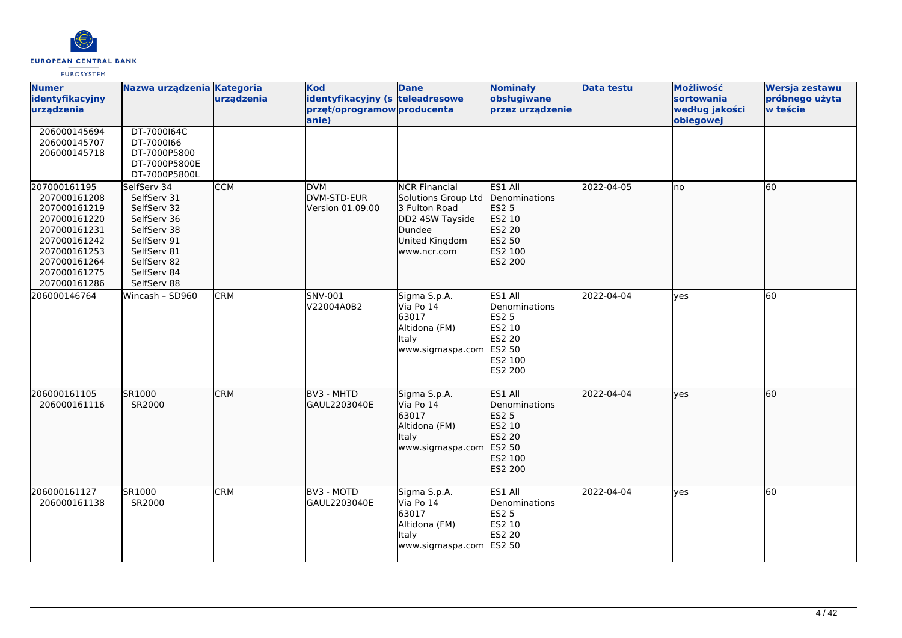| Numer identyfikacyjny urządzenia | Nazwa urządzenia | Kategoria urządzenia | Kod identyfikacyjny (sprzęt/oprogramowanie) | Dane teleadresowe producenta | Nominały obsługiwane przez urządzenie | Data testu | Możliwość sortowania według jakości obiegowej | Wersja zestawu próbnego użyta w teście |
|---|---|---|---|---|---|---|---|---|
| 206000145694<br>206000145707<br>206000145718 | DT-7000I64C<br>DT-7000I66<br>DT-7000P5800<br>DT-7000P5800E<br>DT-7000P5800L | | | | | | | |
| 207000161195<br>207000161208<br>207000161219<br>207000161220<br>207000161231<br>207000161242<br>207000161253<br>207000161264<br>207000161275<br>207000161286 | SelfServ 34<br>SelfServ 31<br>SelfServ 32<br>SelfServ 36<br>SelfServ 38<br>SelfServ 91<br>SelfServ 81<br>SelfServ 82<br>SelfServ 84<br>SelfServ 88 | CCM | DVM<br>DVM-STD-EUR<br>Version 01.09.00 | NCR Financial Solutions Group Ltd<br>3 Fulton Road<br>DD2 4SW Tayside<br>Dundee<br>United Kingdom<br>www.ncr.com | ES1 All Denominations<br>ES2 5<br>ES2 10<br>ES2 20<br>ES2 50<br>ES2 100<br>ES2 200 | 2022-04-05 | no | 60 |
| 206000146764 | Wincash – SD960 | CRM | SNV-001<br>V22004A0B2 | Sigma S.p.A.<br>Via Po 14<br>63017<br>Altidona (FM)<br>Italy<br>www.sigmaspa.com | ES1 All Denominations<br>ES2 5<br>ES2 10<br>ES2 20<br>ES2 50<br>ES2 100<br>ES2 200 | 2022-04-04 | yes | 60 |
| 206000161105<br>206000161116 | SR1000<br>SR2000 | CRM | BV3 - MHTD<br>GAUL2203040E | Sigma S.p.A.<br>Via Po 14<br>63017<br>Altidona (FM)<br>Italy<br>www.sigmaspa.com | ES1 All Denominations<br>ES2 5<br>ES2 10<br>ES2 20<br>ES2 50<br>ES2 100<br>ES2 200 | 2022-04-04 | yes | 60 |
| 206000161127<br>206000161138 | SR1000<br>SR2000 | CRM | BV3 - MOTD<br>GAUL2203040E | Sigma S.p.A.<br>Via Po 14<br>63017<br>Altidona (FM)<br>Italy<br>www.sigmaspa.com | ES1 All Denominations<br>ES2 5<br>ES2 10<br>ES2 20<br>ES2 50 | 2022-04-04 | yes | 60 |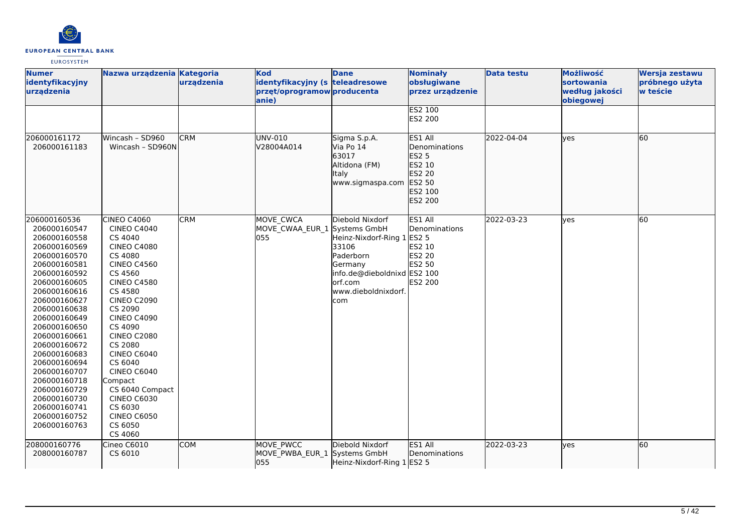| Numer identyfikacyjny urządzenia | Nazwa urządzenia | Kategoria urządzenia | Kod identyfikacyjny (sprzęt/oprogramowanie) | Dane teleadresowe producenta | Nominały obsługiwane przez urządzenie | Data testu | Możliwość sortowania według jakości obiegowej | Wersja zestawu próbnego użyta w teście |
|---|---|---|---|---|---|---|---|---|
| | | | | | ES2 100<br>ES2 200 | | | |
| 206000161172<br>206000161183 | Wincash – SD960<br>Wincash – SD960N | CRM | UNV-010<br>V28004A014 | Sigma S.p.A.<br>Via Po 14<br>63017<br>Altidona (FM)<br>Italy<br>www.sigmaspa.com | ES1 All Denominations<br>ES2 5<br>ES2 10<br>ES2 20<br>ES2 50<br>ES2 100<br>ES2 200 | 2022-04-04 | yes | 60 |
| 206000160536<br>206000160547<br>206000160558<br>206000160569<br>206000160570<br>206000160581<br>206000160592<br>206000160605<br>206000160616<br>206000160627<br>206000160638<br>206000160649<br>206000160650<br>206000160661<br>206000160672<br>206000160683<br>206000160694<br>206000160707<br>206000160718<br>206000160729<br>206000160730<br>206000160741<br>206000160752<br>206000160763 | CINEO C4060<br>CINEO C4040<br>CS 4040<br>CINEO C4080<br>CS 4080<br>CINEO C4560<br>CS 4560<br>CINEO C4580<br>CS 4580<br>CINEO C2090<br>CS 2090<br>CINEO C4090<br>CS 4090<br>CINEO C2080<br>CS 2080<br>CINEO C6040<br>CS 6040<br>CINEO C6040 Compact<br>CS 6040 Compact<br>CINEO C6030<br>CS 6030<br>CINEO C6050<br>CS 6050<br>CS 4060 | CRM | MOVE_CWCA<br>MOVE_CWAA_EUR_1055 | Diebold Nixdorf Systems GmbH<br>Heinz-Nixdorf-Ring 1<br>33106<br>Paderborn<br>Germany<br>info.de@dieboldnixdorf.com<br>www.dieboldnixdorf.com | ES1 All Denominations<br>ES2 5<br>ES2 10<br>ES2 20<br>ES2 50<br>ES2 100<br>ES2 200 | 2022-03-23 | yes | 60 |
| 208000160776<br>208000160787 | Cineo C6010<br>CS 6010 | COM | MOVE_PWCC<br>MOVE_PWBA_EUR_1055 | Diebold Nixdorf Systems GmbH<br>Heinz-Nixdorf-Ring 1 | ES1 All Denominations<br>ES2 5 | 2022-03-23 | yes | 60 |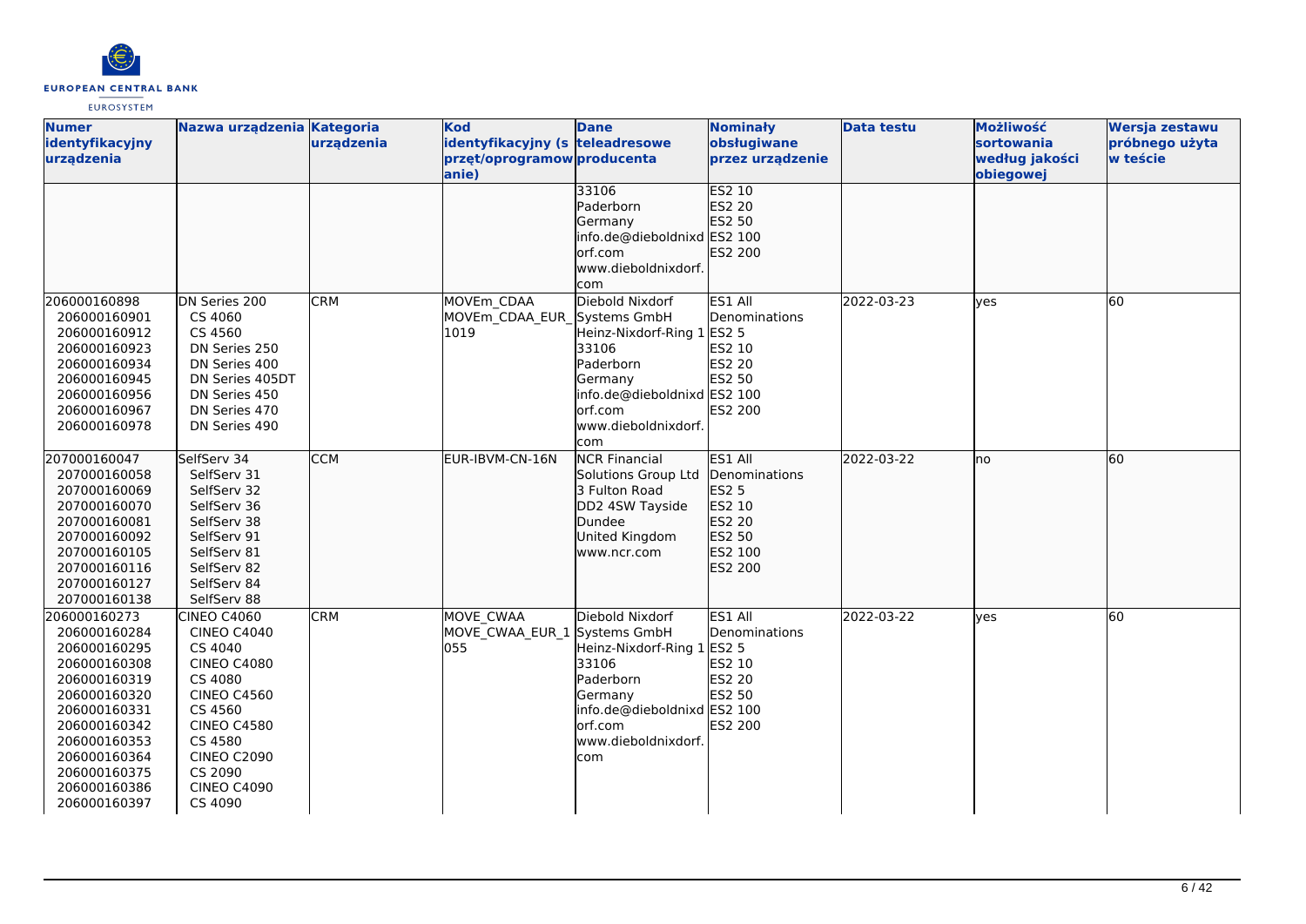| Numer identyfikacyjny urządzenia | Nazwa urządzenia | Kategoria urządzenia | Kod identyfikacyjny (sprzęt/oprogramowanie) | Dane teleadresowe producenta | Nominały obsługiwane przez urządzenie | Data testu | Możliwość sortowania według jakości obiegowej | Wersja zestawu próbnego użyta w teście |
|---|---|---|---|---|---|---|---|---|
| | | | | 33106<br>Paderborn<br>Germany<br>info.de@dieboldnixdorf.com<br>www.dieboldnixdorf.com | ES2 10<br>ES2 20<br>ES2 50<br>ES2 100<br>ES2 200 | | | |
| 206000160898<br>206000160901<br>206000160912<br>206000160923<br>206000160934<br>206000160945<br>206000160956<br>206000160967<br>206000160978 | DN Series 200<br>CS 4060<br>CS 4560<br>DN Series 250<br>DN Series 400<br>DN Series 405DT<br>DN Series 450<br>DN Series 470<br>DN Series 490 | CRM | MOVEm_CDAA<br>MOVEm_CDAA_EUR_1019 | Diebold Nixdorf Systems GmbH<br>Heinz-Nixdorf-Ring 1<br>33106<br>Paderborn<br>Germany<br>info.de@dieboldnixdorf.com<br>www.dieboldnixdorf.com | ES1 All Denominations<br>ES2 5<br>ES2 10<br>ES2 20<br>ES2 50<br>ES2 100<br>ES2 200 | 2022-03-23 | yes | 60 |
| 207000160047<br>207000160058<br>207000160069<br>207000160070<br>207000160081<br>207000160092<br>207000160105<br>207000160116<br>207000160127<br>207000160138 | SelfServ 34<br>SelfServ 31<br>SelfServ 32<br>SelfServ 36<br>SelfServ 38<br>SelfServ 91<br>SelfServ 81<br>SelfServ 82<br>SelfServ 84<br>SelfServ 88 | CCM | EUR-IBVM-CN-16N | NCR Financial Solutions Group Ltd<br>3 Fulton Road<br>DD2 4SW Tayside<br>Dundee<br>United Kingdom<br>www.ncr.com | ES1 All Denominations<br>ES2 5<br>ES2 10<br>ES2 20<br>ES2 50<br>ES2 100<br>ES2 200 | 2022-03-22 | no | 60 |
| 206000160273<br>206000160284<br>206000160295<br>206000160308<br>206000160319<br>206000160320<br>206000160331<br>206000160342<br>206000160353<br>206000160364<br>206000160375<br>206000160386<br>206000160397 | CINEO C4060<br>CINEO C4040<br>CS 4040<br>CINEO C4080<br>CS 4080<br>CINEO C4560<br>CS 4560<br>CINEO C4580<br>CS 4580<br>CINEO C2090<br>CS 2090<br>CINEO C4090<br>CS 4090 | CRM | MOVE_CWAA<br>MOVE_CWAA_EUR_1055 | Diebold Nixdorf Systems GmbH<br>Heinz-Nixdorf-Ring 1<br>33106<br>Paderborn<br>Germany<br>info.de@dieboldnixdorf.com<br>www.dieboldnixdorf.com | ES1 All Denominations<br>ES2 5<br>ES2 10<br>ES2 20<br>ES2 50<br>ES2 100<br>ES2 200 | 2022-03-22 | yes | 60 |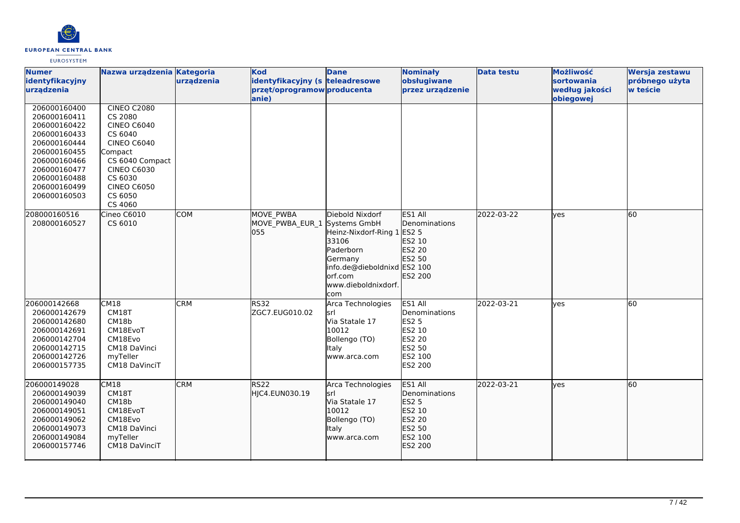| Numer identyfikacyjny urządzenia | Nazwa urządzenia | Kategoria urządzenia | Kod identyfikacyjny (sprzęt/oprogramowanie) | Dane teleadresowe producenta | Nominały obsługiwane przez urządzenie | Data testu | Możliwość sortowania według jakości obiegowej | Wersja zestawu próbnego użyta w teście |
|---|---|---|---|---|---|---|---|---|
| 206000160400<br>206000160411<br>206000160422<br>206000160433<br>206000160444<br>206000160455<br>206000160466<br>206000160477<br>206000160488<br>206000160499<br>206000160503 | CINEO C2080<br>CS 2080<br>CINEO C6040<br>CS 6040<br>CINEO C6040 Compact<br>CS 6040 Compact<br>CINEO C6030<br>CS 6030<br>CINEO C6050<br>CS 6050<br>CS 4060 | | | | | | | |
| 208000160516<br>208000160527 | Cineo C6010<br>CS 6010 | COM | MOVE_PWBA<br>MOVE_PWBA_EUR_1055 | Diebold Nixdorf Systems GmbH<br>Heinz-Nixdorf-Ring 1<br>33106<br>Paderborn<br>Germany<br>info.de@dieboldnixdorf.com<br>www.dieboldnixdorf.com | ES1 All Denominations<br>ES2 5<br>ES2 10<br>ES2 20<br>ES2 50<br>ES2 100<br>ES2 200 | 2022-03-22 | yes | 60 |
| 206000142668<br>206000142679<br>206000142680<br>206000142691<br>206000142704<br>206000142715<br>206000142726<br>206000157735 | CM18<br>CM18T<br>CM18b<br>CM18EvoT<br>CM18Evo<br>CM18 DaVinci<br>myTeller<br>CM18 DaVinciT | CRM | RS32<br>ZGC7.EUG010.02 | Arca Technologies srl<br>Via Statale 17<br>10012<br>Bollengo (TO)<br>Italy<br>www.arca.com | ES1 All Denominations<br>ES2 5<br>ES2 10<br>ES2 20<br>ES2 50<br>ES2 100<br>ES2 200 | 2022-03-21 | yes | 60 |
| 206000149028<br>206000149039<br>206000149040<br>206000149051<br>206000149062<br>206000149073<br>206000149084<br>206000157746 | CM18<br>CM18T<br>CM18b<br>CM18EvoT<br>CM18Evo<br>CM18 DaVinci<br>myTeller<br>CM18 DaVinciT | CRM | RS22<br>HJC4.EUN030.19 | Arca Technologies srl<br>Via Statale 17<br>10012<br>Bollengo (TO)<br>Italy<br>www.arca.com | ES1 All Denominations<br>ES2 5<br>ES2 10<br>ES2 20<br>ES2 50<br>ES2 100<br>ES2 200 | 2022-03-21 | yes | 60 |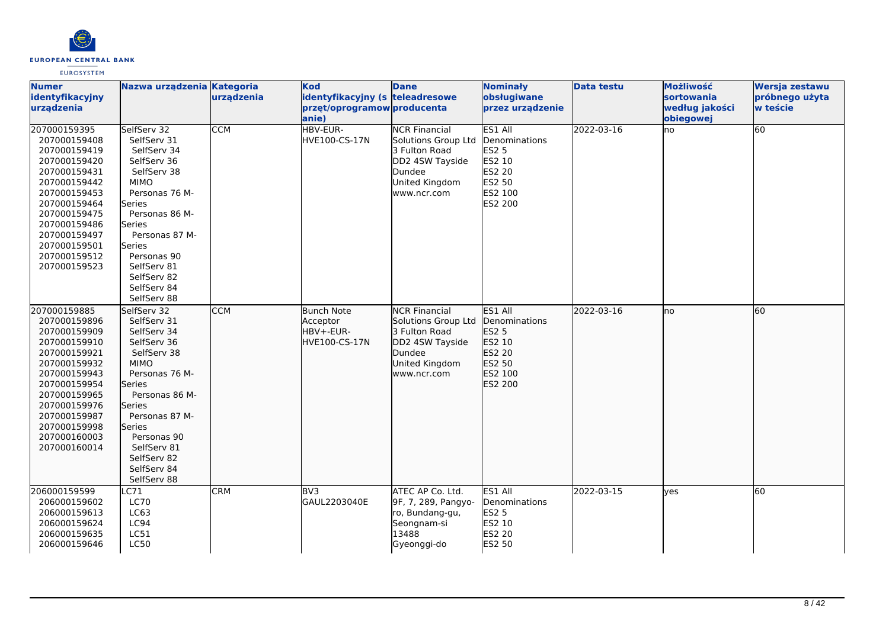| Numer identyfikacyjny urządzenia | Nazwa urządzenia | Kategoria urządzenia | Kod identyfikacyjny (sprzęt/oprogramowanie) | Dane teleadresowe producenta | Nominały obsługiwane przez urządzenie | Data testu | Możliwość sortowania według jakości obiegowej | Wersja zestawu próbnego użyta w teście |
|---|---|---|---|---|---|---|---|---|
| 207000159395<br>207000159408<br>207000159419<br>207000159420<br>207000159431<br>207000159442<br>207000159453<br>207000159464<br>207000159475<br>207000159486<br>207000159497<br>207000159501<br>207000159512<br>207000159523 | SelfServ 32<br>SelfServ 31<br>SelfServ 34<br>SelfServ 36<br>SelfServ 38<br>MIMO<br>Personas 76 M-Series<br>Personas 86 M-Series<br>Personas 87 M-Series<br>Personas 90<br>SelfServ 81<br>SelfServ 82<br>SelfServ 84<br>SelfServ 88 | CCM | HBV-EUR-HVE100-CS-17N | NCR Financial Solutions Group Ltd<br>3 Fulton Road<br>DD2 4SW Tayside<br>Dundee<br>United Kingdom<br>www.ncr.com | ES1 All Denominations<br>ES2 5<br>ES2 10<br>ES2 20<br>ES2 50<br>ES2 100<br>ES2 200 | 2022-03-16 | no | 60 |
| 207000159885<br>207000159896<br>207000159909<br>207000159910<br>207000159921<br>207000159932<br>207000159943<br>207000159954<br>207000159965<br>207000159976<br>207000159987<br>207000159998<br>207000160003<br>207000160014 | SelfServ 32<br>SelfServ 31<br>SelfServ 34<br>SelfServ 36<br>SelfServ 38<br>MIMO<br>Personas 76 M-Series<br>Personas 86 M-Series<br>Personas 87 M-Series<br>Personas 90<br>SelfServ 81<br>SelfServ 82<br>SelfServ 84<br>SelfServ 88 | CCM | Bunch Note Acceptor<br>HBV+-EUR-HVE100-CS-17N | NCR Financial Solutions Group Ltd<br>3 Fulton Road<br>DD2 4SW Tayside<br>Dundee<br>United Kingdom<br>www.ncr.com | ES1 All Denominations<br>ES2 5<br>ES2 10<br>ES2 20<br>ES2 50<br>ES2 100<br>ES2 200 | 2022-03-16 | no | 60 |
| 206000159599<br>206000159602<br>206000159613<br>206000159624<br>206000159635<br>206000159646 | LC71<br>LC70<br>LC63<br>LC94<br>LC51<br>LC50 | CRM | BV3<br>GAUL2203040E | ATEC AP Co. Ltd.<br>9F, 7, 289, Pangyo-ro, Bundang-gu, Seongnam-si<br>13488<br>Gyeonggi-do | ES1 All Denominations<br>ES2 5<br>ES2 10<br>ES2 20<br>ES2 50 | 2022-03-15 | yes | 60 |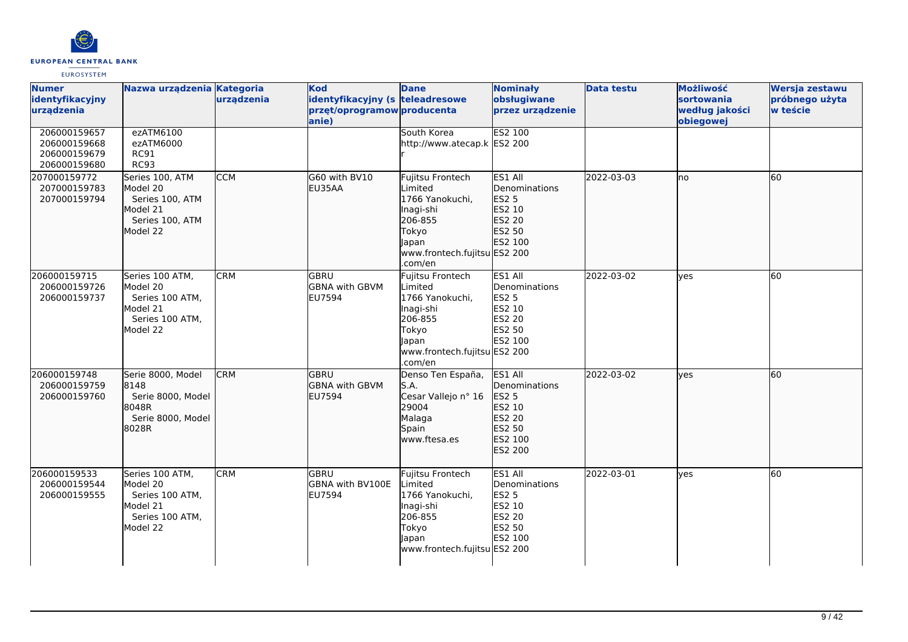| Numer identyfikacyjny urządzenia | Nazwa urządzenia | Kategoria urządzenia | Kod identyfikacyjny (sprzęt/oprogramowanie) | Dane teleadresowe producenta | Nominały obsługiwane przez urządzenie | Data testu | Możliwość sortowania według jakości obiegowej | Wersja zestawu próbnego użyta w teście |
|---|---|---|---|---|---|---|---|---|
| 206000159657<br>206000159668<br>206000159679<br>206000159680 | ezATM6100<br>ezATM6000<br>RC91<br>RC93 | | | South Korea<br>http://www.atecap.kr | ES2 100<br>ES2 200 | | | |
| 207000159772<br>207000159783<br>207000159794 | Series 100, ATM Model 20<br>Series 100, ATM Model 21<br>Series 100, ATM Model 22 | CCM | G60 with BV10 EU35AA | Fujitsu Frontech Limited<br>1766 Yanokuchi, Inagi-shi<br>206-855<br>Tokyo<br>Japan<br>www.frontech.fujitsu.com/en | ES1 All Denominations<br>ES2 5<br>ES2 10<br>ES2 20<br>ES2 50<br>ES2 100<br>ES2 200 | 2022-03-03 | no | 60 |
| 206000159715<br>206000159726<br>206000159737 | Series 100 ATM, Model 20<br>Series 100 ATM, Model 21<br>Series 100 ATM, Model 22 | CRM | GBRU<br>GBNA with GBVM EU7594 | Fujitsu Frontech Limited<br>1766 Yanokuchi, Inagi-shi<br>206-855<br>Tokyo<br>Japan<br>www.frontech.fujitsu.com/en | ES1 All Denominations<br>ES2 5<br>ES2 10<br>ES2 20<br>ES2 50<br>ES2 100<br>ES2 200 | 2022-03-02 | yes | 60 |
| 206000159748<br>206000159759<br>206000159760 | Serie 8000, Model 8148<br>Serie 8000, Model 8048R<br>Serie 8000, Model 8028R | CRM | GBRU<br>GBNA with GBVM EU7594 | Denso Ten España, S.A.<br>Cesar Vallejo n° 16<br>29004<br>Malaga<br>Spain<br>www.ftesa.es | ES1 All Denominations<br>ES2 5<br>ES2 10<br>ES2 20<br>ES2 50<br>ES2 100<br>ES2 200 | 2022-03-02 | yes | 60 |
| 206000159533<br>206000159544<br>206000159555 | Series 100 ATM, Model 20<br>Series 100 ATM, Model 21<br>Series 100 ATM, Model 22 | CRM | GBRU<br>GBNA with BV100E EU7594 | Fujitsu Frontech Limited<br>1766 Yanokuchi, Inagi-shi<br>206-855<br>Tokyo<br>Japan<br>www.frontech.fujitsu | ES1 All Denominations<br>ES2 5<br>ES2 10<br>ES2 20<br>ES2 50<br>ES2 100<br>ES2 200 | 2022-03-01 | yes | 60 |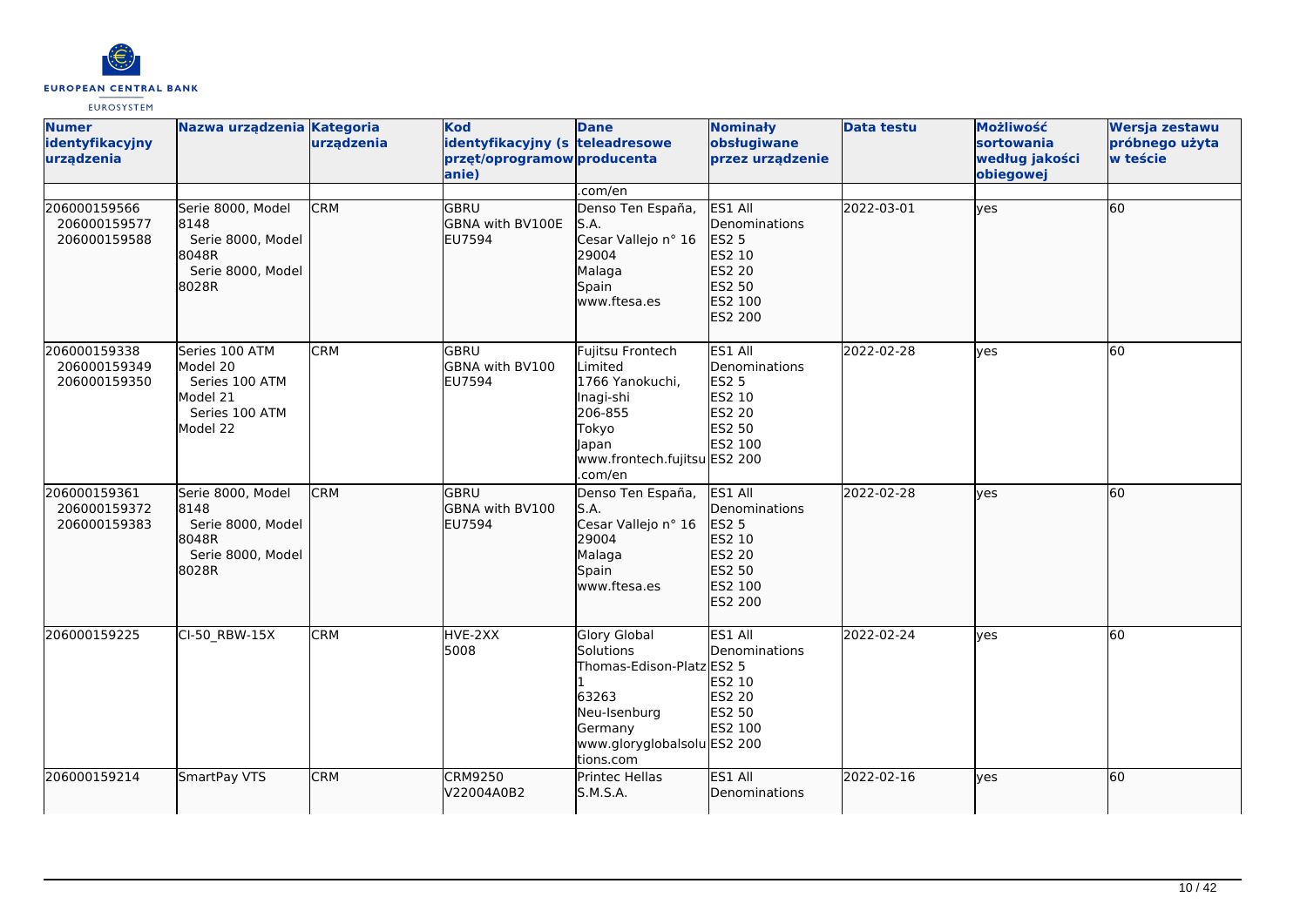| Numer identyfikacyjny urządzenia | Nazwa urządzenia | Kategoria urządzenia | Kod identyfikacyjny (sprzęt/oprogramowanie) | Dane teleadresowe producenta | Nominały obsługiwane przez urządzenie | Data testu | Możliwość sortowania według jakości obiegowej | Wersja zestawu próbnego użyta w teście |
|---|---|---|---|---|---|---|---|---|
| | | | | .com/en | | | | |
| 206000159566<br>206000159577<br>206000159588 | Serie 8000, Model 8148<br>Serie 8000, Model 8048R<br>Serie 8000, Model 8028R | CRM | GBRU<br>GBNA with BV100E<br>EU7594 | Denso Ten España, S.A.<br>Cesar Vallejo n° 16<br>29004<br>Malaga<br>Spain<br>www.ftesa.es | ES1 All Denominations<br>ES2 5<br>ES2 10<br>ES2 20<br>ES2 50<br>ES2 100<br>ES2 200 | 2022-03-01 | yes | 60 |
| 206000159338<br>206000159349<br>206000159350 | Series 100 ATM Model 20<br>Series 100 ATM Model 21<br>Series 100 ATM Model 22 | CRM | GBRU<br>GBNA with BV100<br>EU7594 | Fujitsu Frontech Limited<br>1766 Yanokuchi, Inagi-shi<br>206-855<br>Tokyo<br>Japan<br>www.frontech.fujitsu.com/en | ES1 All Denominations<br>ES2 5<br>ES2 10<br>ES2 20<br>ES2 50<br>ES2 100<br>ES2 200 | 2022-02-28 | yes | 60 |
| 206000159361<br>206000159372<br>206000159383 | Serie 8000, Model 8148<br>Serie 8000, Model 8048R<br>Serie 8000, Model 8028R | CRM | GBRU<br>GBNA with BV100<br>EU7594 | Denso Ten España, S.A.<br>Cesar Vallejo n° 16<br>29004<br>Malaga<br>Spain<br>www.ftesa.es | ES1 All Denominations<br>ES2 5<br>ES2 10<br>ES2 20<br>ES2 50<br>ES2 100<br>ES2 200 | 2022-02-28 | yes | 60 |
| 206000159225 | CI-50_RBW-15X | CRM | HVE-2XX<br>5008 | Glory Global Solutions<br>Thomas-Edison-Platz 1<br>63263<br>Neu-Isenburg<br>Germany<br>www.gloryglobalsolutions.com | ES1 All Denominations<br>ES2 5<br>ES2 10<br>ES2 20<br>ES2 50<br>ES2 100<br>ES2 200 | 2022-02-24 | yes | 60 |
| 206000159214 | SmartPay VTS | CRM | CRM9250<br>V22004A0B2 | Printec Hellas S.M.S.A. | ES1 All Denominations | 2022-02-16 | yes | 60 |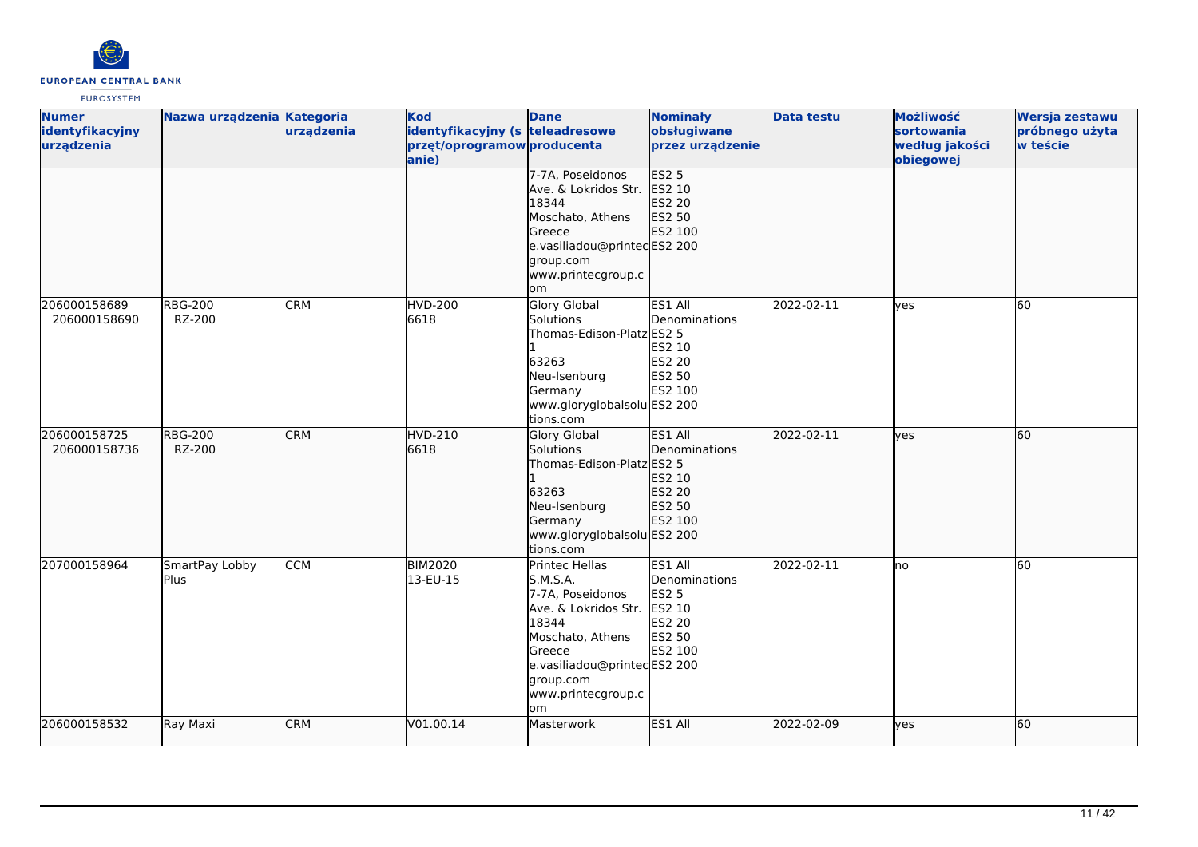| Numer identyfikacyjny urządzenia | Nazwa urządzenia | Kategoria urządzenia | Kod identyfikacyjny (sprzęt/oprogramowanie) | Dane teleadresowe producenta | Nominały obsługiwane przez urządzenie | Data testu | Możliwość sortowania według jakości obiegowej | Wersja zestawu próbnego użyta w teście |
|---|---|---|---|---|---|---|---|---|
| | | | | 7-7A, Poseidonos Ave. & Lokridos Str. 18344 Moschato, Athens Greece e.vasiliadou@printecgroup.com www.printecgroup.com | ES2 5 ES2 10 ES2 20 ES2 50 ES2 100 ES2 200 | | | |
| 206000158689 206000158690 | RBG-200 RZ-200 | CRM | HVD-200 6618 | Glory Global Solutions Thomas-Edison-Platz 1 63263 Neu-Isenburg Germany www.gloryglobalsolutions.com | ES1 All Denominations ES2 5 ES2 10 ES2 20 ES2 50 ES2 100 ES2 200 | 2022-02-11 | yes | 60 |
| 206000158725 206000158736 | RBG-200 RZ-200 | CRM | HVD-210 6618 | Glory Global Solutions Thomas-Edison-Platz 1 63263 Neu-Isenburg Germany www.gloryglobalsolutions.com | ES1 All Denominations ES2 5 ES2 10 ES2 20 ES2 50 ES2 100 ES2 200 | 2022-02-11 | yes | 60 |
| 207000158964 | SmartPay Lobby Plus | CCM | BIM2020 13-EU-15 | Printec Hellas S.M.S.A. 7-7A, Poseidonos Ave. & Lokridos Str. 18344 Moschato, Athens Greece e.vasiliadou@printecgroup.com www.printecgroup.com | ES1 All Denominations ES2 5 ES2 10 ES2 20 ES2 50 ES2 100 ES2 200 | 2022-02-11 | no | 60 |
| 206000158532 | Ray Maxi | CRM | V01.00.14 | Masterwork | ES1 All | 2022-02-09 | yes | 60 |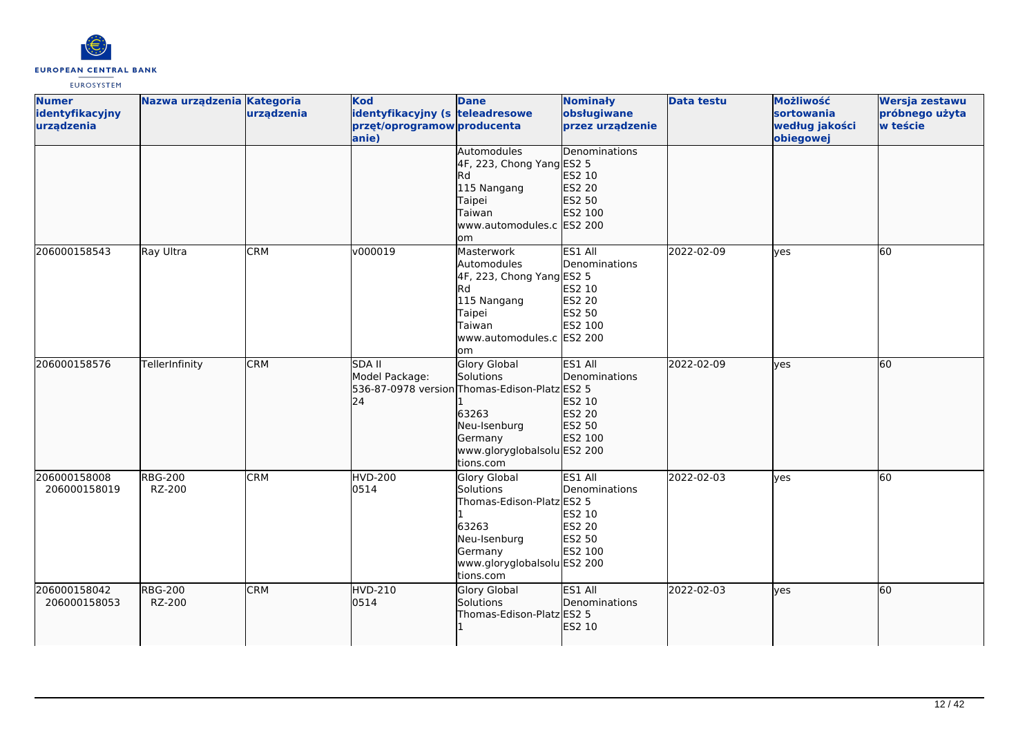| Numer identyfikacyjny urządzenia | Nazwa urządzenia | Kategoria urządzenia | Kod identyfikacyjny (sprzęt/oprogramowanie) | Dane teleadresowe producenta | Nominały obsługiwane przez urządzenie | Data testu | Możliwość sortowania według jakości obiegowej | Wersja zestawu próbnego użyta w teście |
|---|---|---|---|---|---|---|---|---|
| | | | | Automodules<br>4F, 223, Chong Yang Rd<br>115 Nangang<br>Taipei<br>Taiwan<br>www.automodules.com | Denominations<br>ES2 5<br>ES2 10<br>ES2 20<br>ES2 50<br>ES2 100<br>ES2 200 | | | |
| 206000158543 | Ray Ultra | CRM | v000019 | Masterwork Automodules<br>4F, 223, Chong Yang Rd<br>115 Nangang<br>Taipei<br>Taiwan<br>www.automodules.com | ES1 All Denominations<br>ES2 5<br>ES2 10<br>ES2 20<br>ES2 50<br>ES2 100<br>ES2 200 | 2022-02-09 | yes | 60 |
| 206000158576 | TellerInfinity | CRM | SDA II<br>Model Package: 536-87-0978 version 24 | Glory Global Solutions<br>Thomas-Edison-Platz 1<br>63263<br>Neu-Isenburg<br>Germany<br>www.gloryglobalsolutions.com | ES1 All Denominations<br>ES2 5<br>ES2 10<br>ES2 20<br>ES2 50<br>ES2 100<br>ES2 200 | 2022-02-09 | yes | 60 |
| 206000158008<br>206000158019 | RBG-200<br>RZ-200 | CRM | HVD-200<br>0514 | Glory Global Solutions<br>Thomas-Edison-Platz 1<br>63263<br>Neu-Isenburg<br>Germany<br>www.gloryglobalsolutions.com | ES1 All Denominations<br>ES2 5<br>ES2 10<br>ES2 20<br>ES2 50<br>ES2 100<br>ES2 200 | 2022-02-03 | yes | 60 |
| 206000158042<br>206000158053 | RBG-200<br>RZ-200 | CRM | HVD-210<br>0514 | Glory Global Solutions<br>Thomas-Edison-Platz 1 | ES1 All Denominations<br>ES2 5<br>ES2 10 | 2022-02-03 | yes | 60 |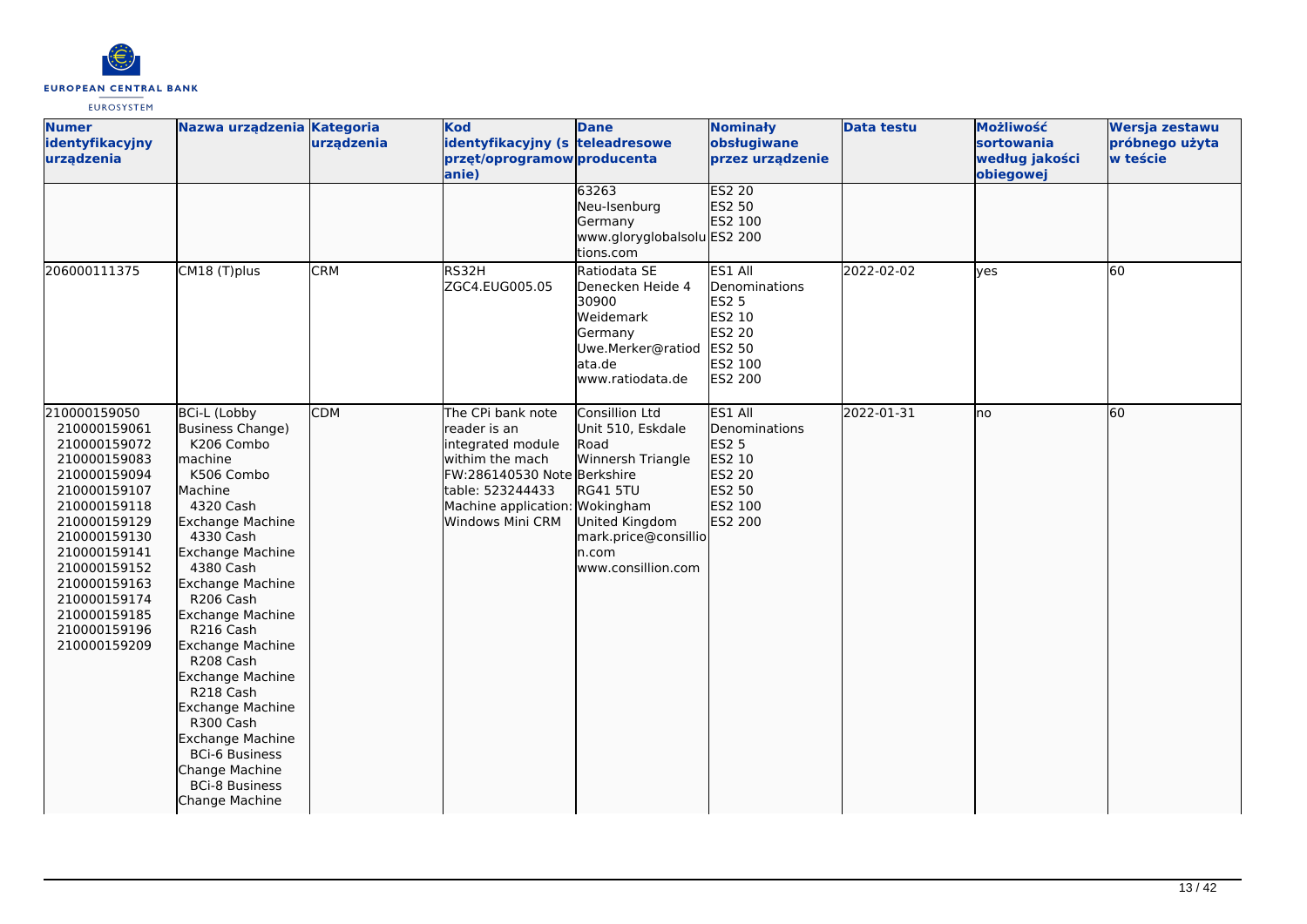| Numer identyfikacyjny urządzenia | Nazwa urządzenia | Kategoria urządzenia | Kod identyfikacyjny (sprzęt/oprogramowanie) | Dane teleadresowe producenta | Nominały obsługiwane przez urządzenie | Data testu | Możliwość sortowania według jakości obiegowej | Wersja zestawu próbnego użyta w teście |
|---|---|---|---|---|---|---|---|---|
| | | | | 63263<br>Neu-Isenburg<br>Germany<br>www.gloryglobalsolutions.com | ES2 20<br>ES2 50<br>ES2 100<br>ES2 200 | | | |
| 206000111375 | CM18 (T)plus | CRM | RS32H<br>ZGC4.EUG005.05 | Ratiodata SE<br>Denecken Heide 4<br>30900<br>Weidemark<br>Germany<br>Uwe.Merker@ratiodata.de<br>www.ratiodata.de | ES1 All Denominations<br>ES2 5<br>ES2 10<br>ES2 20<br>ES2 50<br>ES2 100<br>ES2 200 | 2022-02-02 | yes | 60 |
| 210000159050<br>210000159061<br>210000159072<br>210000159083<br>210000159094<br>210000159107<br>210000159118<br>210000159129<br>210000159130<br>210000159141<br>210000159152<br>210000159163<br>210000159174<br>210000159185<br>210000159196<br>210000159209 | BCi-L (Lobby Business Change) machine<br>K206 Combo Machine<br>K506 Combo Machine<br>4320 Cash Exchange Machine<br>4330 Cash Exchange Machine<br>4380 Cash Exchange Machine<br>R206 Cash Exchange Machine<br>R216 Cash Exchange Machine<br>R208 Cash Exchange Machine<br>R218 Cash Exchange Machine<br>R300 Cash Exchange Machine<br>BCi-6 Business Change Machine<br>BCi-8 Business Change Machine | CDM | The CPi bank note reader is an integrated module withim the mach FW:286140530 Note table: 523244433 Machine application: Windows Mini CRM | Consillion Ltd<br>Unit 510, Eskdale Road<br>Winnersh Triangle<br>Berkshire<br>RG41 5TU<br>Wokingham<br>United Kingdom<br>mark.price@consillion.com<br>www.consillion.com | ES1 All Denominations<br>ES2 5<br>ES2 10<br>ES2 20<br>ES2 50<br>ES2 100<br>ES2 200 | 2022-01-31 | no | 60 |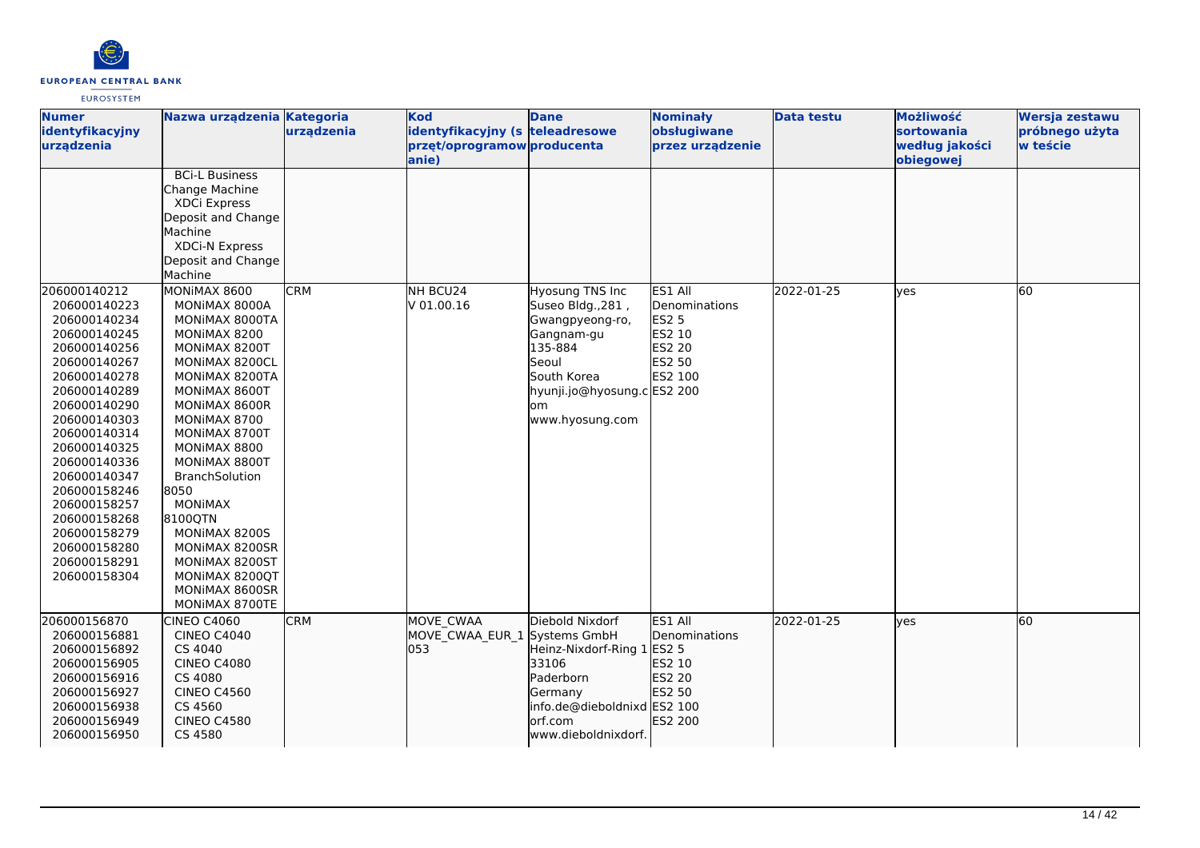| Numer identyfikacyjny urządzenia | Nazwa urządzenia | Kategoria urządzenia | Kod identyfikacyjny (sprzęt/oprogramowanie) | Dane teleadresowe producenta | Nominały obsługiwane przez urządzenie | Data testu | Możliwość sortowania według jakości obiegowej | Wersja zestawu próbnego użyta w teście |
|---|---|---|---|---|---|---|---|---|
| | BCi-L Business Change Machine<br>XDCi Express Deposit and Change Machine<br>XDCi-N Express Deposit and Change Machine | | | | | | | |
| 206000140212<br>206000140223<br>206000140234<br>206000140245<br>206000140256<br>206000140267<br>206000140278<br>206000140289<br>206000140290<br>206000140303<br>206000140314<br>206000140325<br>206000140336<br>206000140347<br>206000158246<br>206000158257<br>206000158268<br>206000158279<br>206000158280<br>206000158291<br>206000158304 | MONiMAX 8600<br>MONiMAX 8000A<br>MONiMAX 8000TA<br>MONiMAX 8200<br>MONiMAX 8200T<br>MONiMAX 8200CL<br>MONiMAX 8200TA<br>MONiMAX 8600T<br>MONiMAX 8600R<br>MONiMAX 8700<br>MONiMAX 8700T<br>MONiMAX 8800<br>MONiMAX 8800T<br>BranchSolution 8050<br>MONiMAX 8100QTN<br>MONiMAX 8200S<br>MONiMAX 8200SR<br>MONiMAX 8200ST<br>MONiMAX 8200QT<br>MONiMAX 8600SR<br>MONiMAX 8700TE | CRM | NH BCU24<br>V 01.00.16 | Hyosung TNS Inc<br>Suseo Bldg.,281 , Gwangpyeong-ro, Gangnam-gu<br>135-884<br>Seoul<br>South Korea<br>hyunji.jo@hyosung.com<br>www.hyosung.com | ES1 All Denominations<br>ES2 5<br>ES2 10<br>ES2 20<br>ES2 50<br>ES2 100<br>ES2 200 | 2022-01-25 | yes | 60 |
| 206000156870<br>206000156881<br>206000156892<br>206000156905<br>206000156916<br>206000156927<br>206000156938<br>206000156949<br>206000156950 | CINEO C4060<br>CINEO C4040<br>CS 4040<br>CINEO C4080<br>CS 4080<br>CINEO C4560<br>CS 4560<br>CINEO C4580<br>CS 4580 | CRM | MOVE_CWAA<br>MOVE_CWAA_EUR_1053 | Diebold Nixdorf Systems GmbH<br>Heinz-Nixdorf-Ring 1<br>33106<br>Paderborn<br>Germany<br>info.de@dieboldnixdorf.com<br>www.dieboldnixdorf. | ES1 All Denominations<br>ES2 5<br>ES2 10<br>ES2 20<br>ES2 50<br>ES2 100<br>ES2 200 | 2022-01-25 | yes | 60 |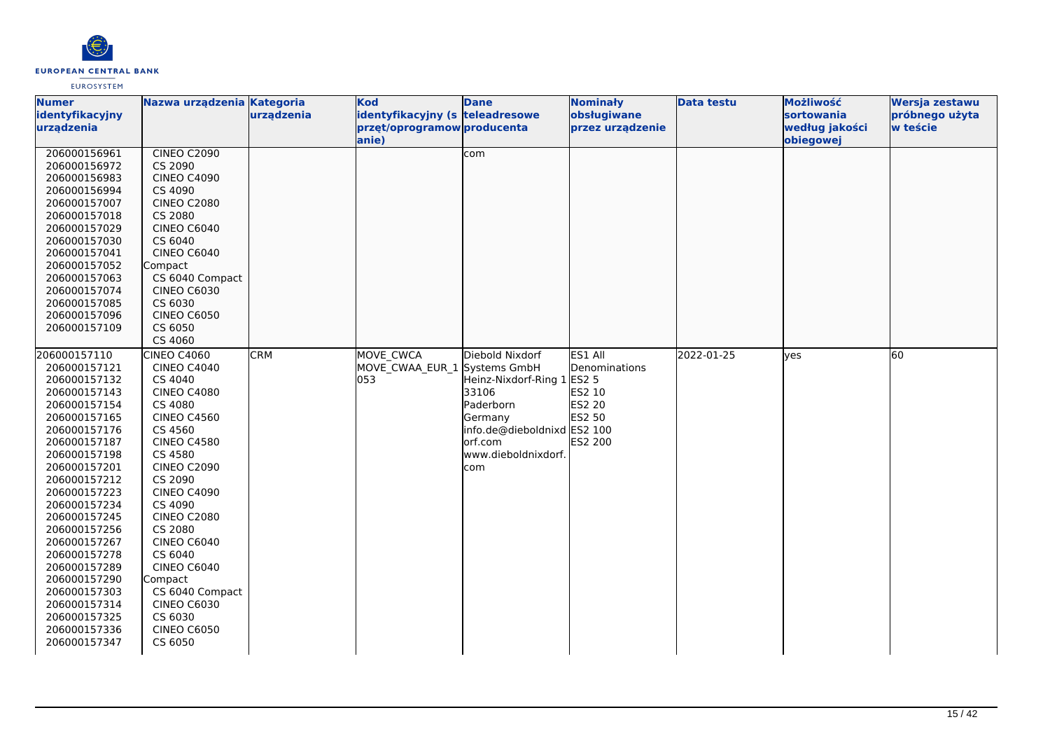| Numer identyfikacyjny urządzenia | Nazwa urządzenia | Kategoria urządzenia | Kod identyfikacyjny (sprzęt/oprogramowanie) | Dane teleadresowe producenta | Nominały obsługiwane przez urządzenie | Data testu | Możliwość sortowania według jakości obiegowej | Wersja zestawu próbnego użyta w teście |
|---|---|---|---|---|---|---|---|---|
| 206000156961<br>206000156972<br>206000156983<br>206000156994<br>206000157007<br>206000157018<br>206000157029<br>206000157030<br>206000157041<br>206000157052<br>206000157063<br>206000157074<br>206000157085<br>206000157096<br>206000157109 | CINEO C2090<br>CS 2090<br>CINEO C4090<br>CS 4090<br>CINEO C2080<br>CS 2080<br>CINEO C6040<br>CS 6040<br>CINEO C6040 Compact<br>CS 6040 Compact<br>CINEO C6030<br>CS 6030<br>CINEO C6050<br>CS 6050<br>CS 4060 | | | com | | | | |
| 206000157110<br>206000157121<br>206000157132<br>206000157143<br>206000157154<br>206000157165<br>206000157176<br>206000157187<br>206000157198<br>206000157201<br>206000157212<br>206000157223<br>206000157234<br>206000157245<br>206000157256<br>206000157267<br>206000157278<br>206000157289<br>206000157290<br>206000157303<br>206000157314<br>206000157325<br>206000157336<br>206000157347 | CINEO C4060<br>CINEO C4040<br>CS 4040<br>CINEO C4080<br>CS 4080<br>CINEO C4560<br>CS 4560<br>CINEO C4580<br>CS 4580<br>CINEO C2090<br>CS 2090<br>CINEO C4090<br>CS 4090<br>CINEO C2080<br>CS 2080<br>CINEO C6040<br>CS 6040<br>CINEO C6040 Compact<br>CS 6040 Compact<br>CINEO C6030<br>CS 6030<br>CINEO C6050<br>CS 6050 | CRM | MOVE_CWCA<br>MOVE_CWAA_EUR_1053 | Diebold Nixdorf Systems GmbH<br>Heinz-Nixdorf-Ring 1<br>33106<br>Paderborn<br>Germany<br>info.de@dieboldnixdorf.com<br>www.dieboldnixdorf.com | ES1 All Denominations<br>ES2 5<br>ES2 10<br>ES2 20<br>ES2 50<br>ES2 100<br>ES2 200 | 2022-01-25 | yes | 60 |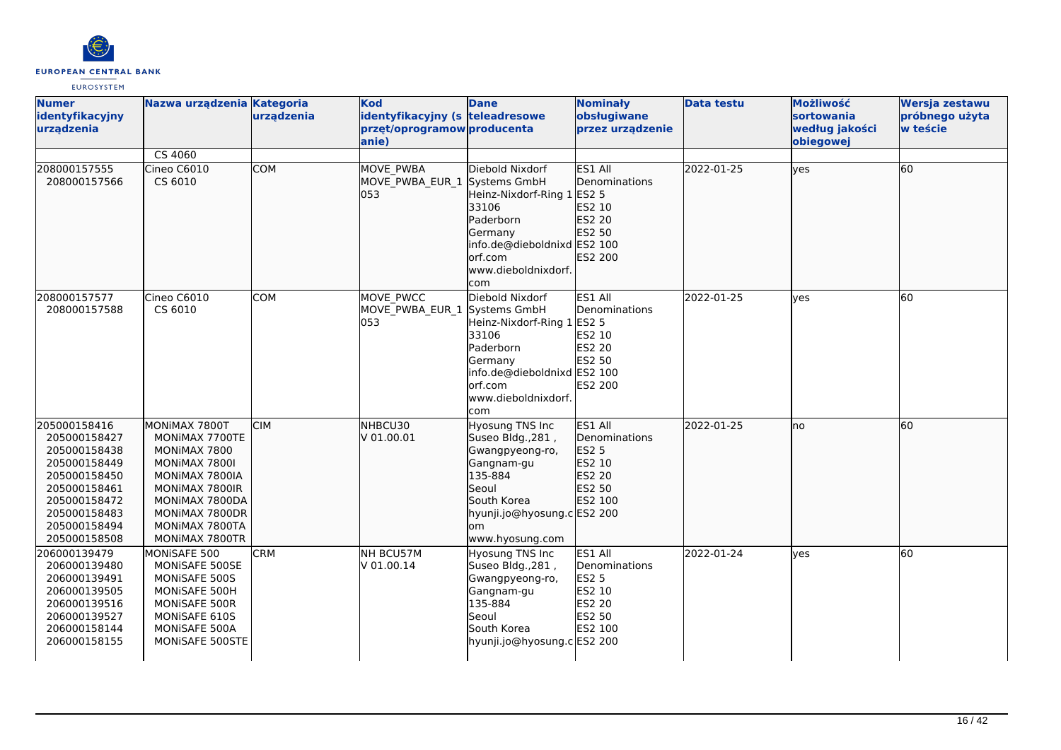| Numer identyfikacyjny urządzenia | Nazwa urządzenia | Kategoria urządzenia | Kod identyfikacyjny (sprzęt/oprogramowanie) | Dane teleadresowe producenta | Nominały obsługiwane przez urządzenie | Data testu | Możliwość sortowania według jakości obiegowej | Wersja zestawu próbnego użyta w teście |
|---|---|---|---|---|---|---|---|---|
| | CS 4060 | | | | | | | |
| 208000157555<br>208000157566 | Cineo C6010<br>CS 6010 | COM | MOVE_PWBA<br>MOVE_PWBA_EUR_1<br>053 | Diebold Nixdorf Systems GmbH<br>Heinz-Nixdorf-Ring 1<br>33106<br>Paderborn<br>Germany<br>info.de@dieboldnixdorf.com<br>www.dieboldnixdorf.com | ES1 All Denominations<br>ES2 5<br>ES2 10<br>ES2 20<br>ES2 50<br>ES2 100<br>ES2 200 | 2022-01-25 | yes | 60 |
| 208000157577<br>208000157588 | Cineo C6010<br>CS 6010 | COM | MOVE_PWCC<br>MOVE_PWBA_EUR_1<br>053 | Diebold Nixdorf Systems GmbH<br>Heinz-Nixdorf-Ring 1<br>33106<br>Paderborn<br>Germany<br>info.de@dieboldnixdorf.com<br>www.dieboldnixdorf.com | ES1 All Denominations<br>ES2 5<br>ES2 10<br>ES2 20<br>ES2 50<br>ES2 100<br>ES2 200 | 2022-01-25 | yes | 60 |
| 205000158416<br>205000158427<br>205000158438<br>205000158449<br>205000158450<br>205000158461<br>205000158472<br>205000158483<br>205000158494<br>205000158508 | MONiMAX 7800T<br>MONiMAX 7700TE<br>MONiMAX 7800<br>MONiMAX 7800I<br>MONiMAX 7800IA<br>MONiMAX 7800IR<br>MONiMAX 7800DA<br>MONiMAX 7800DR<br>MONiMAX 7800TA<br>MONiMAX 7800TR | CIM | NHBCU30<br>V 01.00.01 | Hyosung TNS Inc<br>Suseo Bldg.,281 ,<br>Gwangpyeong-ro,<br>Gangnam-gu<br>135-884<br>Seoul<br>South Korea<br>hyunji.jo@hyosung.com<br>www.hyosung.com | ES1 All Denominations<br>ES2 5<br>ES2 10<br>ES2 20<br>ES2 50<br>ES2 100<br>ES2 200 | 2022-01-25 | no | 60 |
| 206000139479<br>206000139480<br>206000139491<br>206000139505<br>206000139516<br>206000139527<br>206000158144<br>206000158155 | MONiSAFE 500<br>MONiSAFE 500SE<br>MONiSAFE 500S<br>MONiSAFE 500H<br>MONiSAFE 500R<br>MONiSAFE 610S<br>MONiSAFE 500A<br>MONiSAFE 500STE | CRM | NH BCU57M<br>V 01.00.14 | Hyosung TNS Inc<br>Suseo Bldg.,281 ,<br>Gwangpyeong-ro,<br>Gangnam-gu<br>135-884<br>Seoul<br>South Korea<br>hyunji.jo@hyosung.c | ES1 All Denominations<br>ES2 5<br>ES2 10<br>ES2 20<br>ES2 50<br>ES2 100<br>ES2 200 | 2022-01-24 | yes | 60 |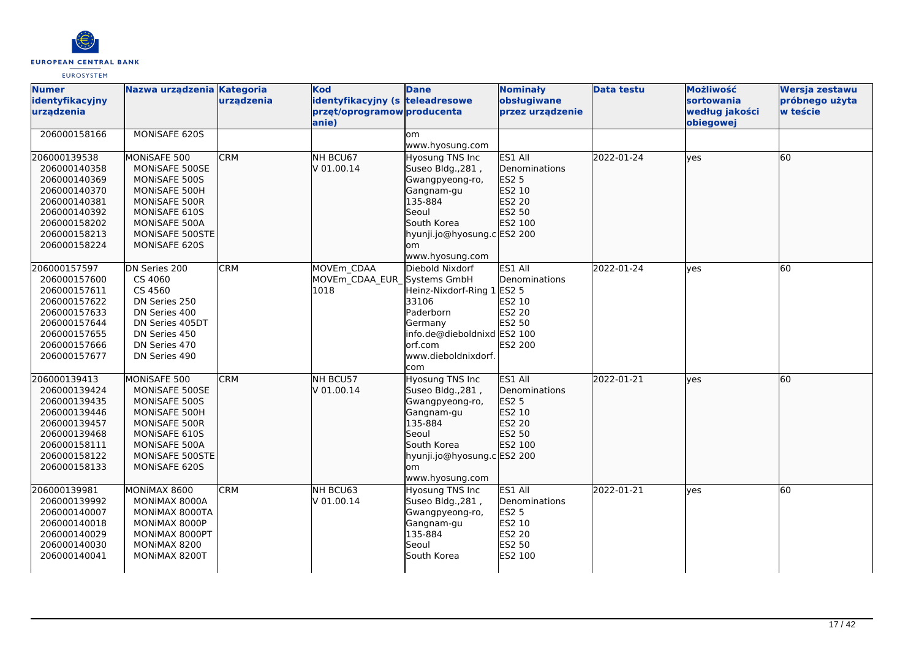| Numer identyfikacyjny urządzenia | Nazwa urządzenia | Kategoria urządzenia | Kod identyfikacyjny (sprzęt/oprogramowanie) | Dane teleadresowe producenta | Nominały obsługiwane przez urządzenie | Data testu | Możliwość sortowania według jakości obiegowej | Wersja zestawu próbnego użyta w teście |
|---|---|---|---|---|---|---|---|---|
| 206000158166 | MONiSAFE 620S | | | om www.hyosung.com | | | | |
| 206000139538 206000140358 206000140369 206000140370 206000140381 206000140392 206000158202 206000158213 206000158224 | MONiSAFE 500 MONiSAFE 500SE MONiSAFE 500S MONiSAFE 500H MONiSAFE 500R MONiSAFE 610S MONiSAFE 500A MONiSAFE 500STE MONiSAFE 620S | CRM | NH BCU67 V 01.00.14 | Hyosung TNS Inc Suseo Bldg.,281 , Gwangpyeong-ro, Gangnam-gu 135-884 Seoul South Korea hyunji.jo@hyosung.com www.hyosung.com | ES1 All Denominations ES2 5 ES2 10 ES2 20 ES2 50 ES2 100 ES2 200 | 2022-01-24 | yes | 60 |
| 206000157597 206000157600 206000157611 206000157622 206000157633 206000157644 206000157655 206000157666 206000157677 | DN Series 200 CS 4060 CS 4560 DN Series 250 DN Series 400 DN Series 405DT DN Series 450 DN Series 470 DN Series 490 | CRM | MOVEm_CDAA MOVEm_CDAA_EUR_1018 | Diebold Nixdorf Systems GmbH Heinz-Nixdorf-Ring 1 33106 Paderborn Germany info.de@dieboldnixdorf.com www.dieboldnixdorf.com | ES1 All Denominations ES2 5 ES2 10 ES2 20 ES2 50 ES2 100 ES2 200 | 2022-01-24 | yes | 60 |
| 206000139413 206000139424 206000139435 206000139446 206000139457 206000139468 206000158111 206000158122 206000158133 | MONiSAFE 500 MONiSAFE 500SE MONiSAFE 500S MONiSAFE 500H MONiSAFE 500R MONiSAFE 610S MONiSAFE 500A MONiSAFE 500STE MONiSAFE 620S | CRM | NH BCU57 V 01.00.14 | Hyosung TNS Inc Suseo Bldg.,281 , Gwangpyeong-ro, Gangnam-gu 135-884 Seoul South Korea hyunji.jo@hyosung.com www.hyosung.com | ES1 All Denominations ES2 5 ES2 10 ES2 20 ES2 50 ES2 100 ES2 200 | 2022-01-21 | yes | 60 |
| 206000139981 206000139992 206000140007 206000140018 206000140029 206000140030 206000140041 | MONiMAX 8600 MONiMAX 8000A MONiMAX 8000TA MONiMAX 8000P MONiMAX 8000PT MONiMAX 8200 MONiMAX 8200T | CRM | NH BCU63 V 01.00.14 | Hyosung TNS Inc Suseo Bldg.,281 , Gwangpyeong-ro, Gangnam-gu 135-884 Seoul South Korea | ES1 All Denominations ES2 5 ES2 10 ES2 20 ES2 50 ES2 100 | 2022-01-21 | yes | 60 |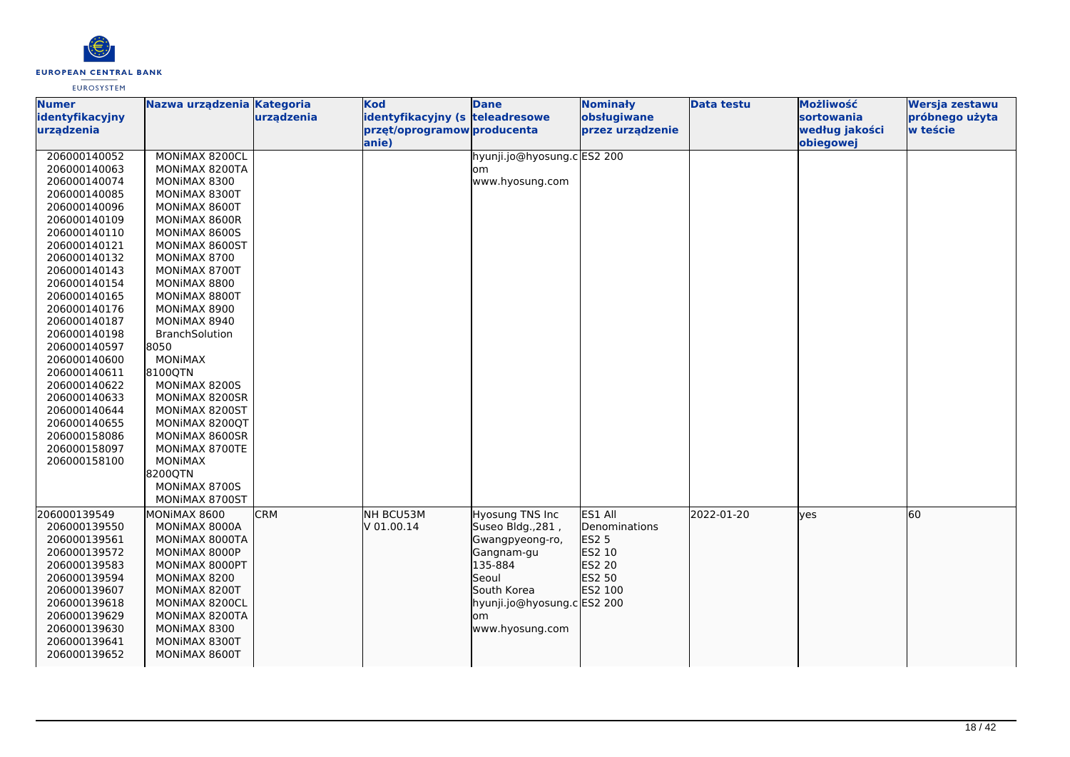| Numer identyfikacyjny urządzenia | Nazwa urządzenia | Kategoria urządzenia | Kod identyfikacyjny (sprzęt/oprogramowanie) | Dane teleadresowe producenta | Nominały obsługiwane przez urządzenie | Data testu | Możliwość sortowania według jakości obiegowej | Wersja zestawu próbnego użyta w teście |
|---|---|---|---|---|---|---|---|---|
| 206000140052<br>206000140063<br>206000140074<br>206000140085<br>206000140096<br>206000140109<br>206000140110<br>206000140121<br>206000140132<br>206000140143<br>206000140154<br>206000140165<br>206000140176<br>206000140187<br>206000140198<br>206000140597<br>206000140600<br>206000140611<br>206000140622<br>206000140633<br>206000140644<br>206000140655<br>206000158086<br>206000158097<br>206000158100 | MONiMAX 8200CL<br>MONiMAX 8200TA<br>MONiMAX 8300<br>MONiMAX 8300T<br>MONiMAX 8600T<br>MONiMAX 8600R<br>MONiMAX 8600S<br>MONiMAX 8600ST<br>MONiMAX 8700<br>MONiMAX 8700T<br>MONiMAX 8800<br>MONiMAX 8800T<br>MONiMAX 8900<br>MONiMAX 8940<br>BranchSolution 8050<br>MONiMAX 8100QTN<br>MONiMAX 8200S<br>MONiMAX 8200SR<br>MONiMAX 8200ST<br>MONiMAX 8200QT<br>MONiMAX 8600SR<br>MONiMAX 8700TE<br>MONiMAX 8200QTN<br>MONiMAX 8700S<br>MONiMAX 8700ST | | | hyunji.jo@hyosung.com<br>www.hyosung.com | ES2 200 | | | |
| 206000139549<br>206000139550<br>206000139561<br>206000139572<br>206000139583<br>206000139594<br>206000139607<br>206000139618<br>206000139629<br>206000139630<br>206000139641<br>206000139652 | MONiMAX 8600<br>MONiMAX 8000A<br>MONiMAX 8000TA<br>MONiMAX 8000P<br>MONiMAX 8000PT<br>MONiMAX 8200<br>MONiMAX 8200T<br>MONiMAX 8200CL<br>MONiMAX 8200TA<br>MONiMAX 8300<br>MONiMAX 8300T<br>MONiMAX 8600T | CRM | NH BCU53M V 01.00.14 | Hyosung TNS Inc Suseo Bldg.,281 , Gwangpyeong-ro, Gangnam-gu 135-884 Seoul South Korea hyunji.jo@hyosung.com www.hyosung.com | ES1 All Denominations<br>ES2 5<br>ES2 10<br>ES2 20<br>ES2 50<br>ES2 100<br>ES2 200 | 2022-01-20 | yes | 60 |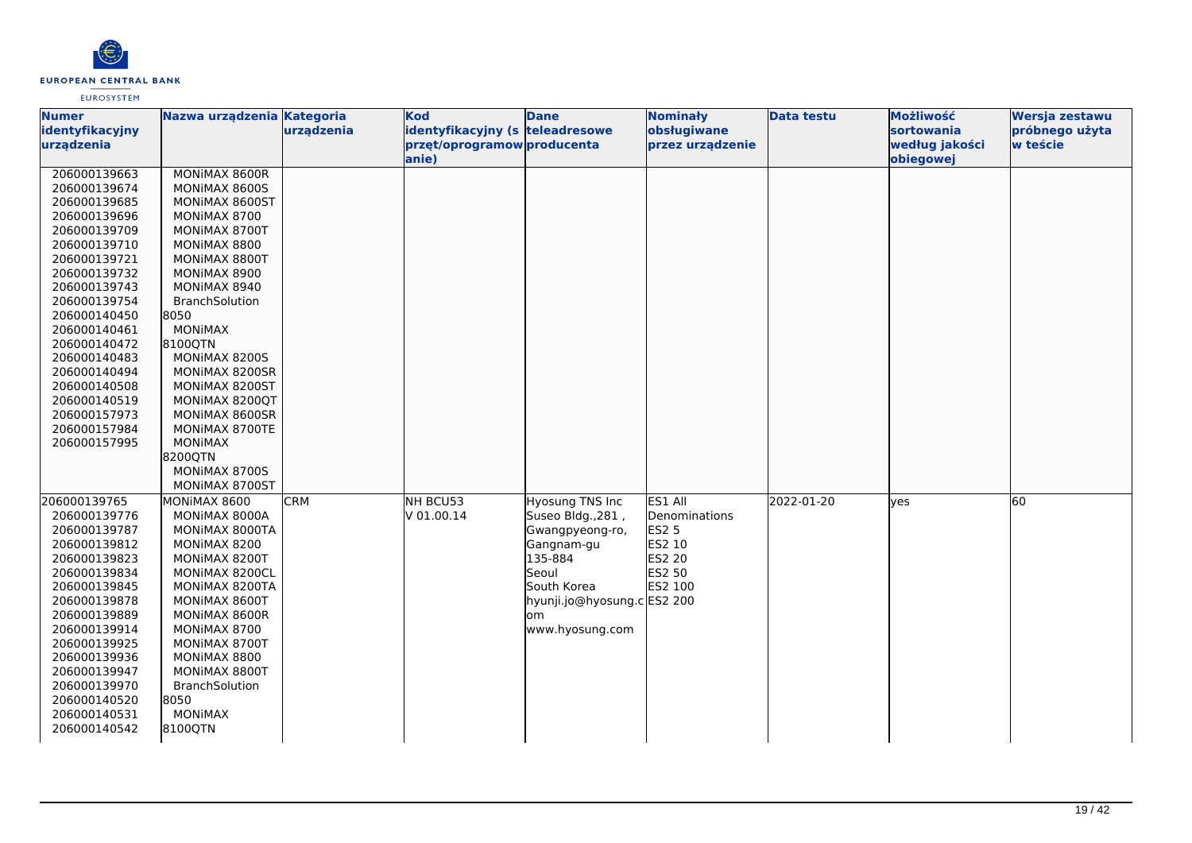| Numer identyfikacyjny urządzenia | Nazwa urządzenia | Kategoria urządzenia | Kod identyfikacyjny (sprzęt/oprogramowanie) | Dane teleadresowe producenta | Nominały obsługiwane przez urządzenie | Data testu | Możliwość sortowania według jakości obiegowej | Wersja zestawu próbnego użyta w teście |
|---|---|---|---|---|---|---|---|---|
| 206000139663<br>206000139674<br>206000139685<br>206000139696<br>206000139709<br>206000139710<br>206000139721<br>206000139732<br>206000139743<br>206000139754<br>206000140450<br>206000140461<br>206000140472<br>206000140483<br>206000140494<br>206000140508<br>206000140519<br>206000157973<br>206000157984<br>206000157995 | MONiMAX 8600R<br>MONiMAX 8600S<br>MONiMAX 8600ST<br>MONiMAX 8700<br>MONiMAX 8700T<br>MONiMAX 8800<br>MONiMAX 8800T<br>MONiMAX 8900<br>MONiMAX 8940<br>BranchSolution 8050<br>MONiMAX 8100QTN<br>MONiMAX 8200S<br>MONiMAX 8200SR<br>MONiMAX 8200ST<br>MONiMAX 8200QT<br>MONiMAX 8600SR<br>MONiMAX 8700TE<br>MONiMAX 8200QTN<br>MONiMAX 8700S<br>MONiMAX 8700ST | | | | | | | |
| 206000139765<br>206000139776<br>206000139787<br>206000139812<br>206000139823<br>206000139834<br>206000139845<br>206000139878<br>206000139889<br>206000139914<br>206000139925<br>206000139936<br>206000139947<br>206000139970<br>206000140520<br>206000140531<br>206000140542 | MONiMAX 8600<br>MONiMAX 8000A<br>MONiMAX 8000TA<br>MONiMAX 8200<br>MONiMAX 8200T<br>MONiMAX 8200CL<br>MONiMAX 8200TA<br>MONiMAX 8600T<br>MONiMAX 8600R<br>MONiMAX 8700<br>MONiMAX 8700T<br>MONiMAX 8800<br>MONiMAX 8800T<br>BranchSolution 8050<br>MONiMAX 8100QTN | CRM | NH BCU53<br>V 01.00.14 | Hyosung TNS Inc<br>Suseo Bldg.,281 ,<br>Gwangpyeong-ro,<br>Gangnam-gu<br>135-884<br>Seoul<br>South Korea<br>hyunji.jo@hyosung.com<br>www.hyosung.com | ES1 All Denominations<br>ES2 5<br>ES2 10<br>ES2 20<br>ES2 50<br>ES2 100<br>ES2 200 | 2022-01-20 | yes | 60 |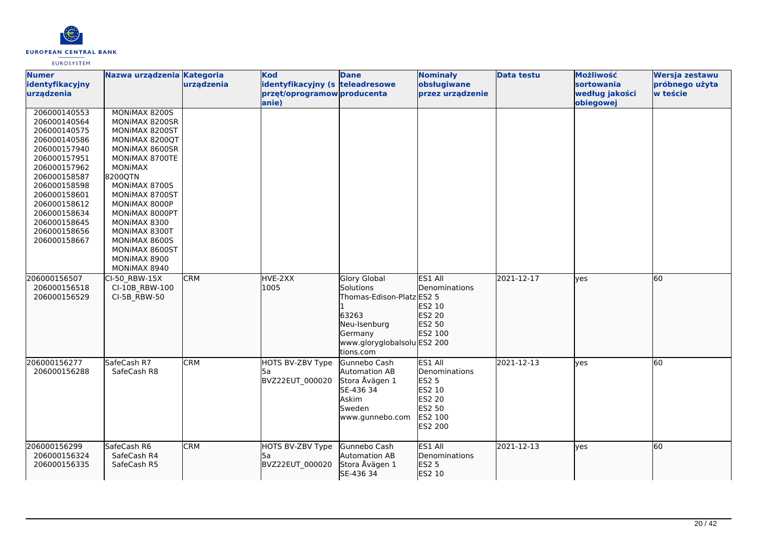| Numer identyfikacyjny urządzenia | Nazwa urządzenia | Kategoria urządzenia | Kod identyfikacyjny (sprzęt/oprogramowanie) | Dane teleadresowe producenta | Nominały obsługiwane przez urządzenie | Data testu | Możliwość sortowania według jakości obiegowej | Wersja zestawu próbnego użyta w teście |
|---|---|---|---|---|---|---|---|---|
| 206000140553<br>206000140564<br>206000140575<br>206000140586<br>206000157940<br>206000157951<br>206000157962<br>206000158587<br>206000158598<br>206000158601<br>206000158612<br>206000158634<br>206000158645<br>206000158656<br>206000158667 | MONiMAX 8200S<br>MONiMAX 8200SR<br>MONiMAX 8200ST<br>MONiMAX 8200QT<br>MONiMAX 8600SR<br>MONiMAX 8700TE<br>MONiMAX 8200QTN<br>MONiMAX 8700S<br>MONiMAX 8700ST<br>MONiMAX 8000P<br>MONiMAX 8000PT<br>MONiMAX 8300<br>MONiMAX 8300T<br>MONiMAX 8600S<br>MONiMAX 8600ST<br>MONiMAX 8900<br>MONiMAX 8940 | | | | | | | |
| 206000156507<br>206000156518<br>206000156529 | CI-50_RBW-15X<br>CI-10B_RBW-100<br>CI-5B_RBW-50 | CRM | HVE-2XX<br>1005 | Glory Global Solutions<br>Thomas-Edison-Platz 1<br>63263<br>Neu-Isenburg<br>Germany<br>www.gloryglobalsolutions.com | ES1 All Denominations<br>ES2 5<br>ES2 10<br>ES2 20<br>ES2 50<br>ES2 100<br>ES2 200 | 2021-12-17 | yes | 60 |
| 206000156277<br>206000156288 | SafeCash R7<br>SafeCash R8 | CRM | HOTS BV-ZBV Type 5a<br>BVZ22EUT_000020 | Gunnebo Cash Automation AB<br>Stora Åvägen 1<br>SE-436 34<br>Askim<br>Sweden<br>www.gunnebo.com | ES1 All Denominations<br>ES2 5<br>ES2 10<br>ES2 20<br>ES2 50<br>ES2 100<br>ES2 200 | 2021-12-13 | yes | 60 |
| 206000156299<br>206000156324<br>206000156335 | SafeCash R6<br>SafeCash R4<br>SafeCash R5 | CRM | HOTS BV-ZBV Type 5a<br>BVZ22EUT_000020 | Gunnebo Cash Automation AB<br>Stora Åvägen 1<br>SE-436 34 | ES1 All Denominations<br>ES2 5<br>ES2 10 | 2021-12-13 | yes | 60 |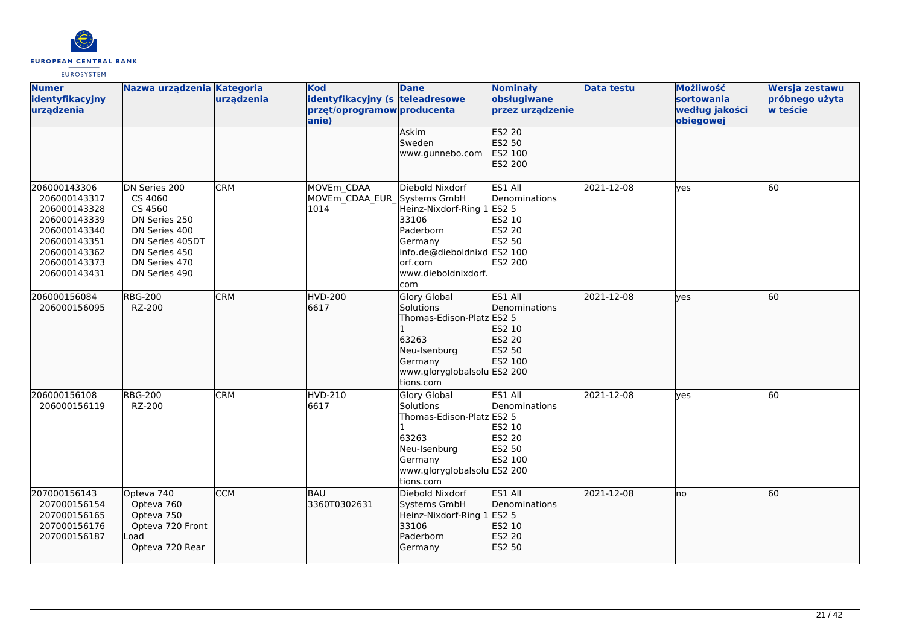| Numer identyfikacyjny urządzenia | Nazwa urządzenia | Kategoria urządzenia | Kod identyfikacyjny (sprzęt/oprogramowanie) | Dane teleadresowe producenta | Nominały obsługiwane przez urządzenie | Data testu | Możliwość sortowania według jakości obiegowej | Wersja zestawu próbnego użyta w teście |
|---|---|---|---|---|---|---|---|---|
| | | | | Askim<br>Sweden<br>www.gunnebo.com | ES2 20<br>ES2 50<br>ES2 100<br>ES2 200 | | | |
| 206000143306<br>206000143317<br>206000143328<br>206000143339<br>206000143340<br>206000143351<br>206000143362<br>206000143373<br>206000143431 | DN Series 200<br>CS 4060<br>CS 4560<br>DN Series 250<br>DN Series 400<br>DN Series 405DT<br>DN Series 450<br>DN Series 470<br>DN Series 490 | CRM | MOVEm_CDAA<br>MOVEm_CDAA_EUR_1014 | Diebold Nixdorf Systems GmbH<br>Heinz-Nixdorf-Ring 1<br>33106<br>Paderborn<br>Germany<br>info.de@dieboldnixdorf.com<br>www.dieboldnixdorf.com | ES1 All Denominations<br>ES2 5<br>ES2 10<br>ES2 20<br>ES2 50<br>ES2 100<br>ES2 200 | 2021-12-08 | yes | 60 |
| 206000156084<br>206000156095 | RBG-200<br>RZ-200 | CRM | HVD-200<br>6617 | Glory Global Solutions<br>Thomas-Edison-Platz 1<br>63263<br>Neu-Isenburg<br>Germany<br>www.gloryglobalsolutions.com | ES1 All Denominations<br>ES2 5<br>ES2 10<br>ES2 20<br>ES2 50<br>ES2 100<br>ES2 200 | 2021-12-08 | yes | 60 |
| 206000156108<br>206000156119 | RBG-200<br>RZ-200 | CRM | HVD-210<br>6617 | Glory Global Solutions<br>Thomas-Edison-Platz 1<br>63263<br>Neu-Isenburg<br>Germany<br>www.gloryglobalsolutions.com | ES1 All Denominations<br>ES2 5<br>ES2 10<br>ES2 20<br>ES2 50<br>ES2 100<br>ES2 200 | 2021-12-08 | yes | 60 |
| 207000156143<br>207000156154<br>207000156165<br>207000156176<br>207000156187 | Opteva 740<br>Opteva 760<br>Opteva 750<br>Opteva 720 Front Load<br>Opteva 720 Rear | CCM | BAU<br>3360T0302631 | Diebold Nixdorf Systems GmbH<br>Heinz-Nixdorf-Ring 1<br>33106<br>Paderborn<br>Germany | ES1 All Denominations<br>ES2 5<br>ES2 10<br>ES2 20<br>ES2 50 | 2021-12-08 | no | 60 |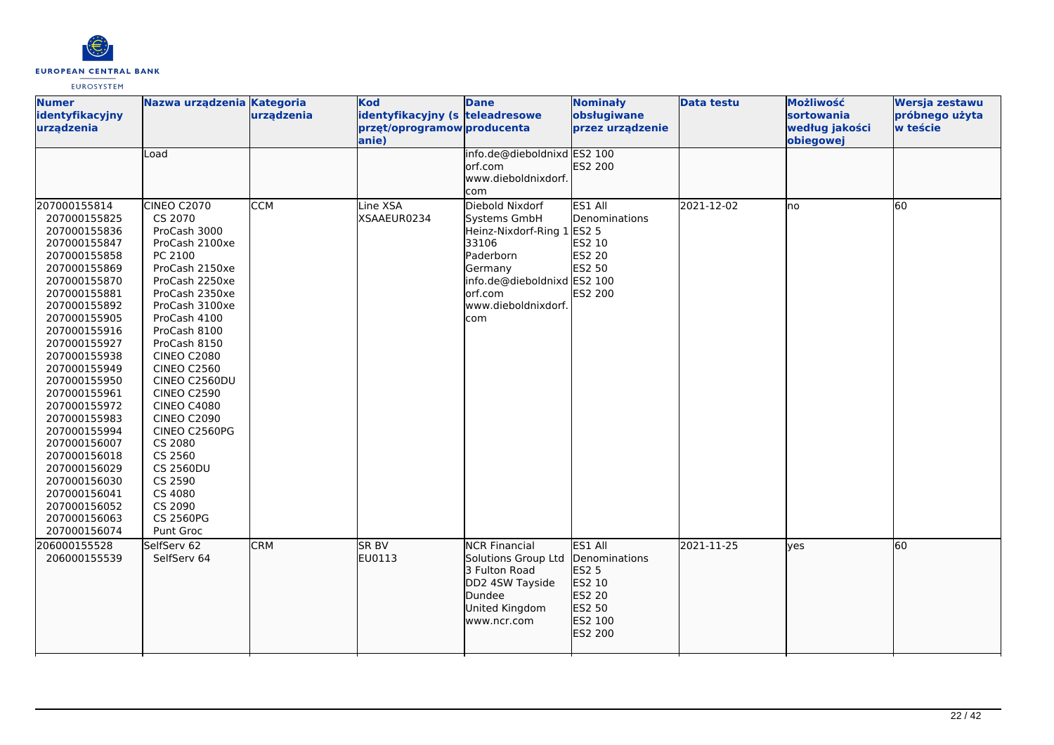| Numer identyfikacyjny urządzenia | Nazwa urządzenia | Kategoria urządzenia | Kod identyfikacyjny (sprzęt/oprogramowanie) | Dane teleadresowe producenta | Nominały obsługiwane przez urządzenie | Data testu | Możliwość sortowania według jakości obiegowej | Wersja zestawu próbnego użyta w teście |
|---|---|---|---|---|---|---|---|---|
| | Load | | | info.de@dieboldnixdorf.com www.dieboldnixdorf.com | ES2 100 ES2 200 | | | |
| 207000155814 207000155825 207000155836 207000155847 207000155858 207000155869 207000155870 207000155881 207000155892 207000155905 207000155916 207000155927 207000155938 207000155949 207000155950 207000155961 207000155972 207000155983 207000155994 207000156007 207000156018 207000156029 207000156030 207000156041 207000156052 207000156063 207000156074 | CINEO C2070 CS 2070 ProCash 3000 ProCash 2100xe PC 2100 ProCash 2150xe ProCash 2250xe ProCash 2350xe ProCash 3100xe ProCash 4100 ProCash 8100 ProCash 8150 CINEO C2080 CINEO C2560 CINEO C2560DU CINEO C2590 CINEO C4080 CINEO C2090 CINEO C2560PG CS 2080 CS 2560 CS 2560DU CS 2590 CS 4080 CS 2090 CS 2560PG Punt Groc | CCM | Line XSA XSAAEUR0234 | Diebold Nixdorf Systems GmbH Heinz-Nixdorf-Ring 1 33106 Paderborn Germany info.de@dieboldnixdorf.com www.dieboldnixdorf.com | ES1 All Denominations ES2 5 ES2 10 ES2 20 ES2 50 ES2 100 ES2 200 | 2021-12-02 | no | 60 |
| 206000155528 206000155539 | SelfServ 62 SelfServ 64 | CRM | SR BV EU0113 | NCR Financial Solutions Group Ltd 3 Fulton Road DD2 4SW Tayside Dundee United Kingdom www.ncr.com | ES1 All Denominations ES2 5 ES2 10 ES2 20 ES2 50 ES2 100 ES2 200 | 2021-11-25 | yes | 60 |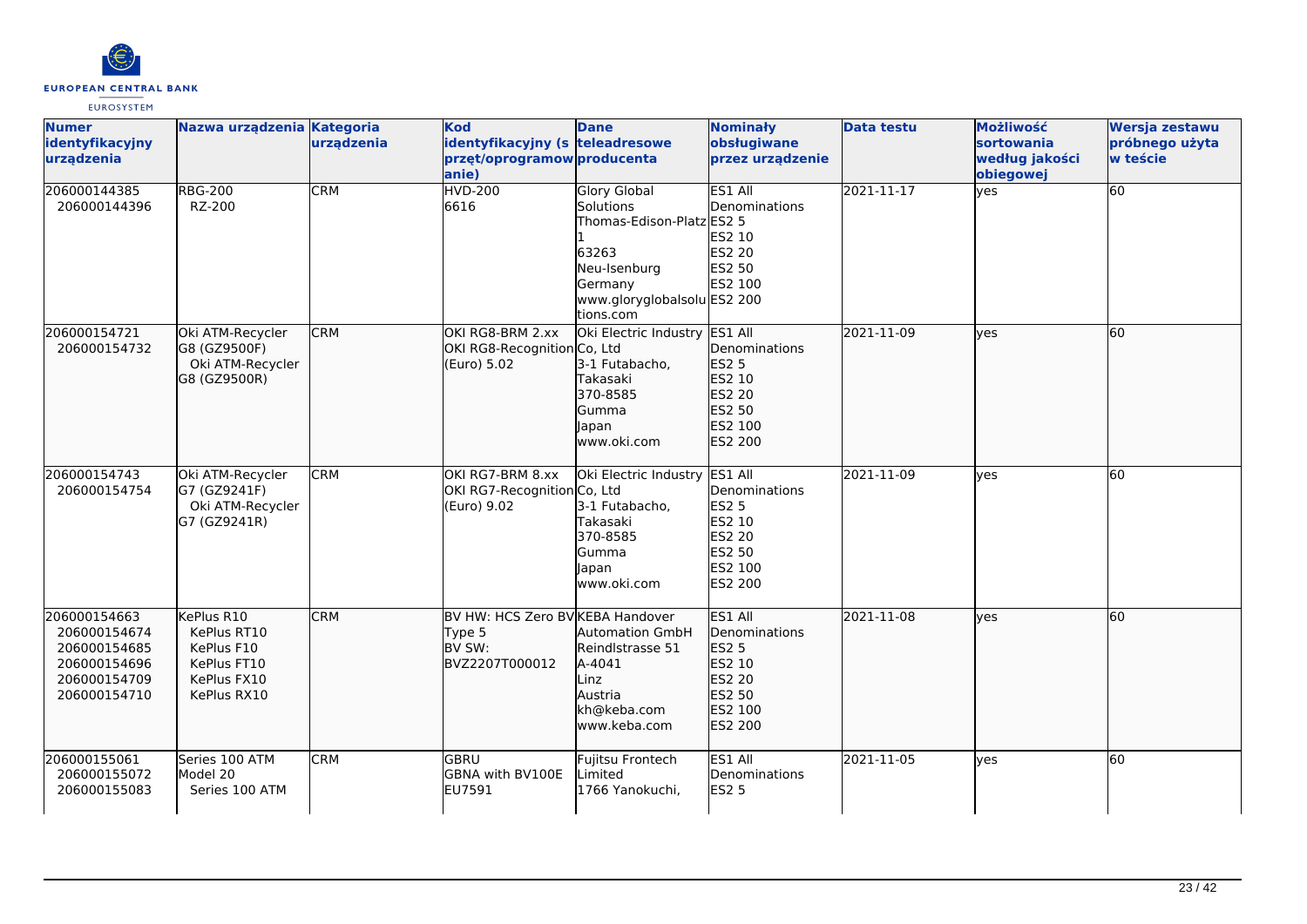| Numer identyfikacyjny urządzenia | Nazwa urządzenia | Kategoria urządzenia | Kod identyfikacyjny (sprzęt/oprogramowanie) | Dane teleadresowe producenta | Nominały obsługiwane przez urządzenie | Data testu | Możliwość sortowania według jakości obiegowej | Wersja zestawu próbnego użyta w teście |
|---|---|---|---|---|---|---|---|---|
| 206000144385<br>206000144396 | RBG-200<br>RZ-200 | CRM | HVD-200<br>6616 | Glory Global Solutions<br>Thomas-Edison-Platz 1<br>63263<br>Neu-Isenburg<br>Germany<br>www.gloryglobalsolutions.com | ES1 All Denominations<br>ES2 5<br>ES2 10<br>ES2 20<br>ES2 50<br>ES2 100<br>ES2 200 | 2021-11-17 | yes | 60 |
| 206000154721<br>206000154732 | Oki ATM-Recycler G8 (GZ9500F)<br>Oki ATM-Recycler G8 (GZ9500R) | CRM | OKI RG8-BRM 2.xx<br>OKI RG8-Recognition (Euro) 5.02 | Oki Electric Industry Co, Ltd<br>3-1 Futabacho, Takasaki<br>370-8585<br>Gumma<br>Japan<br>www.oki.com | ES1 All Denominations<br>ES2 5<br>ES2 10<br>ES2 20<br>ES2 50<br>ES2 100<br>ES2 200 | 2021-11-09 | yes | 60 |
| 206000154743<br>206000154754 | Oki ATM-Recycler G7 (GZ9241F)<br>Oki ATM-Recycler G7 (GZ9241R) | CRM | OKI RG7-BRM 8.xx<br>OKI RG7-Recognition (Euro) 9.02 | Oki Electric Industry Co, Ltd<br>3-1 Futabacho, Takasaki<br>370-8585<br>Gumma<br>Japan<br>www.oki.com | ES1 All Denominations<br>ES2 5<br>ES2 10<br>ES2 20<br>ES2 50<br>ES2 100<br>ES2 200 | 2021-11-09 | yes | 60 |
| 206000154663<br>206000154674<br>206000154685<br>206000154696<br>206000154709<br>206000154710 | KePlus R10<br>KePlus RT10<br>KePlus F10<br>KePlus FT10<br>KePlus FX10<br>KePlus RX10 | CRM | BV HW: HCS Zero BV Type 5<br>BV SW: BVZ2207T000012 | KEBA Handover Automation GmbH<br>Reindlstrasse 51<br>A-4041<br>Linz<br>Austria<br>kh@keba.com<br>www.keba.com | ES1 All Denominations<br>ES2 5<br>ES2 10<br>ES2 20<br>ES2 50<br>ES2 100<br>ES2 200 | 2021-11-08 | yes | 60 |
| 206000155061<br>206000155072<br>206000155083 | Series 100 ATM Model 20<br>Series 100 ATM | CRM | GBRU<br>GBNA with BV100E EU7591 | Fujitsu Frontech Limited<br>1766 Yanokuchi, | ES1 All Denominations<br>ES2 5 | 2021-11-05 | yes | 60 |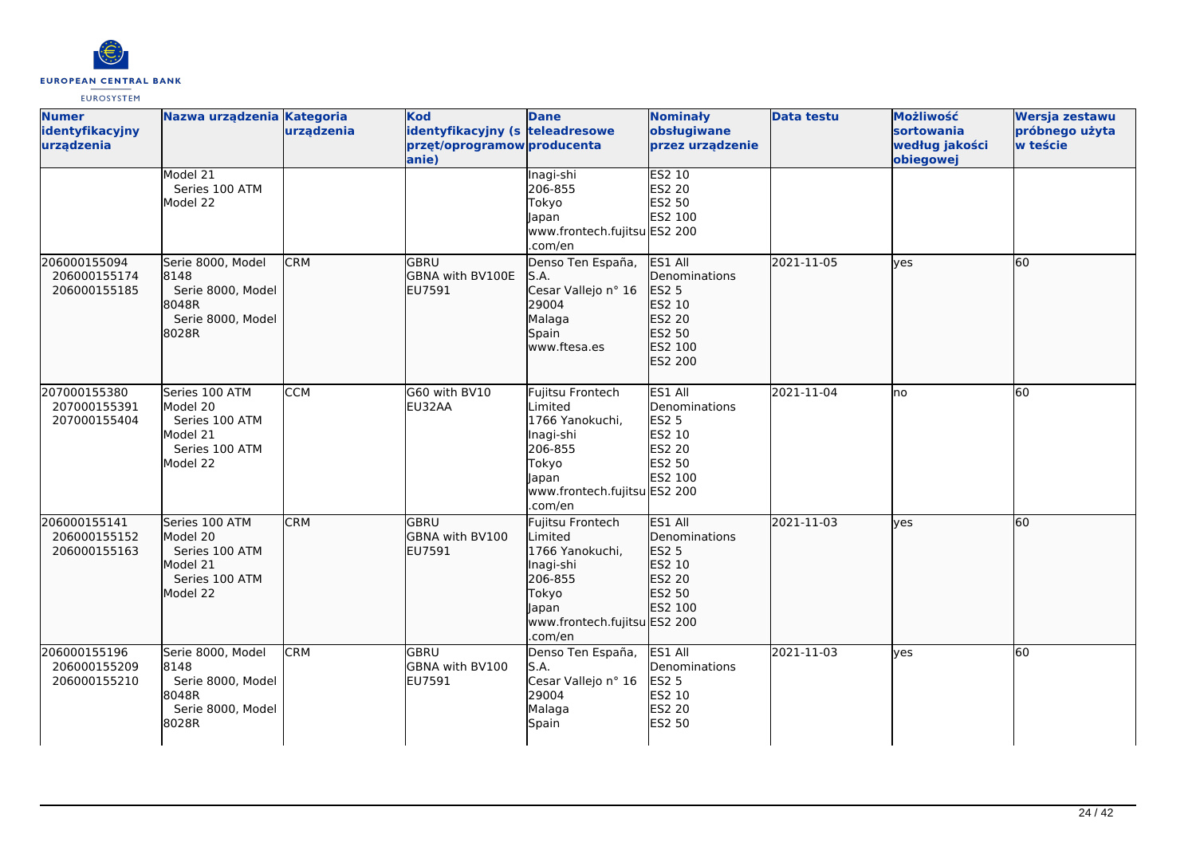| Numer identyfikacyjny urządzenia | Nazwa urządzenia | Kategoria urządzenia | Kod identyfikacyjny (sprzęt/oprogramowanie) | Dane teleadresowe producenta | Nominały obsługiwane przez urządzenie | Data testu | Możliwość sortowania według jakości obiegowej | Wersja zestawu próbnego użyta w teście |
|---|---|---|---|---|---|---|---|---|
| | Model 21<br>Series 100 ATM Model 22 | | | Inagi-shi<br>206-855<br>Tokyo<br>Japan<br>www.frontech.fujitsu.com/en | ES2 10<br>ES2 20<br>ES2 50<br>ES2 100<br>ES2 200 | | | |
| 206000155094<br>206000155174<br>206000155185 | Serie 8000, Model 8148<br>Serie 8000, Model 8048R<br>Serie 8000, Model 8028R | CRM | GBRU<br>GBNA with BV100E<br>EU7591 | Denso Ten España, S.A.<br>Cesar Vallejo n° 16<br>29004<br>Malaga<br>Spain<br>www.ftesa.es | ES1 All Denominations<br>ES2 5<br>ES2 10<br>ES2 20<br>ES2 50<br>ES2 100<br>ES2 200 | 2021-11-05 | yes | 60 |
| 207000155380<br>207000155391<br>207000155404 | Series 100 ATM Model 20<br>Series 100 ATM Model 21<br>Series 100 ATM Model 22 | CCM | G60 with BV10<br>EU32AA | Fujitsu Frontech Limited<br>1766 Yanokuchi, Inagi-shi<br>206-855<br>Tokyo<br>Japan<br>www.frontech.fujitsu.com/en | ES1 All Denominations<br>ES2 5<br>ES2 10<br>ES2 20<br>ES2 50<br>ES2 100<br>ES2 200 | 2021-11-04 | no | 60 |
| 206000155141<br>206000155152<br>206000155163 | Series 100 ATM Model 20<br>Series 100 ATM Model 21<br>Series 100 ATM Model 22 | CRM | GBRU<br>GBNA with BV100<br>EU7591 | Fujitsu Frontech Limited<br>1766 Yanokuchi, Inagi-shi<br>206-855<br>Tokyo<br>Japan<br>www.frontech.fujitsu.com/en | ES1 All Denominations<br>ES2 5<br>ES2 10<br>ES2 20<br>ES2 50<br>ES2 100<br>ES2 200 | 2021-11-03 | yes | 60 |
| 206000155196<br>206000155209<br>206000155210 | Serie 8000, Model 8148<br>Serie 8000, Model 8048R<br>Serie 8000, Model 8028R | CRM | GBRU<br>GBNA with BV100<br>EU7591 | Denso Ten España, S.A.<br>Cesar Vallejo n° 16<br>29004<br>Malaga<br>Spain | ES1 All Denominations<br>ES2 5<br>ES2 10<br>ES2 20<br>ES2 50 | 2021-11-03 | yes | 60 |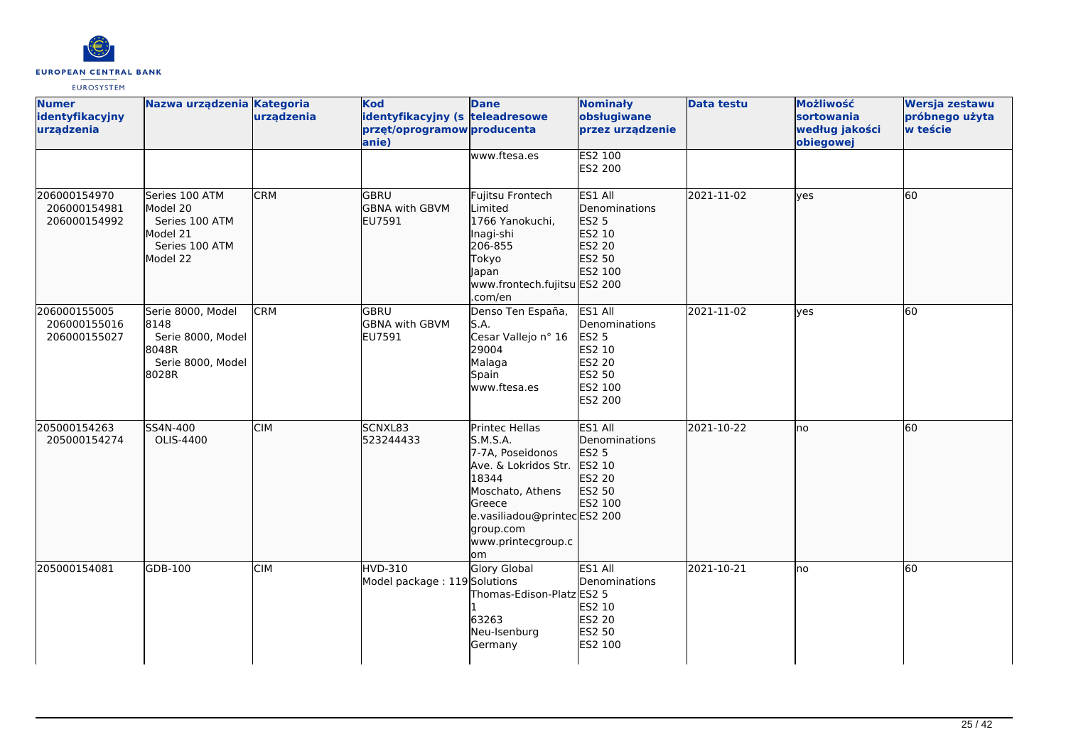| Numer identyfikacyjny urządzenia | Nazwa urządzenia | Kategoria urządzenia | Kod identyfikacyjny (s przęt/oprogramowanie) | Dane teleadresowe producenta | Nominały obsługiwane przez urządzenie | Data testu | Możliwość sortowania według jakości obiegowej | Wersja zestawu próbnego użyta w teście |
|---|---|---|---|---|---|---|---|---|
| | | | | www.ftesa.es | ES2 100<br>ES2 200 | | | |
| 206000154970<br>206000154981<br>206000154992 | Series 100 ATM Model 20<br>Series 100 ATM Model 21<br>Series 100 ATM Model 22 | CRM | GBRU<br>GBNA with GBVM<br>EU7591 | Fujitsu Frontech Limited<br>1766 Yanokuchi, Inagi-shi<br>206-855<br>Tokyo<br>Japan<br>www.frontech.fujitsu.com/en | ES1 All Denominations<br>ES2 5<br>ES2 10<br>ES2 20<br>ES2 50<br>ES2 100<br>ES2 200 | 2021-11-02 | yes | 60 |
| 206000155005<br>206000155016<br>206000155027 | Serie 8000, Model 8148<br>Serie 8000, Model 8048R<br>Serie 8000, Model 8028R | CRM | GBRU<br>GBNA with GBVM<br>EU7591 | Denso Ten España, S.A.<br>Cesar Vallejo n° 16<br>29004<br>Malaga<br>Spain<br>www.ftesa.es | ES1 All Denominations<br>ES2 5<br>ES2 10<br>ES2 20<br>ES2 50<br>ES2 100<br>ES2 200 | 2021-11-02 | yes | 60 |
| 205000154263<br>205000154274 | SS4N-400<br>OLIS-4400 | CIM | SCNXL83<br>523244433 | Printec Hellas S.M.S.A.<br>7-7A, Poseidonos Ave. & Lokridos Str.<br>18344<br>Moschato, Athens<br>Greece<br>e.vasiliadou@printecgroup.com<br>www.printecgroup.com | ES1 All Denominations<br>ES2 5<br>ES2 10<br>ES2 20<br>ES2 50<br>ES2 100<br>ES2 200 | 2021-10-22 | no | 60 |
| 205000154081 | GDB-100 | CIM | HVD-310<br>Model package : 119 | Glory Global Solutions<br>Thomas-Edison-Platz 1<br>63263<br>Neu-Isenburg<br>Germany | ES1 All Denominations<br>ES2 5<br>ES2 10<br>ES2 20<br>ES2 50<br>ES2 100 | 2021-10-21 | no | 60 |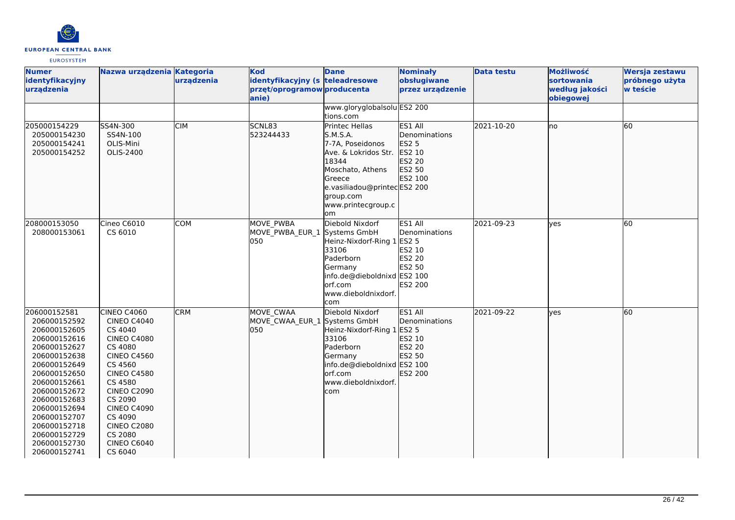| Numer identyfikacyjny urządzenia | Nazwa urządzenia | Kategoria urządzenia | Kod identyfikacyjny (sprzęt/oprogramowanie) | Dane teleadresowe producenta | Nominały obsługiwane przez urządzenie | Data testu | Możliwość sortowania według jakości obiegowej | Wersja zestawu próbnego użyta w teście |
|---|---|---|---|---|---|---|---|---|
| | | | | www.gloryglobalsolutions.com | ES2 200 | | | |
| 205000154229<br>205000154230<br>205000154241<br>205000154252 | SS4N-300<br>SS4N-100<br>OLIS-Mini<br>OLIS-2400 | CIM | SCNL83<br>523244433 | Printec Hellas S.M.S.A.<br>7-7A, Poseidonos Ave. & Lokridos Str.<br>18344<br>Moschato, Athens<br>Greece<br>e.vasiliadou@printecgroup.com<br>www.printecgroup.com | ES1 All Denominations<br>ES2 5<br>ES2 10<br>ES2 20<br>ES2 50<br>ES2 100<br>ES2 200 | 2021-10-20 | no | 60 |
| 208000153050<br>208000153061 | Cineo C6010<br>CS 6010 | COM | MOVE_PWBA<br>MOVE_PWBA_EUR_1050 | Diebold Nixdorf Systems GmbH<br>Heinz-Nixdorf-Ring 1<br>33106<br>Paderborn<br>Germany<br>info.de@dieboldnixdorf.com<br>www.dieboldnixdorf.com | ES1 All Denominations<br>ES2 5<br>ES2 10<br>ES2 20<br>ES2 50<br>ES2 100<br>ES2 200 | 2021-09-23 | yes | 60 |
| 206000152581<br>206000152592<br>206000152605<br>206000152616<br>206000152627<br>206000152638<br>206000152649<br>206000152650<br>206000152661<br>206000152672<br>206000152683<br>206000152694<br>206000152707<br>206000152718<br>206000152729<br>206000152730<br>206000152741 | CINEO C4060<br>CINEO C4040<br>CS 4040<br>CINEO C4080<br>CS 4080<br>CINEO C4560<br>CS 4560<br>CINEO C4580<br>CS 4580<br>CINEO C2090<br>CS 2090<br>CINEO C4090<br>CS 4090<br>CINEO C2080<br>CS 2080<br>CINEO C6040<br>CS 6040 | CRM | MOVE_CWAA<br>MOVE_CWAA_EUR_1050 | Diebold Nixdorf Systems GmbH<br>Heinz-Nixdorf-Ring 1<br>33106<br>Paderborn<br>Germany<br>info.de@dieboldnixdorf.com<br>www.dieboldnixdorf.com | ES1 All Denominations<br>ES2 5<br>ES2 10<br>ES2 20<br>ES2 50<br>ES2 100<br>ES2 200 | 2021-09-22 | yes | 60 |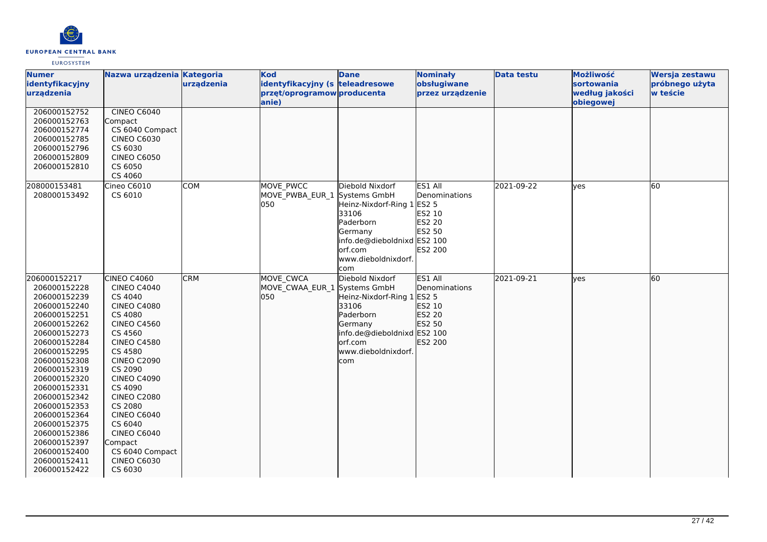| Numer identyfikacyjny urządzenia | Nazwa urządzenia | Kategoria urządzenia | Kod identyfikacyjny (sprzęt/oprogramowanie) | Dane teleadresowe producenta | Nominały obsługiwane przez urządzenie | Data testu | Możliwość sortowania według jakości obiegowej | Wersja zestawu próbnego użyta w teście |
|---|---|---|---|---|---|---|---|---|
| 206000152752<br>206000152763<br>206000152774<br>206000152785<br>206000152796<br>206000152809<br>206000152810 | CINEO C6040 Compact<br>CS 6040 Compact<br>CINEO C6030<br>CS 6030<br>CINEO C6050<br>CS 6050<br>CS 4060 | | | | | | | |
| 208000153481<br>208000153492 | Cineo C6010<br>CS 6010 | COM | MOVE_PWCC<br>MOVE_PWBA_EUR_1 050 | Diebold Nixdorf Systems GmbH<br>Heinz-Nixdorf-Ring 1<br>33106<br>Paderborn<br>Germany<br>info.de@dieboldnixdorf.com<br>www.dieboldnixdorf.com | ES1 All Denominations<br>ES2 5<br>ES2 10<br>ES2 20<br>ES2 50<br>ES2 100<br>ES2 200 | 2021-09-22 | yes | 60 |
| 206000152217<br>206000152228<br>206000152239<br>206000152240<br>206000152251<br>206000152262<br>206000152273<br>206000152284<br>206000152295<br>206000152308<br>206000152319<br>206000152320<br>206000152331<br>206000152342<br>206000152353<br>206000152364<br>206000152375<br>206000152386<br>206000152397<br>206000152400<br>206000152411<br>206000152422 | CINEO C4060<br>CINEO C4040<br>CS 4040<br>CINEO C4080<br>CS 4080<br>CINEO C4560<br>CS 4560<br>CINEO C4580<br>CS 4580<br>CINEO C2090<br>CS 2090<br>CINEO C4090<br>CS 4090<br>CINEO C2080<br>CS 2080<br>CINEO C6040<br>CS 6040<br>CINEO C6040 Compact<br>CS 6040 Compact<br>CINEO C6030<br>CS 6030 | CRM | MOVE_CWCA<br>MOVE_CWAA_EUR_1 050 | Diebold Nixdorf Systems GmbH<br>Heinz-Nixdorf-Ring 1<br>33106<br>Paderborn<br>Germany<br>info.de@dieboldnixdorf.com<br>www.dieboldnixdorf.com | ES1 All Denominations<br>ES2 5<br>ES2 10<br>ES2 20<br>ES2 50<br>ES2 100<br>ES2 200 | 2021-09-21 | yes | 60 |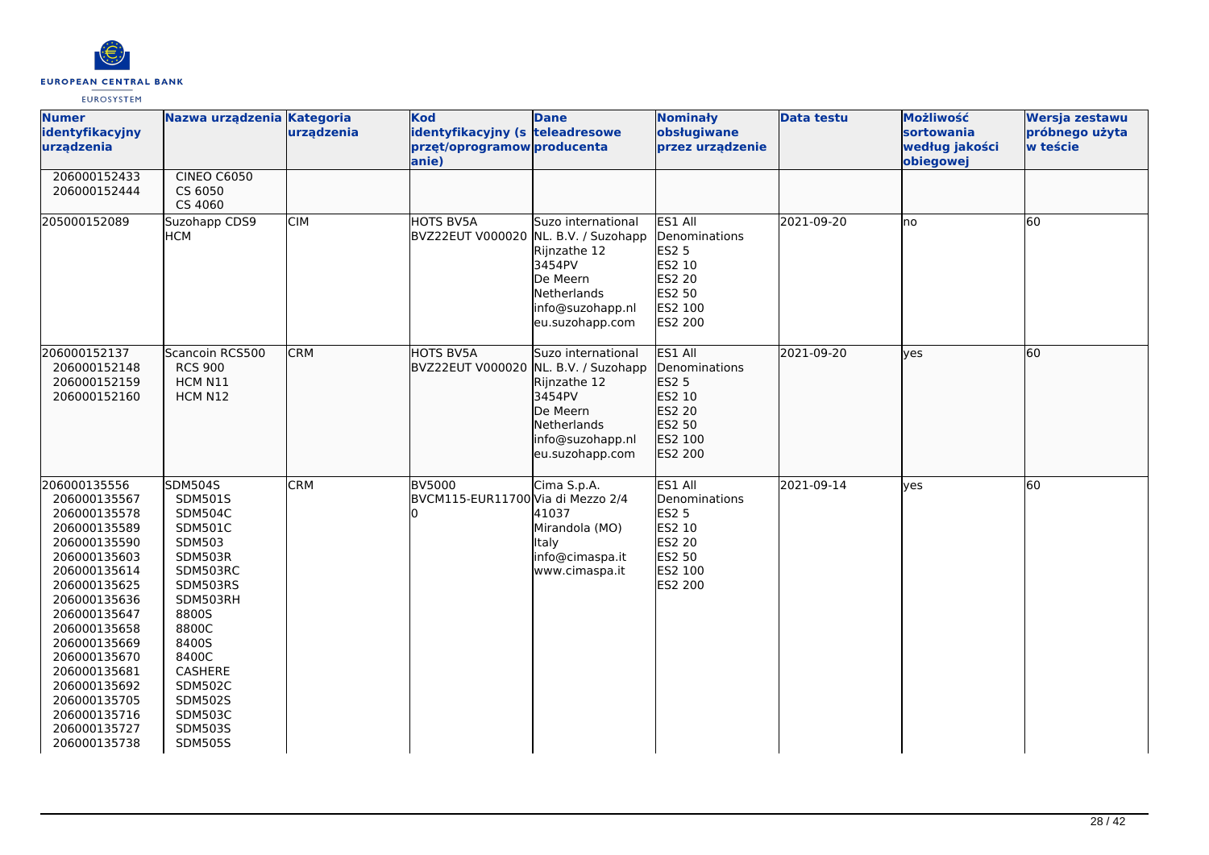| Numer identyfikacyjny urządzenia | Nazwa urządzenia | Kategoria urządzenia | Kod identyfikacyjny (s przęt/oprogramow anie) | Dane teleadresowe producenta | Nominały obsługiwane przez urządzenie | Data testu | Możliwość sortowania według jakości obiegowej | Wersja zestawu próbnego użyta w teście |
|---|---|---|---|---|---|---|---|---|
| 206000152433<br>206000152444 | CINEO C6050<br>CS 6050<br>CS 4060 | | | | | | | |
| 205000152089 | Suzohapp CDS9 HCM | CIM | HOTS BV5A BVZ22EUT V000020 | Suzo international NL. B.V. / Suzohapp<br>Rijnzathe 12<br>3454PV<br>De Meern<br>Netherlands<br>info@suzohapp.nl<br>eu.suzohapp.com | ES1 All Denominations<br>ES2 5<br>ES2 10<br>ES2 20<br>ES2 50<br>ES2 100<br>ES2 200 | 2021-09-20 | no | 60 |
| 206000152137<br>206000152148<br>206000152159<br>206000152160 | Scancoin RCS500<br>RCS 900<br>HCM N11<br>HCM N12 | CRM | HOTS BV5A BVZ22EUT V000020 | Suzo international NL. B.V. / Suzohapp<br>Rijnzathe 12<br>3454PV<br>De Meern<br>Netherlands<br>info@suzohapp.nl<br>eu.suzohapp.com | ES1 All Denominations<br>ES2 5<br>ES2 10<br>ES2 20<br>ES2 50<br>ES2 100<br>ES2 200 | 2021-09-20 | yes | 60 |
| 206000135556<br>206000135567<br>206000135578<br>206000135589<br>206000135590<br>206000135603<br>206000135614<br>206000135625<br>206000135636<br>206000135647<br>206000135658<br>206000135669<br>206000135670<br>206000135681<br>206000135692<br>206000135705<br>206000135716<br>206000135727<br>206000135738 | SDM504S<br>SDM501S<br>SDM504C<br>SDM501C<br>SDM503<br>SDM503R<br>SDM503RC<br>SDM503RS<br>SDM503RH<br>8800S<br>8800C<br>8400S<br>8400C<br>CASHERE<br>SDM502C<br>SDM502S<br>SDM503C<br>SDM503S<br>SDM505S | CRM | BV5000 BVCM115-EUR11700 | Cima S.p.A.<br>Via di Mezzo 2/4<br>41037<br>Mirandola (MO)<br>Italy<br>info@cimaspa.it<br>www.cimaspa.it | ES1 All Denominations<br>ES2 5<br>ES2 10<br>ES2 20<br>ES2 50<br>ES2 100<br>ES2 200 | 2021-09-14 | yes | 60 |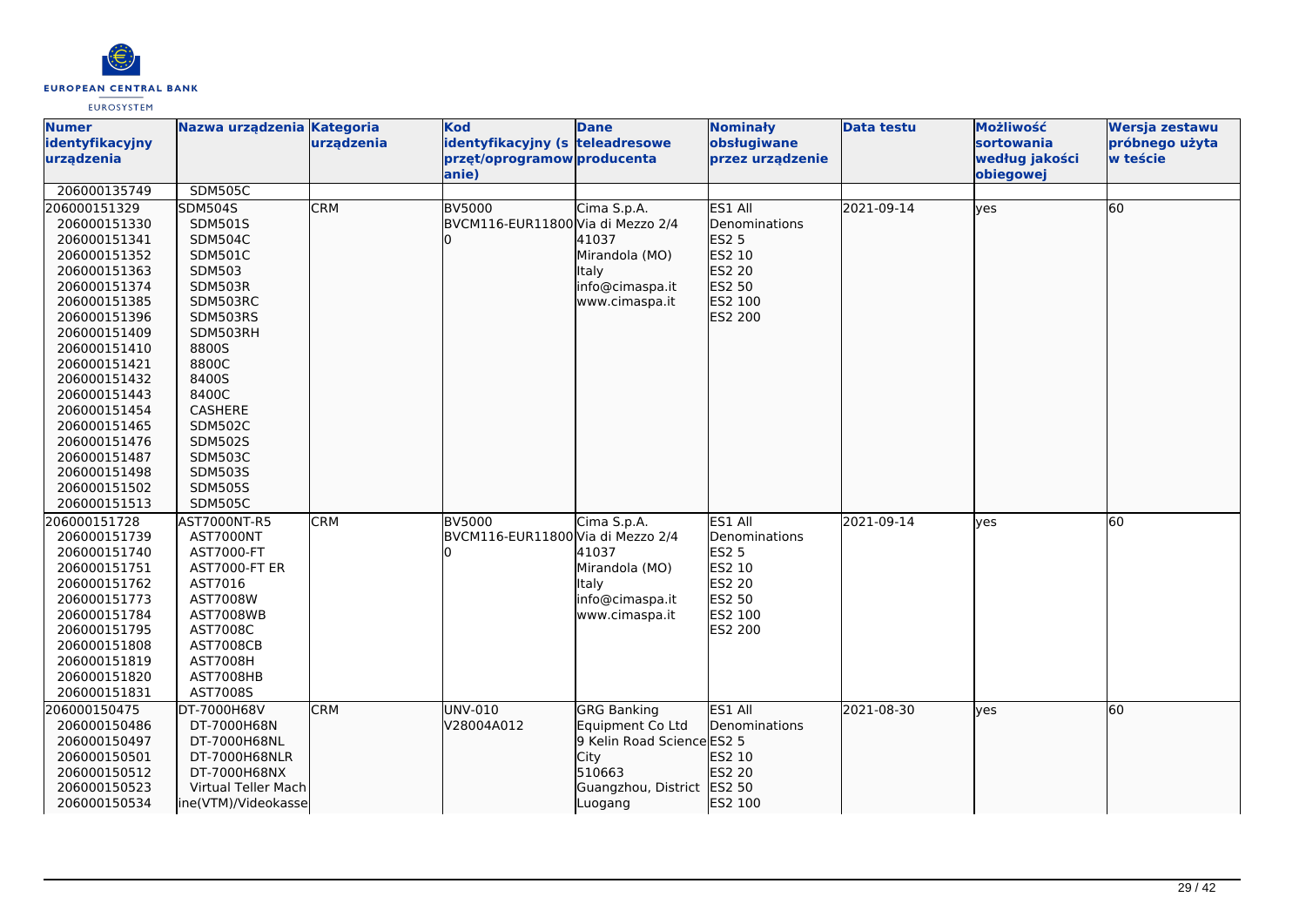| Numer identyfikacyjny urządzenia | Nazwa urządzenia | Kategoria urządzenia | Kod identyfikacyjny (sprzęt/oprogramowanie) | Dane teleadresowe producenta | Nominały obsługiwane przez urządzenie | Data testu | Możliwość sortowania według jakości obiegowej | Wersja zestawu próbnego użyta w teście |
|---|---|---|---|---|---|---|---|---|
| 206000135749 | SDM505C | | | | | | | |
| 206000151329<br>206000151330<br>206000151341<br>206000151352<br>206000151363<br>206000151374<br>206000151385<br>206000151396<br>206000151409<br>206000151410<br>206000151421<br>206000151432<br>206000151443<br>206000151454<br>206000151465<br>206000151476<br>206000151487<br>206000151498<br>206000151502<br>206000151513 | SDM504S<br>SDM501S<br>SDM504C<br>SDM501C<br>SDM503<br>SDM503R<br>SDM503RC<br>SDM503RS<br>SDM503RH<br>8800S<br>8800C<br>8400S<br>8400C<br>CASHERE<br>SDM502C<br>SDM502S<br>SDM503C<br>SDM503S<br>SDM505S<br>SDM505C | CRM | BV5000<br>BVCM116-EUR118000 | Cima S.p.A.<br>Via di Mezzo 2/4<br>41037<br>Mirandola (MO)<br>Italy<br>info@cimaspa.it<br>www.cimaspa.it | ES1 All Denominations<br>ES2 5<br>ES2 10<br>ES2 20<br>ES2 50<br>ES2 100<br>ES2 200 | 2021-09-14 | yes | 60 |
| 206000151728<br>206000151739<br>206000151740<br>206000151751<br>206000151762<br>206000151773<br>206000151784<br>206000151795<br>206000151808<br>206000151819<br>206000151820<br>206000151831 | AST7000NT-R5<br>AST7000NT<br>AST7000-FT<br>AST7000-FT ER<br>AST7016<br>AST7008W<br>AST7008WB<br>AST7008C<br>AST7008CB<br>AST7008H<br>AST7008HB<br>AST7008S | CRM | BV5000<br>BVCM116-EUR118000 | Cima S.p.A.<br>Via di Mezzo 2/4<br>41037<br>Mirandola (MO)<br>Italy<br>info@cimaspa.it<br>www.cimaspa.it | ES1 All Denominations<br>ES2 5<br>ES2 10<br>ES2 20<br>ES2 50<br>ES2 100<br>ES2 200 | 2021-09-14 | yes | 60 |
| 206000150475<br>206000150486<br>206000150497<br>206000150501<br>206000150512<br>206000150523<br>206000150534 | DT-7000H68V<br>DT-7000H68N<br>DT-7000H68NL<br>DT-7000H68NLR<br>DT-7000H68NX<br>Virtual Teller Machine(VTM)/Videokasse | CRM | UNV-010<br>V28004A012 | GRG Banking Equipment Co Ltd<br>9 Kelin Road Science City<br>510663<br>Guangzhou, District Luogang | ES1 All Denominations<br>ES2 5<br>ES2 10<br>ES2 20<br>ES2 50<br>ES2 100 | 2021-08-30 | yes | 60 |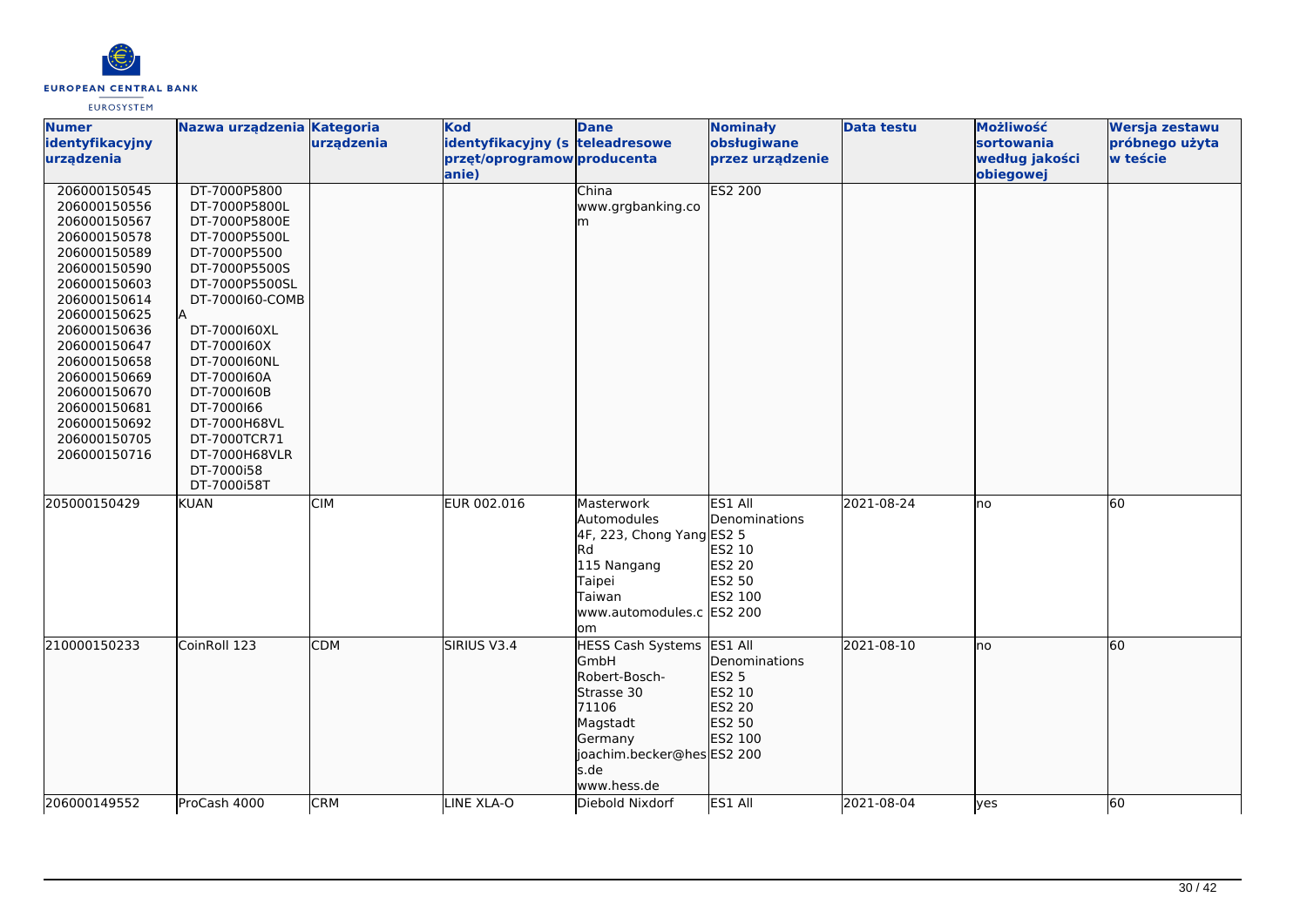| Numer identyfikacyjny urządzenia | Nazwa urządzenia | Kategoria urządzenia | Kod identyfikacyjny (sprzęt/oprogramowanie) | Dane teleadresowe producenta | Nominały obsługiwane przez urządzenie | Data testu | Możliwość sortowania według jakości obiegowej | Wersja zestawu próbnego użyta w teście |
|---|---|---|---|---|---|---|---|---|
| 206000150545<br>206000150556<br>206000150567<br>206000150578<br>206000150589<br>206000150590<br>206000150603<br>206000150614<br>206000150625<br>206000150636<br>206000150647<br>206000150658<br>206000150669<br>206000150670<br>206000150681<br>206000150692<br>206000150705<br>206000150716 | DT-7000P5800<br>DT-7000P5800L<br>DT-7000P5800E<br>DT-7000P5500L<br>DT-7000P5500<br>DT-7000P5500S<br>DT-7000P5500SL<br>DT-7000I60-COMBA<br>DT-7000I60XL<br>DT-7000I60X<br>DT-7000I60NL<br>DT-7000I60A<br>DT-7000I60B<br>DT-7000I66<br>DT-7000H68VL<br>DT-7000TCR71<br>DT-7000H68VLR<br>DT-7000i58<br>DT-7000i58T | | | China<br>www.grgbanking.com | ES2 200 | | | |
| 205000150429 | KUAN | CIM | EUR 002.016 | Masterwork Automodules<br>4F, 223, Chong Yang Rd<br>115 Nangang<br>Taipei<br>Taiwan<br>www.automodules.com | ES1 All Denominations<br>ES2 5<br>ES2 10<br>ES2 20<br>ES2 50<br>ES2 100<br>ES2 200 | 2021-08-24 | no | 60 |
| 210000150233 | CoinRoll 123 | CDM | SIRIUS V3.4 | HESS Cash Systems GmbH<br>Robert-Bosch-Strasse 30<br>71106<br>Magstadt<br>Germany<br>joachim.becker@hess.de<br>www.hess.de | ES1 All Denominations<br>ES2 5<br>ES2 10<br>ES2 20<br>ES2 50<br>ES2 100<br>ES2 200 | 2021-08-10 | no | 60 |
| 206000149552 | ProCash 4000 | CRM | LINE XLA-O | Diebold Nixdorf | ES1 All | 2021-08-04 | yes | 60 |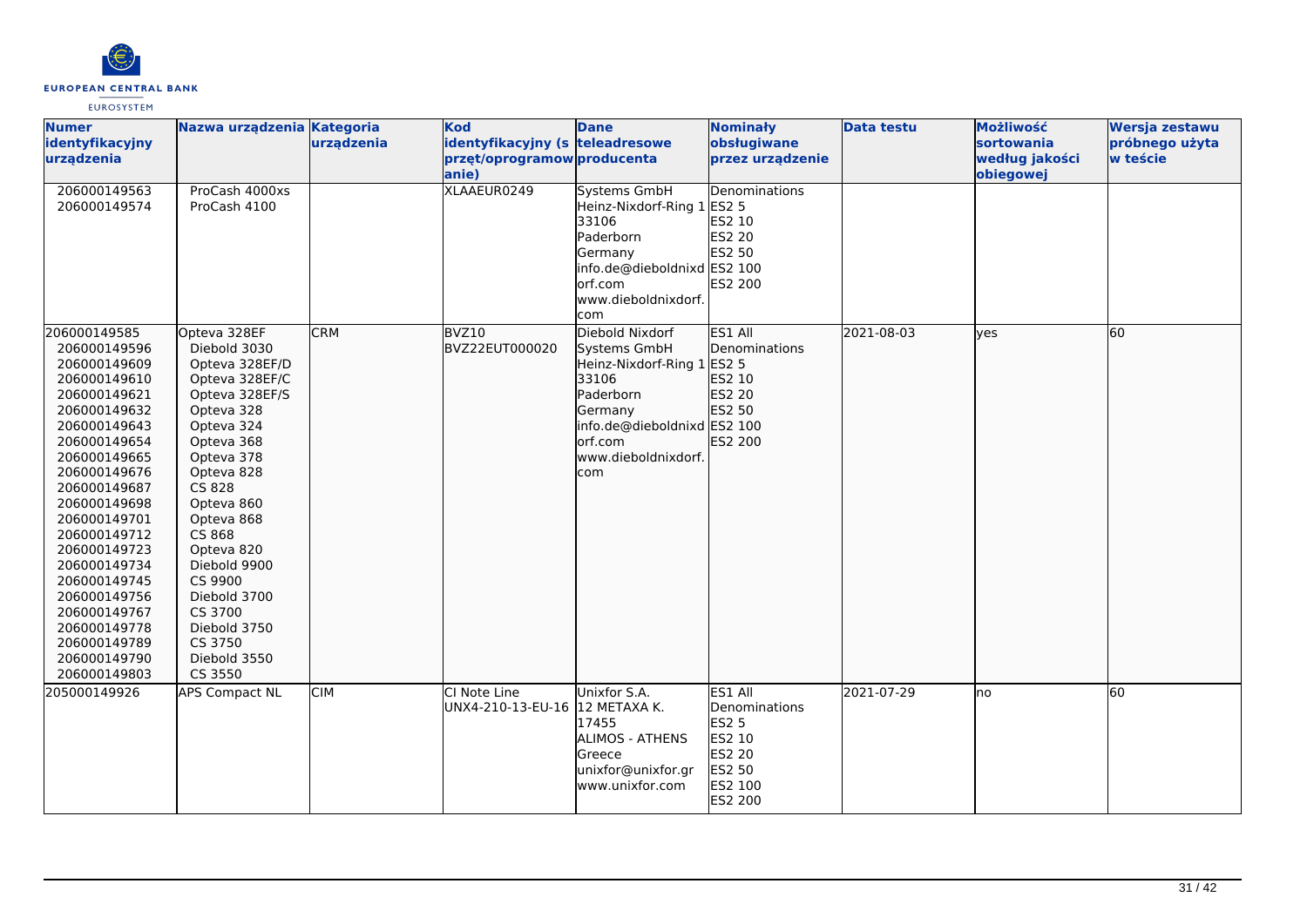| Numer identyfikacyjny urządzenia | Nazwa urządzenia | Kategoria urządzenia | Kod identyfikacyjny (sprzęt/oprogramowanie) | Dane teleadresowe producenta | Nominały obsługiwane przez urządzenie | Data testu | Możliwość sortowania według jakości obiegowej | Wersja zestawu próbnego użyta w teście |
|---|---|---|---|---|---|---|---|---|
| 206000149563<br>206000149574 | ProCash 4000xs<br>ProCash 4100 | | XLAAEUR0249 | Systems GmbH<br>Heinz-Nixdorf-Ring 1<br>33106<br>Paderborn<br>Germany<br>info.de@dieboldnixdorf.com<br>www.dieboldnixdorf.com | Denominations<br>ES2 5<br>ES2 10<br>ES2 20<br>ES2 50<br>ES2 100<br>ES2 200 | | | |
| 206000149585<br>206000149596<br>206000149609<br>206000149610<br>206000149621<br>206000149632<br>206000149643<br>206000149654<br>206000149665<br>206000149676<br>206000149687<br>206000149698<br>206000149701<br>206000149712<br>206000149723<br>206000149734<br>206000149745<br>206000149756<br>206000149767<br>206000149778<br>206000149789<br>206000149790<br>206000149803 | Opteva 328EF<br>Diebold 3030<br>Opteva 328EF/D<br>Opteva 328EF/C<br>Opteva 328EF/S<br>Opteva 328<br>Opteva 324<br>Opteva 368<br>Opteva 378<br>Opteva 828<br>CS 828<br>Opteva 860<br>Opteva 868<br>CS 868<br>Opteva 820<br>Diebold 9900<br>CS 9900<br>Diebold 3700<br>CS 3700<br>Diebold 3750<br>CS 3750<br>Diebold 3550<br>CS 3550 | CRM | BVZ10<br>BVZ22EUT000020 | Diebold Nixdorf<br>Systems GmbH<br>Heinz-Nixdorf-Ring 1<br>33106<br>Paderborn<br>Germany<br>info.de@dieboldnixdorf.com<br>www.dieboldnixdorf.com | ES1 All<br>Denominations<br>ES2 5<br>ES2 10<br>ES2 20<br>ES2 50<br>ES2 100<br>ES2 200 | 2021-08-03 | yes | 60 |
| 205000149926 | APS Compact NL | CIM | CI Note Line<br>UNX4-210-13-EU-16 | Unixfor S.A.<br>12 METAXA K.<br>17455<br>ALIMOS - ATHENS<br>Greece<br>unixfor@unixfor.gr<br>www.unixfor.com | ES1 All<br>Denominations<br>ES2 5<br>ES2 10<br>ES2 20<br>ES2 50<br>ES2 100<br>ES2 200 | 2021-07-29 | no | 60 |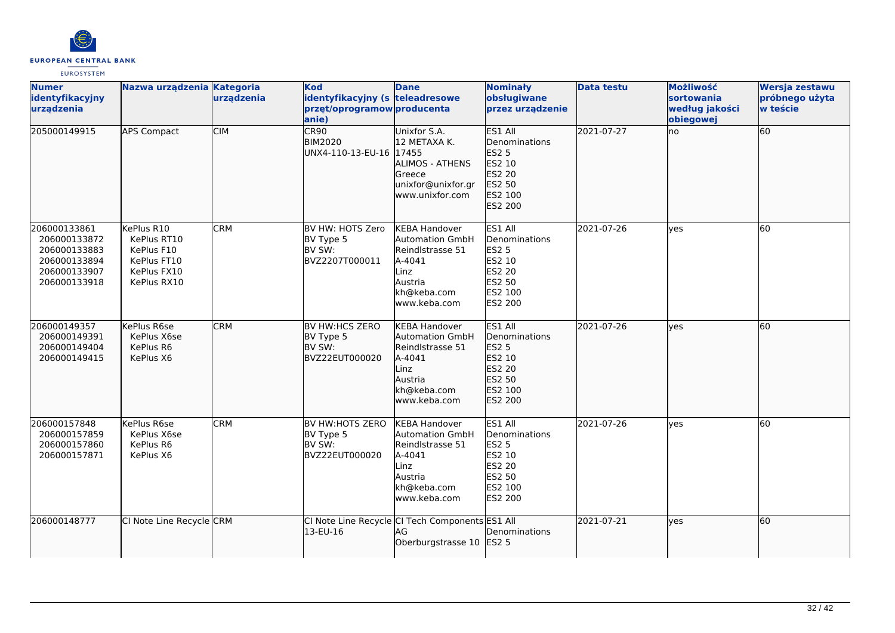| Numer identyfikacyjny urządzenia | Nazwa urządzenia | Kategoria urządzenia | Kod identyfikacyjny (sprzęt/oprogramowanie) | Dane teleadresowe producenta | Nominały obsługiwane przez urządzenie | Data testu | Możliwość sortowania według jakości obiegowej | Wersja zestawu próbnego użyta w teście |
|---|---|---|---|---|---|---|---|---|
| 205000149915 | APS Compact | CIM | CR90<br>BIM2020<br>UNX4-110-13-EU-16 | Unixfor S.A.<br>12 METAXA K.<br>17455<br>ALIMOS - ATHENS<br>Greece<br>unixfor@unixfor.gr<br>www.unixfor.com | ES1 All Denominations<br>ES2 5<br>ES2 10<br>ES2 20<br>ES2 50<br>ES2 100<br>ES2 200 | 2021-07-27 | no | 60 |
| 206000133861<br>206000133872<br>206000133883<br>206000133894<br>206000133907<br>206000133918 | KePlus R10<br>KePlus RT10<br>KePlus F10<br>KePlus FT10<br>KePlus FX10<br>KePlus RX10 | CRM | BV HW: HOTS Zero<br>BV Type 5<br>BV SW:<br>BVZ2207T000011 | KEBA Handover Automation GmbH<br>Reindlstrasse 51<br>A-4041<br>Linz<br>Austria<br>kh@keba.com<br>www.keba.com | ES1 All Denominations<br>ES2 5<br>ES2 10<br>ES2 20<br>ES2 50<br>ES2 100<br>ES2 200 | 2021-07-26 | yes | 60 |
| 206000149357<br>206000149391<br>206000149404<br>206000149415 | KePlus R6se<br>KePlus X6se<br>KePlus R6<br>KePlus X6 | CRM | BV HW:HCS ZERO<br>BV Type 5<br>BV SW:<br>BVZ22EUT000020 | KEBA Handover Automation GmbH<br>Reindlstrasse 51<br>A-4041<br>Linz<br>Austria<br>kh@keba.com<br>www.keba.com | ES1 All Denominations<br>ES2 5<br>ES2 10<br>ES2 20<br>ES2 50<br>ES2 100<br>ES2 200 | 2021-07-26 | yes | 60 |
| 206000157848<br>206000157859<br>206000157860<br>206000157871 | KePlus R6se<br>KePlus X6se<br>KePlus R6<br>KePlus X6 | CRM | BV HW:HOTS ZERO<br>BV Type 5<br>BV SW:<br>BVZ22EUT000020 | KEBA Handover Automation GmbH<br>Reindlstrasse 51<br>A-4041<br>Linz<br>Austria<br>kh@keba.com<br>www.keba.com | ES1 All Denominations<br>ES2 5<br>ES2 10<br>ES2 20<br>ES2 50<br>ES2 100<br>ES2 200 | 2021-07-26 | yes | 60 |
| 206000148777 | CI Note Line Recycle | CRM | CI Note Line Recycle 13-EU-16 | CI Tech Components AG<br>Oberburgstrasse 10 | ES1 All Denominations<br>ES2 5 | 2021-07-21 | yes | 60 |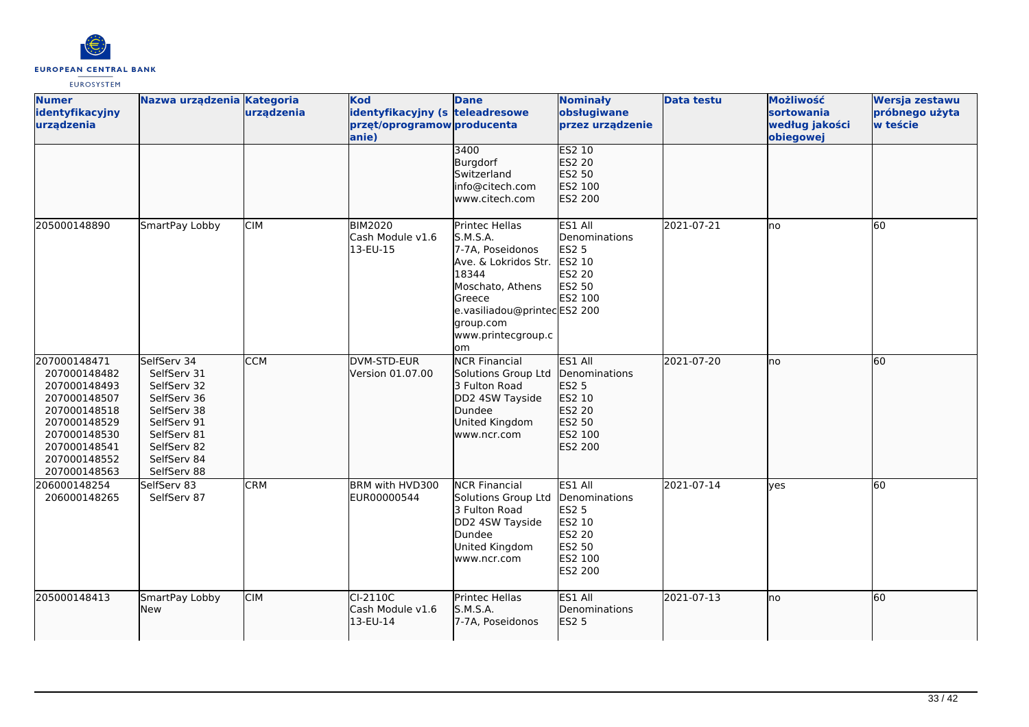| Numer identyfikacyjny urządzenia | Nazwa urządzenia | Kategoria urządzenia | Kod identyfikacyjny (sprzęt/oprogramowanie) | Dane teleadresowe producenta | Nominały obsługiwane przez urządzenie | Data testu | Możliwość sortowania według jakości obiegowej | Wersja zestawu próbnego użyta w teście |
|---|---|---|---|---|---|---|---|---|
| | | | | 3400<br>Burgdorf<br>Switzerland<br>info@citech.com<br>www.citech.com | ES2 10<br>ES2 20<br>ES2 50<br>ES2 100<br>ES2 200 | | | |
| 205000148890 | SmartPay Lobby | CIM | BIM2020<br>Cash Module v1.6<br>13-EU-15 | Printec Hellas S.M.S.A.<br>7-7A, Poseidonos Ave. & Lokridos Str.<br>18344<br>Moschato, Athens<br>Greece<br>e.vasiliadou@printecgroup.com<br>www.printecgroup.com | ES1 All Denominations<br>ES2 5<br>ES2 10<br>ES2 20<br>ES2 50<br>ES2 100<br>ES2 200 | 2021-07-21 | no | 60 |
| 207000148471<br>207000148482<br>207000148493<br>207000148507<br>207000148518<br>207000148529<br>207000148530<br>207000148541<br>207000148552<br>207000148563 | SelfServ 34<br>SelfServ 31<br>SelfServ 32<br>SelfServ 36<br>SelfServ 38<br>SelfServ 91<br>SelfServ 81<br>SelfServ 82<br>SelfServ 84<br>SelfServ 88 | CCM | DVM-STD-EUR<br>Version 01.07.00 | NCR Financial Solutions Group Ltd<br>3 Fulton Road<br>DD2 4SW Tayside<br>Dundee<br>United Kingdom<br>www.ncr.com | ES1 All Denominations<br>ES2 5<br>ES2 10<br>ES2 20<br>ES2 50<br>ES2 100<br>ES2 200 | 2021-07-20 | no | 60 |
| 206000148254<br>206000148265 | SelfServ 83<br>SelfServ 87 | CRM | BRM with HVD300<br>EUR00000544 | NCR Financial Solutions Group Ltd<br>3 Fulton Road<br>DD2 4SW Tayside<br>Dundee<br>United Kingdom<br>www.ncr.com | ES1 All Denominations<br>ES2 5<br>ES2 10<br>ES2 20<br>ES2 50<br>ES2 100<br>ES2 200 | 2021-07-14 | yes | 60 |
| 205000148413 | SmartPay Lobby New | CIM | CI-2110C<br>Cash Module v1.6<br>13-EU-14 | Printec Hellas S.M.S.A.<br>7-7A, Poseidonos | ES1 All Denominations<br>ES2 5 | 2021-07-13 | no | 60 |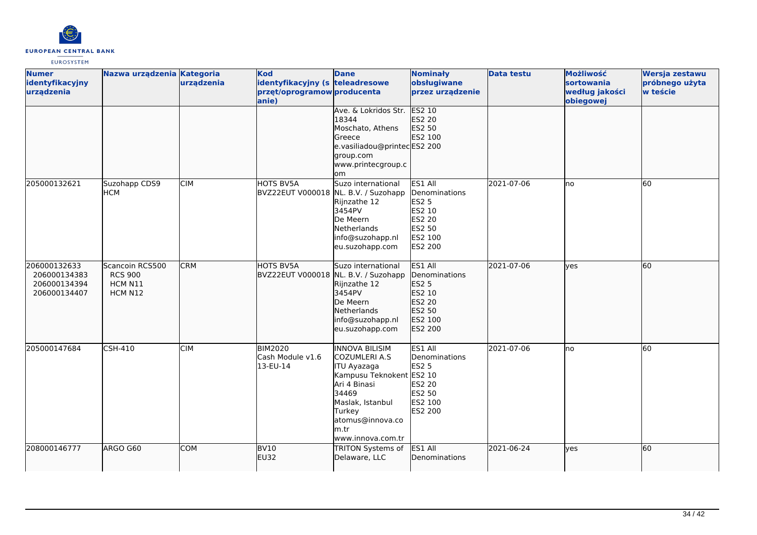| Numer identyfikacyjny urządzenia | Nazwa urządzenia | Kategoria urządzenia | Kod identyfikacyjny (s przęt/oprogramow anie) | Dane teleadresowe producenta | Nominały obsługiwane przez urządzenie | Data testu | Możliwość sortowania według jakości obiegowej | Wersja zestawu próbnego użyta w teście |
|---|---|---|---|---|---|---|---|---|
| | | | | Ave. & Lokridos Str. 18344 Moschato, Athens Greece e.vasiliadou@printecgroup.com www.printecgroup.com | ES2 10 ES2 20 ES2 50 ES2 100 ES2 200 | | | |
| 205000132621 | Suzohapp CDS9 HCM | CIM | HOTS BV5A BVZ22EUT V000018 | Suzo international NL. B.V. / Suzohapp Rijnzathe 12 3454PV De Meern Netherlands info@suzohapp.nl eu.suzohapp.com | ES1 All Denominations ES2 5 ES2 10 ES2 20 ES2 50 ES2 100 ES2 200 | 2021-07-06 | no | 60 |
| 206000132633 206000134383 206000134394 206000134407 | Scancoin RCS500 RCS 900 HCM N11 HCM N12 | CRM | HOTS BV5A BVZ22EUT V000018 | Suzo international NL. B.V. / Suzohapp Rijnzathe 12 3454PV De Meern Netherlands info@suzohapp.nl eu.suzohapp.com | ES1 All Denominations ES2 5 ES2 10 ES2 20 ES2 50 ES2 100 ES2 200 | 2021-07-06 | yes | 60 |
| 205000147684 | CSH-410 | CIM | BIM2020 Cash Module v1.6 13-EU-14 | INNOVA BILISIM COZUMLERI A.S ITU Ayazaga Kampusu Teknokent Ari 4 Binasi 34469 Maslak, Istanbul Turkey atomus@innova.com.tr www.innova.com.tr | ES1 All Denominations ES2 5 ES2 10 ES2 20 ES2 50 ES2 100 ES2 200 | 2021-07-06 | no | 60 |
| 208000146777 | ARGO G60 | COM | BV10 EU32 | TRITON Systems of Delaware, LLC | ES1 All Denominations | 2021-06-24 | yes | 60 |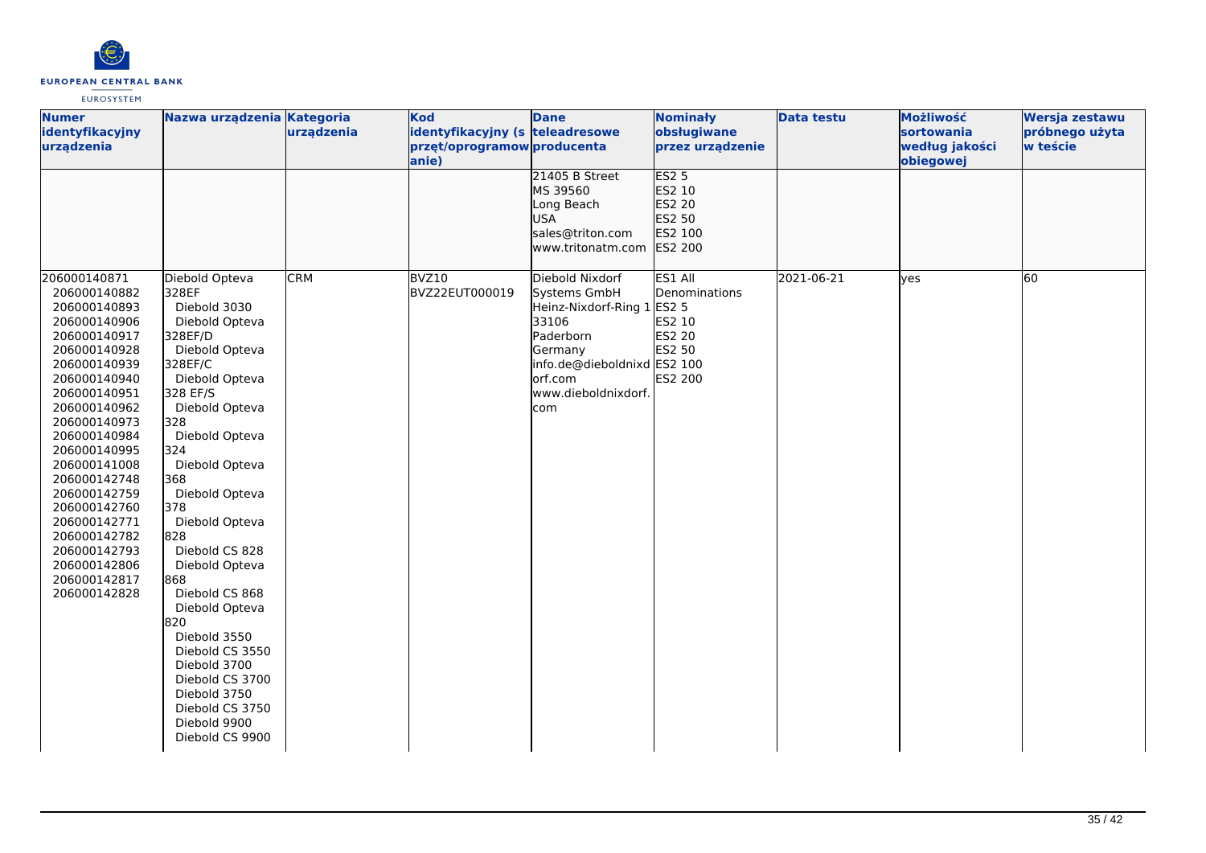| Numer identyfikacyjny urządzenia | Nazwa urządzenia | Kategoria urządzenia | Kod identyfikacyjny (sprzęt/oprogramowanie) | Dane teleadresowe producenta | Nominały obsługiwane przez urządzenie | Data testu | Możliwość sortowania według jakości obiegowej | Wersja zestawu próbnego użyta w teście |
|---|---|---|---|---|---|---|---|---|
| | | | | 21405 B Street MS 39560 Long Beach USA sales@triton.com www.tritonatm.com | ES2 5 ES2 10 ES2 20 ES2 50 ES2 100 ES2 200 | | | |
| 206000140871 206000140882 206000140893 206000140906 206000140917 206000140928 206000140939 206000140940 206000140951 206000140962 206000140973 206000140984 206000140995 206000141008 206000142748 206000142759 206000142760 206000142771 206000142782 206000142793 206000142806 206000142817 206000142828 | Diebold Opteva 328EF Diebold 3030 Diebold Opteva 328EF/D Diebold Opteva 328EF/C Diebold Opteva 328 EF/S Diebold Opteva 328 Diebold Opteva 324 Diebold Opteva 368 Diebold Opteva 378 Diebold Opteva 828 Diebold CS 828 Diebold Opteva 868 Diebold CS 868 Diebold Opteva 820 Diebold 3550 Diebold CS 3550 Diebold 3700 Diebold CS 3700 Diebold 3750 Diebold CS 3750 Diebold 9900 Diebold CS 9900 | CRM | BVZ10 BVZ22EUT000019 | Diebold Nixdorf Systems GmbH Heinz-Nixdorf-Ring 1 33106 Paderborn Germany info.de@dieboldnixdorf.com www.dieboldnixdorf.com | ES1 All Denominations ES2 5 ES2 10 ES2 20 ES2 50 ES2 100 ES2 200 | 2021-06-21 | yes | 60 |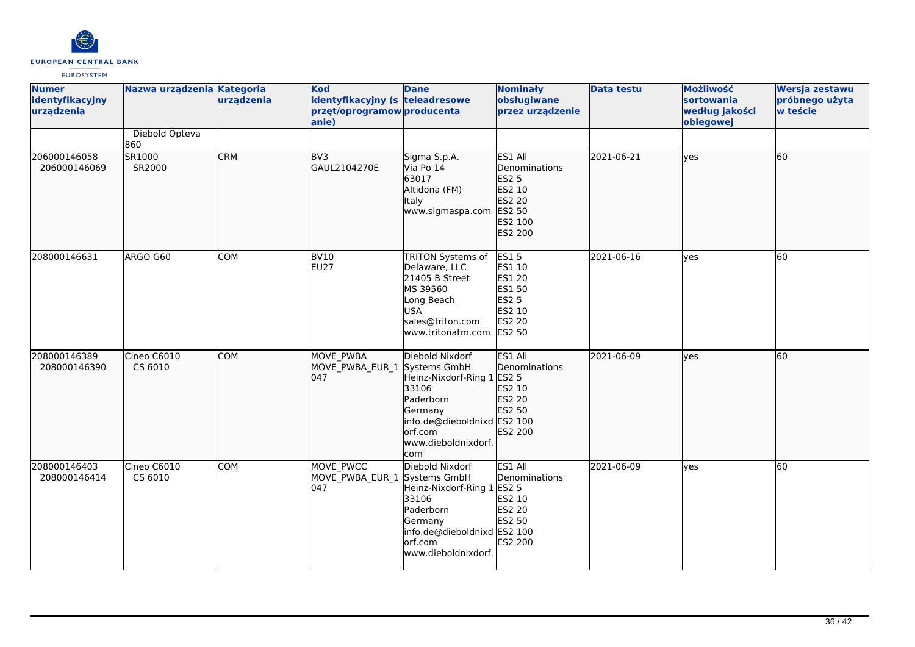| Numer identyfikacyjny urządzenia | Nazwa urządzenia | Kategoria urządzenia | Kod identyfikacyjny (sprzęt/oprogramowanie) | Dane teleadresowe producenta | Nominały obsługiwane przez urządzenie | Data testu | Możliwość sortowania według jakości obiegowej | Wersja zestawu próbnego użyta w teście |
|---|---|---|---|---|---|---|---|---|
| | Diebold Opteva 860 | | | | | | | |
| 206000146058<br>206000146069 | SR1000<br>SR2000 | CRM | BV3<br>GAUL2104270E | Sigma S.p.A.<br>Via Po 14<br>63017<br>Altidona (FM)<br>Italy<br>www.sigmaspa.com | ES1 All Denominations<br>ES2 5<br>ES2 10<br>ES2 20<br>ES2 50<br>ES2 100<br>ES2 200 | 2021-06-21 | yes | 60 |
| 208000146631 | ARGO G60 | COM | BV10<br>EU27 | TRITON Systems of Delaware, LLC<br>21405 B Street<br>MS 39560<br>Long Beach<br>USA<br>sales@triton.com<br>www.tritonatm.com | ES1 5<br>ES1 10<br>ES1 20<br>ES1 50<br>ES2 5<br>ES2 10<br>ES2 20<br>ES2 50 | 2021-06-16 | yes | 60 |
| 208000146389<br>208000146390 | Cineo C6010<br>CS 6010 | COM | MOVE_PWBA<br>MOVE_PWBA_EUR_1047 | Diebold Nixdorf Systems GmbH<br>Heinz-Nixdorf-Ring 1<br>33106<br>Paderborn<br>Germany<br>info.de@dieboldnixdorf.com<br>www.dieboldnixdorf.com | ES1 All Denominations<br>ES2 5<br>ES2 10<br>ES2 20<br>ES2 50<br>ES2 100<br>ES2 200 | 2021-06-09 | yes | 60 |
| 208000146403<br>208000146414 | Cineo C6010<br>CS 6010 | COM | MOVE_PWCC<br>MOVE_PWBA_EUR_1047 | Diebold Nixdorf Systems GmbH<br>Heinz-Nixdorf-Ring 1<br>33106<br>Paderborn<br>Germany<br>info.de@dieboldnixdorf.com<br>www.dieboldnixdorf. | ES1 All Denominations<br>ES2 5<br>ES2 10<br>ES2 20<br>ES2 50<br>ES2 100<br>ES2 200 | 2021-06-09 | yes | 60 |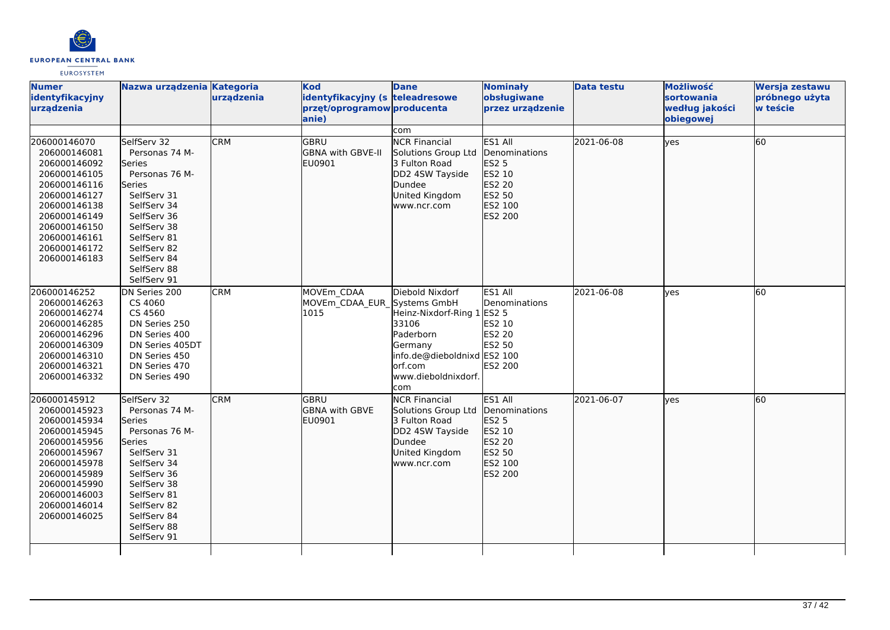| Numer identyfikacyjny urządzenia | Nazwa urządzenia | Kategoria urządzenia | Kod identyfikacyjny (sprzęt/oprogramowanie) | Dane teleadresowe producenta | Nominały obsługiwane przez urządzenie | Data testu | Możliwość sortowania według jakości obiegowej | Wersja zestawu próbnego użyta w teście |
|---|---|---|---|---|---|---|---|---|
| | | | | com | | | | |
| 206000146070<br>206000146081<br>206000146092<br>206000146105<br>206000146116<br>206000146127<br>206000146138<br>206000146149<br>206000146150<br>206000146161<br>206000146172<br>206000146183 | SelfServ 32<br>Personas 74 M-Series<br>Personas 76 M-Series<br>SelfServ 31<br>SelfServ 34<br>SelfServ 36<br>SelfServ 38<br>SelfServ 81<br>SelfServ 82<br>SelfServ 84<br>SelfServ 88<br>SelfServ 91 | CRM | GBRU<br>GBNA with GBVE-II<br>EU0901 | NCR Financial Solutions Group Ltd<br>3 Fulton Road<br>DD2 4SW Tayside<br>Dundee<br>United Kingdom<br>www.ncr.com | ES1 All Denominations<br>ES2 5<br>ES2 10<br>ES2 20<br>ES2 50<br>ES2 100<br>ES2 200 | 2021-06-08 | yes | 60 |
| 206000146252<br>206000146263<br>206000146274<br>206000146285<br>206000146296<br>206000146309<br>206000146310<br>206000146321<br>206000146332 | DN Series 200<br>CS 4060<br>CS 4560<br>DN Series 250<br>DN Series 400<br>DN Series 405DT<br>DN Series 450<br>DN Series 470<br>DN Series 490 | CRM | MOVEm_CDAA<br>MOVEm_CDAA_EUR_1015 | Diebold Nixdorf Systems GmbH<br>Heinz-Nixdorf-Ring 1<br>33106<br>Paderborn<br>Germany<br>info.de@dieboldnixdorf.com<br>www.dieboldnixdorf.com | ES1 All Denominations<br>ES2 5<br>ES2 10<br>ES2 20<br>ES2 50<br>ES2 100<br>ES2 200 | 2021-06-08 | yes | 60 |
| 206000145912<br>206000145923<br>206000145934<br>206000145945<br>206000145956<br>206000145967<br>206000145978<br>206000145989<br>206000145990<br>206000146003<br>206000146014<br>206000146025 | SelfServ 32<br>Personas 74 M-Series<br>Personas 76 M-Series<br>SelfServ 31<br>SelfServ 34<br>SelfServ 36<br>SelfServ 38<br>SelfServ 81<br>SelfServ 82<br>SelfServ 84<br>SelfServ 88<br>SelfServ 91 | CRM | GBRU<br>GBNA with GBVE<br>EU0901 | NCR Financial Solutions Group Ltd<br>3 Fulton Road<br>DD2 4SW Tayside<br>Dundee<br>United Kingdom<br>www.ncr.com | ES1 All Denominations<br>ES2 5<br>ES2 10<br>ES2 20<br>ES2 50<br>ES2 100<br>ES2 200 | 2021-06-07 | yes | 60 |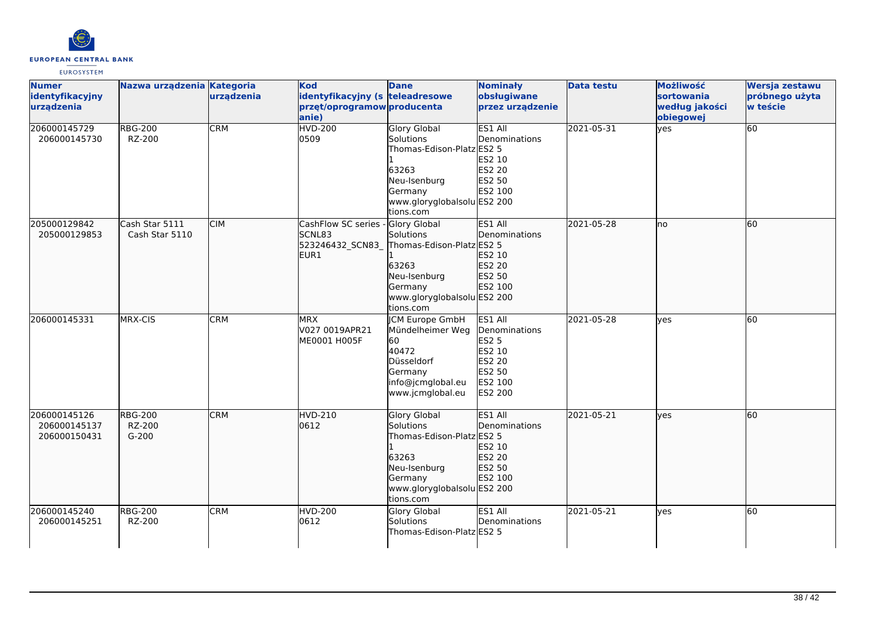| Numer identyfikacyjny urządzenia | Nazwa urządzenia | Kategoria urządzenia | Kod identyfikacyjny (sprzęt/oprogramowanie) | Dane teleadresowe producenta | Nominały obsługiwane przez urządzenie | Data testu | Możliwość sortowania według jakości obiegowej | Wersja zestawu próbnego użyta w teście |
|---|---|---|---|---|---|---|---|---|
| 206000145729<br>206000145730 | RBG-200<br>RZ-200 | CRM | HVD-200<br>0509 | Glory Global Solutions<br>Thomas-Edison-Platz 1<br>63263<br>Neu-Isenburg<br>Germany<br>www.gloryglobalsolutions.com | ES1 All Denominations<br>ES2 5<br>ES2 10<br>ES2 20<br>ES2 50<br>ES2 100<br>ES2 200 | 2021-05-31 | yes | 60 |
| 205000129842<br>205000129853 | Cash Star 5111<br>Cash Star 5110 | CIM | CashFlow SC series - SCNL83<br>523246432_SCN83_EUR1 | Glory Global Solutions<br>Thomas-Edison-Platz 1<br>63263<br>Neu-Isenburg<br>Germany<br>www.gloryglobalsolutions.com | ES1 All Denominations<br>ES2 5<br>ES2 10<br>ES2 20<br>ES2 50<br>ES2 100<br>ES2 200 | 2021-05-28 | no | 60 |
| 206000145331 | MRX-CIS | CRM | MRX<br>V027 0019APR21<br>ME0001 H005F | JCM Europe GmbH<br>Mündelheimer Weg 60<br>40472<br>Düsseldorf<br>Germany<br>info@jcmglobal.eu<br>www.jcmglobal.eu | ES1 All Denominations<br>ES2 5<br>ES2 10<br>ES2 20<br>ES2 50<br>ES2 100<br>ES2 200 | 2021-05-28 | yes | 60 |
| 206000145126<br>206000145137<br>206000150431 | RBG-200<br>RZ-200<br>G-200 | CRM | HVD-210<br>0612 | Glory Global Solutions<br>Thomas-Edison-Platz 1<br>63263<br>Neu-Isenburg<br>Germany<br>www.gloryglobalsolutions.com | ES1 All Denominations<br>ES2 5<br>ES2 10<br>ES2 20<br>ES2 50<br>ES2 100<br>ES2 200 | 2021-05-21 | yes | 60 |
| 206000145240<br>206000145251 | RBG-200<br>RZ-200 | CRM | HVD-200<br>0612 | Glory Global Solutions<br>Thomas-Edison-Platz | ES1 All Denominations<br>ES2 5 | 2021-05-21 | yes | 60 |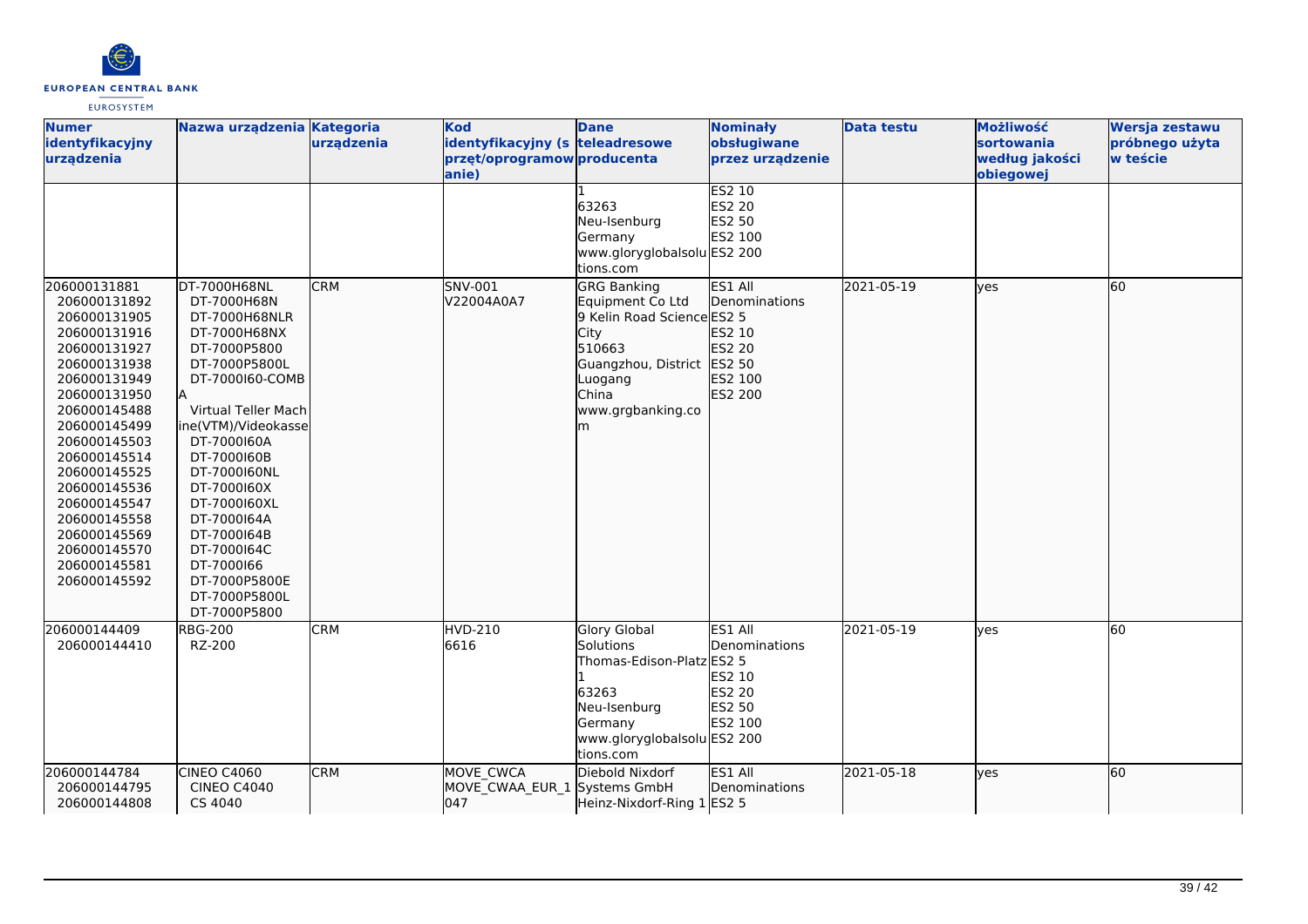| Numer identyfikacyjny urządzenia | Nazwa urządzenia | Kategoria urządzenia | Kod identyfikacyjny (sprzęt/oprogramowanie) | Dane teleadresowe producenta | Nominały obsługiwane przez urządzenie | Data testu | Możliwość sortowania według jakości obiegowej | Wersja zestawu próbnego użyta w teście |
|---|---|---|---|---|---|---|---|---|
| | | | | 1<br>63263<br>Neu-Isenburg<br>Germany<br>www.gloryglobalsolutions.com | ES2 10<br>ES2 20<br>ES2 50<br>ES2 100<br>ES2 200 | | | |
| 206000131881<br>206000131892<br>206000131905<br>206000131916<br>206000131927<br>206000131938<br>206000131949<br>206000131950<br>206000145488<br>206000145499<br>206000145503<br>206000145514<br>206000145525<br>206000145536<br>206000145547<br>206000145558<br>206000145569<br>206000145570<br>206000145581<br>206000145592 | DT-7000H68NL<br>DT-7000H68N<br>DT-7000H68NLR<br>DT-7000H68NX<br>DT-7000P5800<br>DT-7000P5800L<br>DT-7000I60-COMBA<br>Virtual Teller Machine(VTM)/Videokasse<br>DT-7000I60A<br>DT-7000I60B<br>DT-7000I60NL<br>DT-7000I60X<br>DT-7000I60XL<br>DT-7000I64A<br>DT-7000I64B<br>DT-7000I64C<br>DT-7000I66<br>DT-7000P5800E<br>DT-7000P5800L<br>DT-7000P5800 | CRM | SNV-001<br>V22004A0A7 | GRG Banking Equipment Co Ltd<br>9 Kelin Road Science City<br>510663<br>Guangzhou, District Luogang<br>China<br>www.grgbanking.com | ES1 All Denominations<br>ES2 5<br>ES2 10<br>ES2 20<br>ES2 50<br>ES2 100<br>ES2 200 | 2021-05-19 | yes | 60 |
| 206000144409<br>206000144410 | RBG-200<br>RZ-200 | CRM | HVD-210<br>6616 | Glory Global Solutions<br>Thomas-Edison-Platz 1<br>63263<br>Neu-Isenburg<br>Germany<br>www.gloryglobalsolutions.com | ES1 All Denominations<br>ES2 5<br>ES2 10<br>ES2 20<br>ES2 50<br>ES2 100<br>ES2 200 | 2021-05-19 | yes | 60 |
| 206000144784<br>206000144795<br>206000144808 | CINEO C4060<br>CINEO C4040<br>CS 4040 | CRM | MOVE_CWCA<br>MOVE_CWAA_EUR_1047 | Diebold Nixdorf Systems GmbH<br>Heinz-Nixdorf-Ring 1 | ES1 All Denominations<br>ES2 5 | 2021-05-18 | yes | 60 |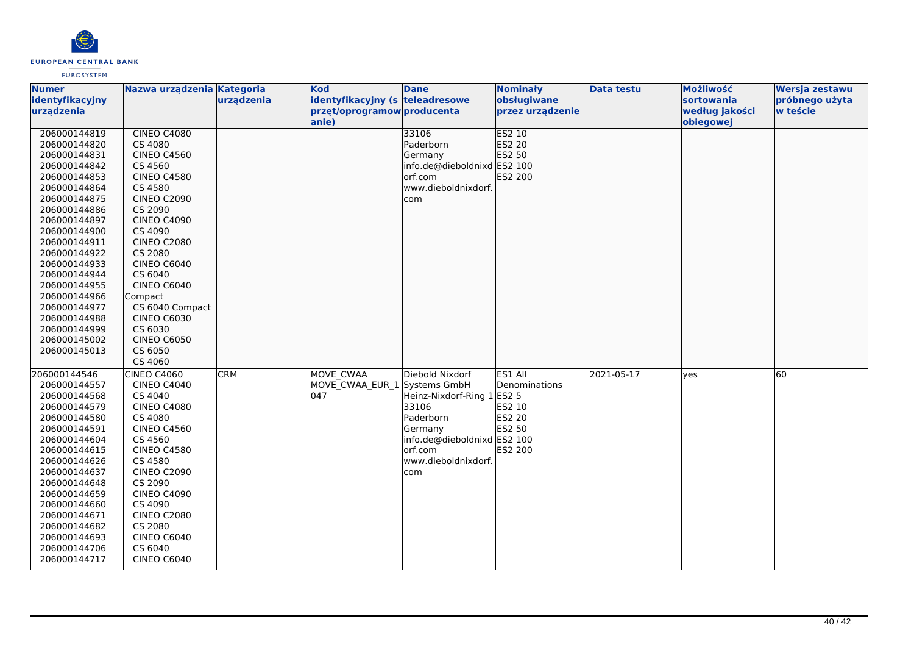| Numer identyfikacyjny urządzenia | Nazwa urządzenia | Kategoria urządzenia | Kod identyfikacyjny (sprzęt/oprogramowanie) | Dane teleadresowe producenta | Nominały obsługiwane przez urządzenie | Data testu | Możliwość sortowania według jakości obiegowej | Wersja zestawu próbnego użyta w teście |
|---|---|---|---|---|---|---|---|---|
| 206000144819<br>206000144820<br>206000144831<br>206000144842<br>206000144853<br>206000144864<br>206000144875<br>206000144886<br>206000144897<br>206000144900<br>206000144911<br>206000144922<br>206000144933<br>206000144944<br>206000144955<br>206000144966<br>206000144977<br>206000144988<br>206000144999<br>206000145002<br>206000145013 | CINEO C4080<br>CS 4080<br>CINEO C4560<br>CS 4560<br>CINEO C4580<br>CS 4580<br>CINEO C2090<br>CS 2090<br>CINEO C4090<br>CS 4090<br>CINEO C2080<br>CS 2080<br>CINEO C6040<br>CS 6040<br>CINEO C6040 Compact<br>CS 6040 Compact<br>CINEO C6030<br>CS 6030<br>CINEO C6050<br>CS 6050<br>CS 4060 | | | 33106<br>Paderborn<br>Germany<br>info.de@dieboldnixdorf.com<br>www.dieboldnixdorf.com | ES2 10<br>ES2 20<br>ES2 50<br>ES2 100<br>ES2 200 | | | |
| 206000144546<br>206000144557<br>206000144568<br>206000144579<br>206000144580<br>206000144591<br>206000144604<br>206000144615<br>206000144626<br>206000144637<br>206000144648<br>206000144659<br>206000144660<br>206000144671<br>206000144682<br>206000144693<br>206000144706<br>206000144717 | CINEO C4060<br>CINEO C4040<br>CS 4040<br>CINEO C4080<br>CS 4080<br>CINEO C4560<br>CS 4560<br>CINEO C4580<br>CS 4580<br>CINEO C2090<br>CS 2090<br>CINEO C4090<br>CS 4090<br>CINEO C2080<br>CS 2080<br>CINEO C6040<br>CS 6040<br>CINEO C6040 | CRM | MOVE_CWAA<br>MOVE_CWAA_EUR_1047 | Diebold Nixdorf Systems GmbH<br>Heinz-Nixdorf-Ring 1<br>33106<br>Paderborn<br>Germany<br>info.de@dieboldnixdorf.com<br>www.dieboldnixdorf.com | ES1 All Denominations<br>ES2 5<br>ES2 10<br>ES2 20<br>ES2 50<br>ES2 100<br>ES2 200 | 2021-05-17 | yes | 60 |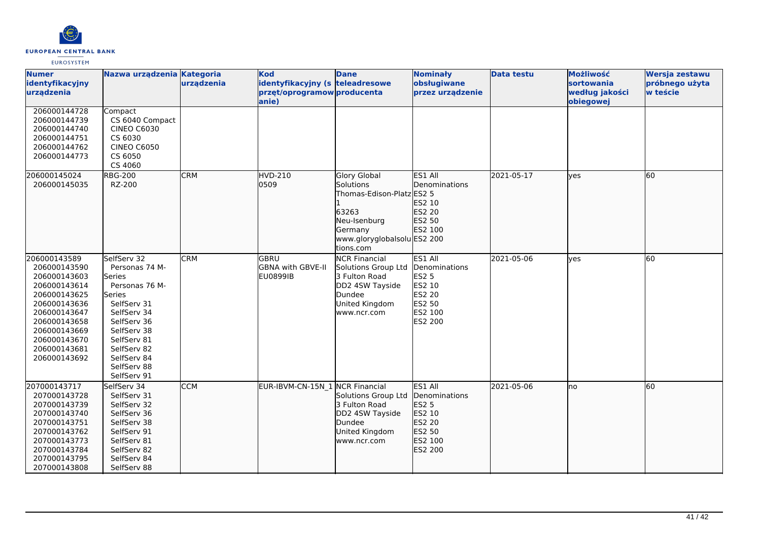| Numer identyfikacyjny urządzenia | Nazwa urządzenia | Kategoria urządzenia | Kod identyfikacyjny (sprzęt/oprogramowanie) | Dane teleadresowe producenta | Nominały obsługiwane przez urządzenie | Data testu | Możliwość sortowania według jakości obiegowej | Wersja zestawu próbnego użyta w teście |
|---|---|---|---|---|---|---|---|---|
| 206000144728<br>206000144739<br>206000144740<br>206000144751<br>206000144762<br>206000144773 | Compact<br>CS 6040 Compact<br>CINEO C6030<br>CS 6030<br>CINEO C6050<br>CS 6050<br>CS 4060 | | | | | | | |
| 206000145024<br>206000145035 | RBG-200<br>RZ-200 | CRM | HVD-210<br>0509 | Glory Global Solutions<br>Thomas-Edison-Platz 1<br>63263<br>Neu-Isenburg<br>Germany<br>www.gloryglobalsolutions.com | ES1 All Denominations<br>ES2 5<br>ES2 10<br>ES2 20<br>ES2 50<br>ES2 100<br>ES2 200 | 2021-05-17 | yes | 60 |
| 206000143589<br>206000143590<br>206000143603<br>206000143614<br>206000143625<br>206000143636<br>206000143647<br>206000143658<br>206000143669<br>206000143670<br>206000143681<br>206000143692 | SelfServ 32<br>Personas 74 M-Series<br>Personas 76 M-Series<br>SelfServ 31<br>SelfServ 34<br>SelfServ 36<br>SelfServ 38<br>SelfServ 81<br>SelfServ 82<br>SelfServ 84<br>SelfServ 88<br>SelfServ 91 | CRM | GBRU<br>GBNA with GBVE-II<br>EU0899IB | NCR Financial Solutions Group Ltd<br>3 Fulton Road<br>DD2 4SW Tayside<br>Dundee<br>United Kingdom<br>www.ncr.com | ES1 All Denominations<br>ES2 5<br>ES2 10<br>ES2 20<br>ES2 50<br>ES2 100<br>ES2 200 | 2021-05-06 | yes | 60 |
| 207000143717<br>207000143728<br>207000143739<br>207000143740<br>207000143751<br>207000143762<br>207000143773<br>207000143784<br>207000143795<br>207000143808 | SelfServ 34<br>SelfServ 31<br>SelfServ 32<br>SelfServ 36<br>SelfServ 38<br>SelfServ 91<br>SelfServ 81<br>SelfServ 82<br>SelfServ 84<br>SelfServ 88 | CCM | EUR-IBVM-CN-15N_1 | NCR Financial Solutions Group Ltd<br>3 Fulton Road<br>DD2 4SW Tayside<br>Dundee<br>United Kingdom<br>www.ncr.com | ES1 All Denominations<br>ES2 5<br>ES2 10<br>ES2 20<br>ES2 50<br>ES2 100<br>ES2 200 | 2021-05-06 | no | 60 |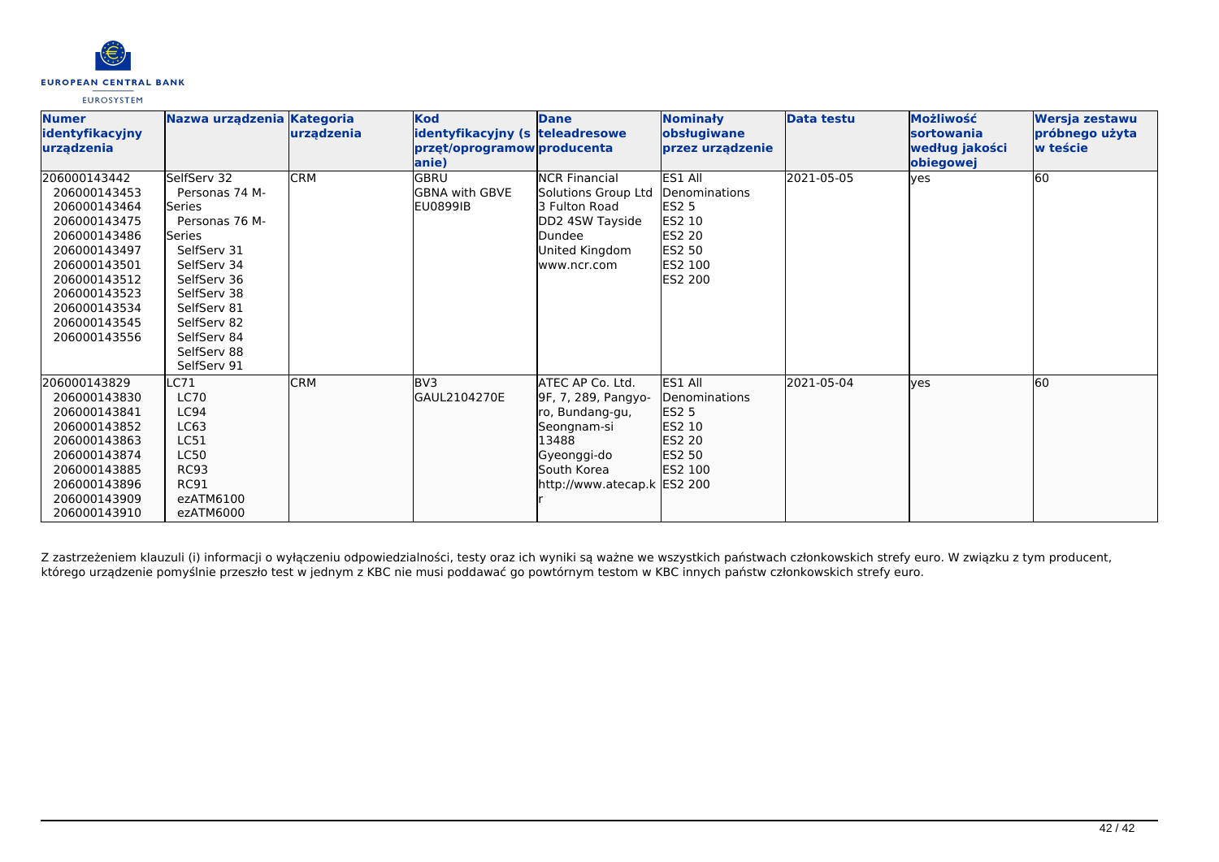| Numer identyfikacyjny urządzenia | Nazwa urządzenia | Kategoria urządzenia | Kod identyfikacyjny (sprzęt/oprogramowanie) | Dane teleadresowe producenta | Nominały obsługiwane przez urządzenie | Data testu | Możliwość sortowania według jakości obiegowej | Wersja zestawu próbnego użyta w teście |
| --- | --- | --- | --- | --- | --- | --- | --- | --- |
| 206000143442<br>206000143453<br>206000143464<br>206000143475<br>206000143486<br>206000143497<br>206000143501<br>206000143512<br>206000143523<br>206000143534<br>206000143545<br>206000143556 | SelfServ 32<br>Personas 74 M-Series<br>Personas 76 M-Series<br>SelfServ 31<br>SelfServ 34<br>SelfServ 36<br>SelfServ 38<br>SelfServ 81<br>SelfServ 82<br>SelfServ 84<br>SelfServ 88<br>SelfServ 91 | CRM | GBRU<br>GBNA with GBVE<br>EU0899IB | NCR Financial Solutions Group Ltd<br>3 Fulton Road<br>DD2 4SW Tayside<br>Dundee<br>United Kingdom<br>www.ncr.com | ES1 All Denominations<br>ES2 5<br>ES2 10<br>ES2 20<br>ES2 50<br>ES2 100<br>ES2 200 | 2021-05-05 | yes | 60 |
| 206000143829<br>206000143830<br>206000143841<br>206000143852<br>206000143863<br>206000143874<br>206000143885<br>206000143896<br>206000143909<br>206000143910 | LC71<br>LC70<br>LC94<br>LC63<br>LC51<br>LC50<br>RC93<br>RC91<br>ezATM6100<br>ezATM6000 | CRM | BV3<br>GAUL2104270E | ATEC AP Co. Ltd.<br>9F, 7, 289, Pangyo-ro, Bundang-gu,<br>Seongnam-si<br>13488<br>Gyeonggi-do<br>South Korea<br>http://www.atecap.kr | ES1 All Denominations<br>ES2 5<br>ES2 10<br>ES2 20<br>ES2 50<br>ES2 100<br>ES2 200 | 2021-05-04 | yes | 60 |

Z zastrzeżeniem klauzuli (i) informacji o wyłączeniu odpowiedzialności, testy oraz ich wyniki są ważne we wszystkich państwach członkowskich strefy euro. W związku z tym producent, którego urządzenie pomyślnie przeszło test w jednym z KBC nie musi poddawać go powtórnym testom w KBC innych państw członkowskich strefy euro.